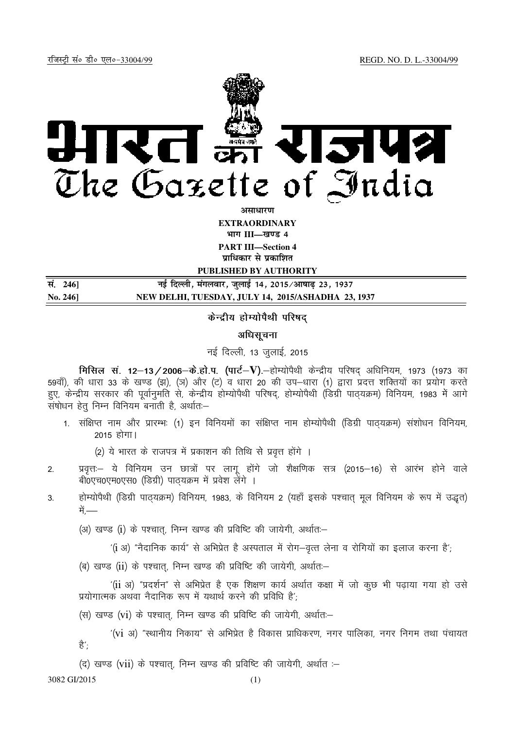रजिस्ट्री सं० डी० एल०-33004/99 REGD. NO. D. L.-33004/99

# भारत का राजपत्र
# The Gazette of India

**असाधारण**
**EXTRAORDINARY**
**भाग III—खण्ड 4**
**PART III—Section 4**
**प्राधिकार से प्रकाशित**
**PUBLISHED BY AUTHORITY**

| | |
|---|---|
| **सं. 246]** | **नई दिल्ली, मंगलवार, जुलाई 14, 2015/आषाढ़ 23, 1937** |
| **No. 246]** | **NEW DELHI, TUESDAY, JULY 14, 2015/ASHADHA 23, 1937** |

## केन्द्रीय होम्योपैथी परिषद्

## अधिसूचना

नई दिल्ली, 13 जुलाई, 2015

**मिसिल सं. 12–13/2006–के.हो.प. (पार्ट–V).**—होम्योपैथी केन्द्रीय परिषद् अधिनियम, 1973 (1973 का 59वाँ), की धारा 33 के खण्ड (झ), (ञ) और (ट) व धारा 20 की उप–धारा (1) द्वारा प्रदत्त शक्तियों का प्रयोग करते हुए, केन्द्रीय सरकार की पूर्वानुमति से, केन्द्रीय होम्योपैथी परिषद्, होम्योपैथी (डिग्री पाठ्यक्रम) विनियम, 1983 में आगे संषोधन हेतु निम्न विनियम बनाती है, अर्थातः–

1. संक्षिप्त नाम और प्रारम्भः (1) इन विनियमों का संक्षिप्त नाम होम्योपैथी (डिग्री पाठ्यक्रम) संशोधन विनियम, 2015 होगा।

   (2) ये भारत के राजपत्र में प्रकाशन की तिथि से प्रवृत्त होंगे ।

2. प्रवृत्तः– ये विनियम उन छात्रों पर लागू होंगे जो शैक्षणिक सत्र (2015–16) से आरंभ होने वाले बी0एच0एम0एस0 (डिग्री) पाठ्यक्रम में प्रवेश लेंगे ।

3. होम्योपैथी (डिग्री पाठ्यक्रम) विनियम, 1983, के विनियम 2 (यहाँ इसके पश्चात् मूल विनियम के रूप में उद्धृत) में,—

   (अ) खण्ड (i) के पश्चात्, निम्न खण्ड की प्रविष्टि की जायेगी, अर्थातः–

   '(i अ) "नैदानिक कार्य" से अभिप्रेत है अस्पताल में रोग–वृत्त लेना व रोगियों का इलाज करना है';

   (ब) खण्ड (ii) के पश्चात्, निम्न खण्ड की प्रविष्टि की जायेगी, अर्थातः–

   '(ii अ) "प्रदर्शन" से अभिप्रेत है एक शिक्षण कार्य अर्थात कक्षा में जो कुछ भी पढ़ाया गया हो उसे प्रयोगात्मक अथवा नैदानिक रूप में यथार्थ करने की प्रविधि है';

   (स) खण्ड (vi) के पश्चात्, निम्न खण्ड की प्रविष्टि की जायेगी, अर्थातः–

   '(vi अ) "स्थानीय निकाय" से अभिप्रेत है विकास प्राधिकरण, नगर पालिका, नगर निगम तथा पंचायत है';

   (द) खण्ड (vii) के पश्चात्, निम्न खण्ड की प्रविष्टि की जायेगी, अर्थात :–

3082 GI/2015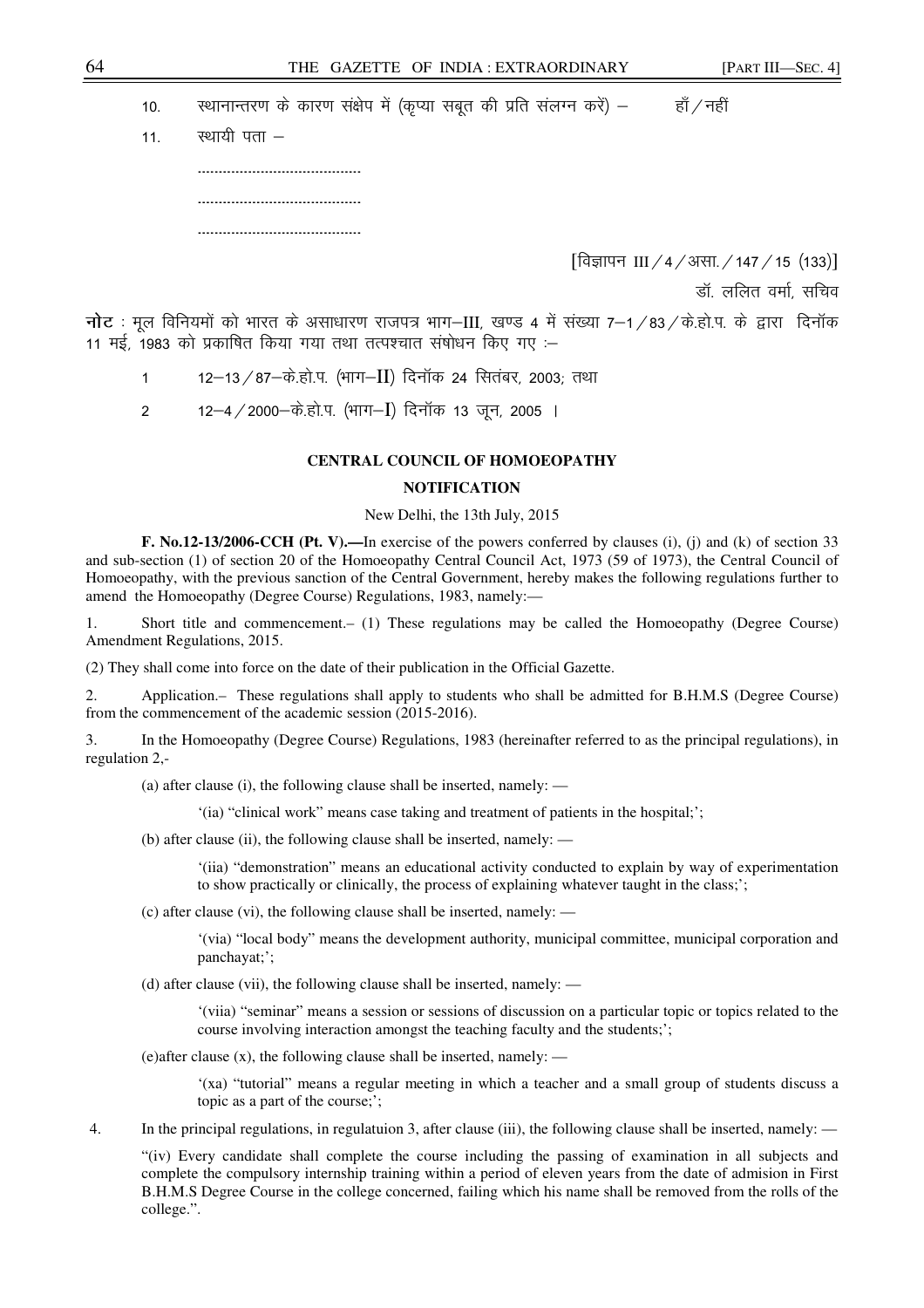10. स्थानान्तरण के कारण संक्षेप में (कृप्या सबूत की प्रति संलग्न करें) – हाँ / नहीं

11. स्थायी पता –

.........................................

.........................................

.........................................

[विज्ञापन III / 4 / असा. / 147 / 15 (133)]

डॉ. ललित वर्मा, सचिव

**नोट** : मूल विनियमों को भारत के असाधारण राजपत्र भाग–III, खण्ड 4 में संख्या 7–1 / 83 / के.हो.प. के द्वारा दिनॉक 11 मई, 1983 को प्रकाषित किया गया तथा तत्पश्चात संषोधन किए गए :–

1 12–13 / 87–के.हो.प. (भाग–II) दिनॉक 24 सितंबर, 2003; तथा

2 12–4 / 2000–के.हो.प. (भाग–I) दिनॉक 13 जून, 2005 ।

**CENTRAL COUNCIL OF HOMOEOPATHY**

**NOTIFICATION**

New Delhi, the 13th July, 2015

**F. No.12-13/2006-CCH (Pt. V).—**In exercise of the powers conferred by clauses (i), (j) and (k) of section 33 and sub-section (1) of section 20 of the Homoeopathy Central Council Act, 1973 (59 of 1973), the Central Council of Homoeopathy, with the previous sanction of the Central Government, hereby makes the following regulations further to amend the Homoeopathy (Degree Course) Regulations, 1983, namely:—

1. Short title and commencement.– (1) These regulations may be called the Homoeopathy (Degree Course) Amendment Regulations, 2015.

(2) They shall come into force on the date of their publication in the Official Gazette.

2. Application.– These regulations shall apply to students who shall be admitted for B.H.M.S (Degree Course) from the commencement of the academic session (2015-2016).

3. In the Homoeopathy (Degree Course) Regulations, 1983 (hereinafter referred to as the principal regulations), in regulation 2,-

(a) after clause (i), the following clause shall be inserted, namely: —

'(ia) "clinical work" means case taking and treatment of patients in the hospital;';

(b) after clause (ii), the following clause shall be inserted, namely: —

'(iia) "demonstration" means an educational activity conducted to explain by way of experimentation to show practically or clinically, the process of explaining whatever taught in the class;';

(c) after clause (vi), the following clause shall be inserted, namely: —

'(via) "local body" means the development authority, municipal committee, municipal corporation and panchayat;';

(d) after clause (vii), the following clause shall be inserted, namely: —

'(viia) "seminar" means a session or sessions of discussion on a particular topic or topics related to the course involving interaction amongst the teaching faculty and the students;';

(e)after clause (x), the following clause shall be inserted, namely: —

'(xa) "tutorial" means a regular meeting in which a teacher and a small group of students discuss a topic as a part of the course;';

4. In the principal regulations, in regulatuion 3, after clause (iii), the following clause shall be inserted, namely: —

"(iv) Every candidate shall complete the course including the passing of examination in all subjects and complete the compulsory internship training within a period of eleven years from the date of admision in First B.H.M.S Degree Course in the college concerned, failing which his name shall be removed from the rolls of the college.".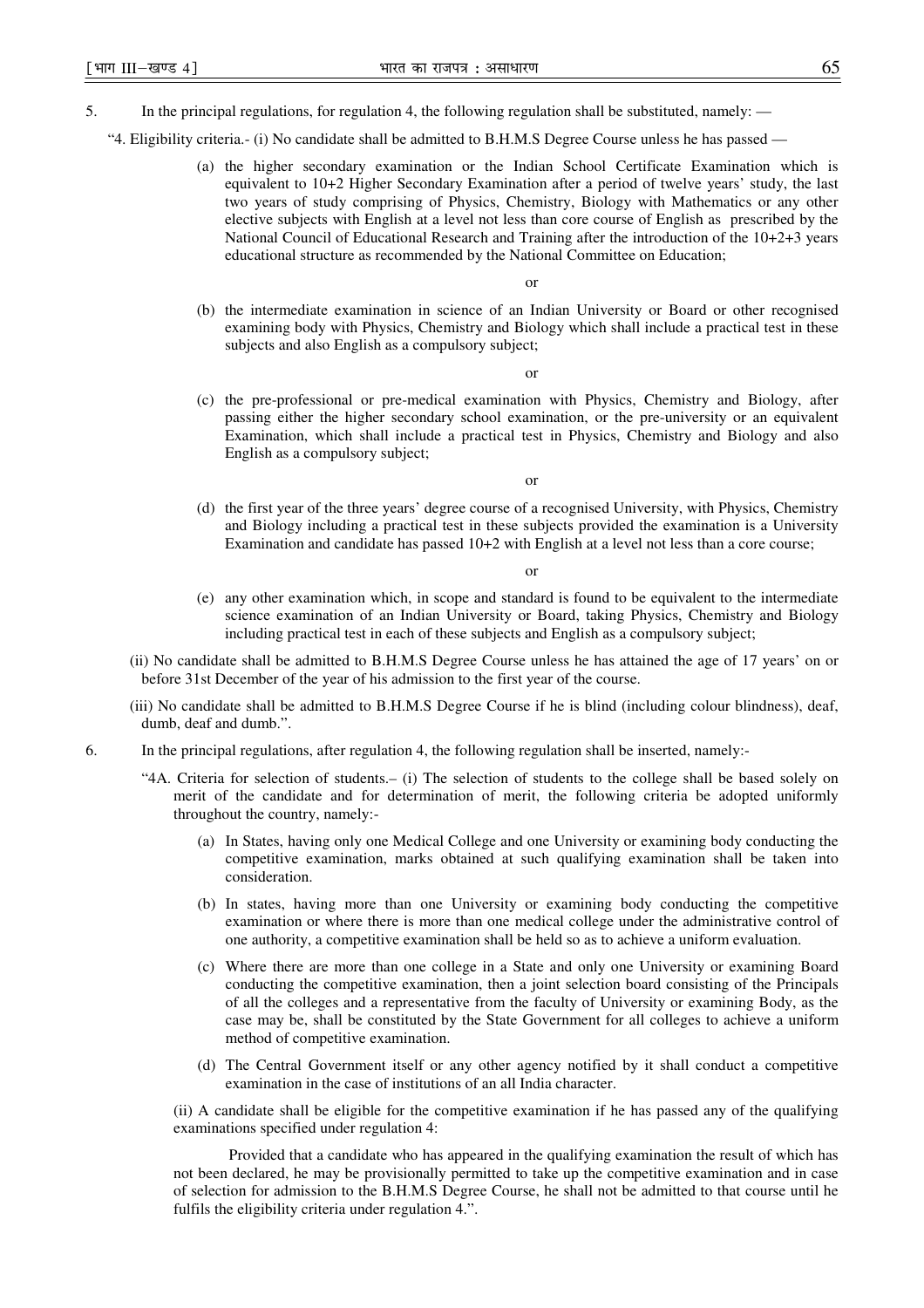5. In the principal regulations, for regulation 4, the following regulation shall be substituted, namely: —

"4. Eligibility criteria.- (i) No candidate shall be admitted to B.H.M.S Degree Course unless he has passed —

(a) the higher secondary examination or the Indian School Certificate Examination which is equivalent to 10+2 Higher Secondary Examination after a period of twelve years' study, the last two years of study comprising of Physics, Chemistry, Biology with Mathematics or any other elective subjects with English at a level not less than core course of English as prescribed by the National Council of Educational Research and Training after the introduction of the 10+2+3 years educational structure as recommended by the National Committee on Education;

or

(b) the intermediate examination in science of an Indian University or Board or other recognised examining body with Physics, Chemistry and Biology which shall include a practical test in these subjects and also English as a compulsory subject;

or

(c) the pre-professional or pre-medical examination with Physics, Chemistry and Biology, after passing either the higher secondary school examination, or the pre-university or an equivalent Examination, which shall include a practical test in Physics, Chemistry and Biology and also English as a compulsory subject;

or

(d) the first year of the three years' degree course of a recognised University, with Physics, Chemistry and Biology including a practical test in these subjects provided the examination is a University Examination and candidate has passed 10+2 with English at a level not less than a core course;

or

(e) any other examination which, in scope and standard is found to be equivalent to the intermediate science examination of an Indian University or Board, taking Physics, Chemistry and Biology including practical test in each of these subjects and English as a compulsory subject;

(ii) No candidate shall be admitted to B.H.M.S Degree Course unless he has attained the age of 17 years' on or before 31st December of the year of his admission to the first year of the course.

(iii) No candidate shall be admitted to B.H.M.S Degree Course if he is blind (including colour blindness), deaf, dumb, deaf and dumb.".

6. In the principal regulations, after regulation 4, the following regulation shall be inserted, namely:-

"4A. Criteria for selection of students.– (i) The selection of students to the college shall be based solely on merit of the candidate and for determination of merit, the following criteria be adopted uniformly throughout the country, namely:-

(a) In States, having only one Medical College and one University or examining body conducting the competitive examination, marks obtained at such qualifying examination shall be taken into consideration.

(b) In states, having more than one University or examining body conducting the competitive examination or where there is more than one medical college under the administrative control of one authority, a competitive examination shall be held so as to achieve a uniform evaluation.

(c) Where there are more than one college in a State and only one University or examining Board conducting the competitive examination, then a joint selection board consisting of the Principals of all the colleges and a representative from the faculty of University or examining Body, as the case may be, shall be constituted by the State Government for all colleges to achieve a uniform method of competitive examination.

(d) The Central Government itself or any other agency notified by it shall conduct a competitive examination in the case of institutions of an all India character.

(ii) A candidate shall be eligible for the competitive examination if he has passed any of the qualifying examinations specified under regulation 4:

Provided that a candidate who has appeared in the qualifying examination the result of which has not been declared, he may be provisionally permitted to take up the competitive examination and in case of selection for admission to the B.H.M.S Degree Course, he shall not be admitted to that course until he fulfils the eligibility criteria under regulation 4.".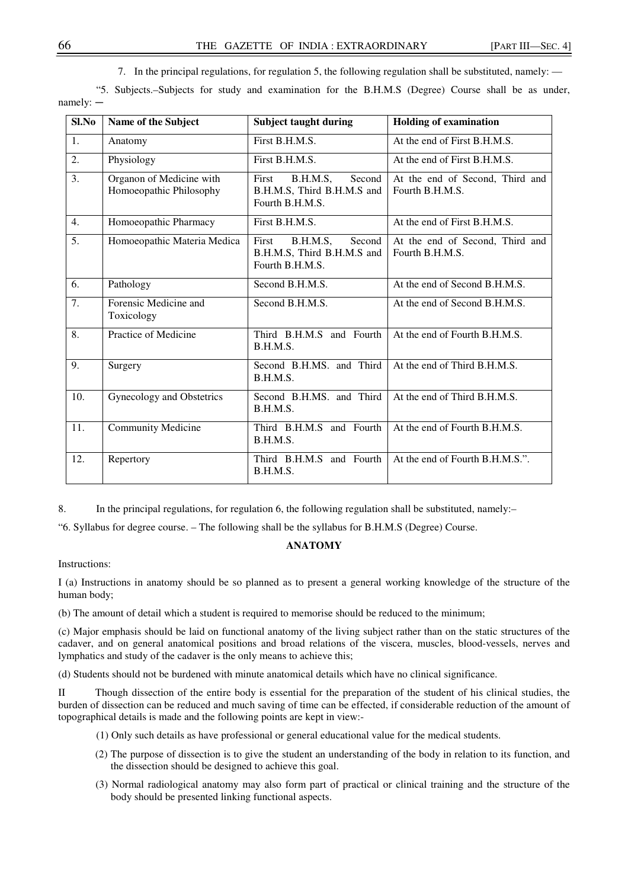7. In the principal regulations, for regulation 5, the following regulation shall be substituted, namely: —

"5. Subjects.–Subjects for study and examination for the B.H.M.S (Degree) Course shall be as under, namely: ─

| Sl.No | Name of the Subject | Subject taught during | Holding of examination |
|---|---|---|---|
| 1. | Anatomy | First B.H.M.S. | At the end of First B.H.M.S. |
| 2. | Physiology | First B.H.M.S. | At the end of First B.H.M.S. |
| 3. | Organon of Medicine with Homoeopathic Philosophy | First B.H.M.S, Second B.H.M.S, Third B.H.M.S and Fourth B.H.M.S. | At the end of Second, Third and Fourth B.H.M.S. |
| 4. | Homoeopathic Pharmacy | First B.H.M.S. | At the end of First B.H.M.S. |
| 5. | Homoeopathic Materia Medica | First B.H.M.S, Second B.H.M.S, Third B.H.M.S and Fourth B.H.M.S. | At the end of Second, Third and Fourth B.H.M.S. |
| 6. | Pathology | Second B.H.M.S. | At the end of Second B.H.M.S. |
| 7. | Forensic Medicine and Toxicology | Second B.H.M.S. | At the end of Second B.H.M.S. |
| 8. | Practice of Medicine | Third B.H.M.S and Fourth B.H.M.S. | At the end of Fourth B.H.M.S. |
| 9. | Surgery | Second B.H.MS. and Third B.H.M.S. | At the end of Third B.H.M.S. |
| 10. | Gynecology and Obstetrics | Second B.H.MS. and Third B.H.M.S. | At the end of Third B.H.M.S. |
| 11. | Community Medicine | Third B.H.M.S and Fourth B.H.M.S. | At the end of Fourth B.H.M.S. |
| 12. | Repertory | Third B.H.M.S and Fourth B.H.M.S. | At the end of Fourth B.H.M.S.". |

8. In the principal regulations, for regulation 6, the following regulation shall be substituted, namely:–

"6. Syllabus for degree course. – The following shall be the syllabus for B.H.M.S (Degree) Course.

**ANATOMY**

Instructions:

I (a) Instructions in anatomy should be so planned as to present a general working knowledge of the structure of the human body;

(b) The amount of detail which a student is required to memorise should be reduced to the minimum;

(c) Major emphasis should be laid on functional anatomy of the living subject rather than on the static structures of the cadaver, and on general anatomical positions and broad relations of the viscera, muscles, blood-vessels, nerves and lymphatics and study of the cadaver is the only means to achieve this;

(d) Students should not be burdened with minute anatomical details which have no clinical significance.

II Though dissection of the entire body is essential for the preparation of the student of his clinical studies, the burden of dissection can be reduced and much saving of time can be effected, if considerable reduction of the amount of topographical details is made and the following points are kept in view:-

(1) Only such details as have professional or general educational value for the medical students.

(2) The purpose of dissection is to give the student an understanding of the body in relation to its function, and the dissection should be designed to achieve this goal.

(3) Normal radiological anatomy may also form part of practical or clinical training and the structure of the body should be presented linking functional aspects.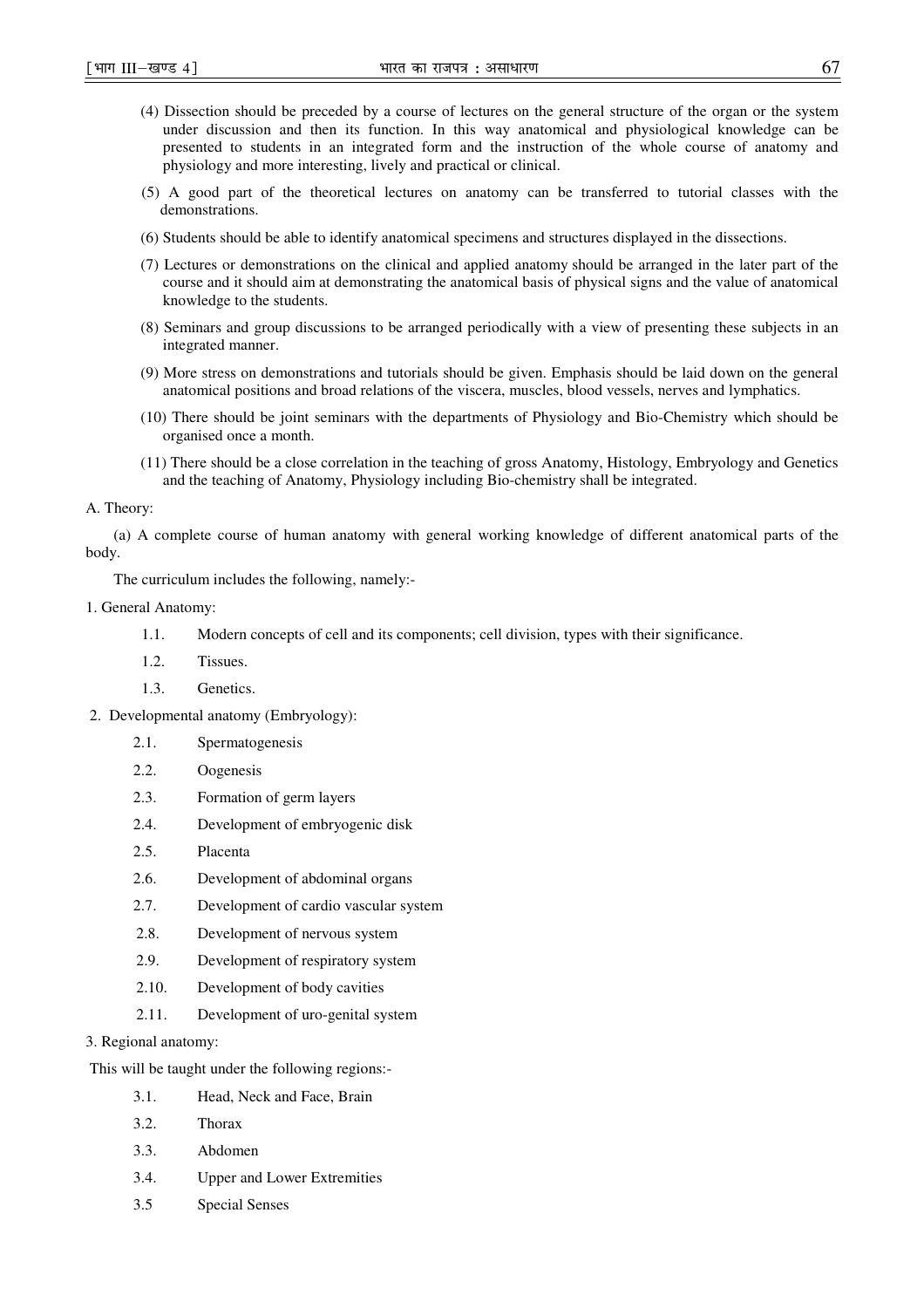(4) Dissection should be preceded by a course of lectures on the general structure of the organ or the system under discussion and then its function. In this way anatomical and physiological knowledge can be presented to students in an integrated form and the instruction of the whole course of anatomy and physiology and more interesting, lively and practical or clinical.

(5) A good part of the theoretical lectures on anatomy can be transferred to tutorial classes with the demonstrations.

(6) Students should be able to identify anatomical specimens and structures displayed in the dissections.

(7) Lectures or demonstrations on the clinical and applied anatomy should be arranged in the later part of the course and it should aim at demonstrating the anatomical basis of physical signs and the value of anatomical knowledge to the students.

(8) Seminars and group discussions to be arranged periodically with a view of presenting these subjects in an integrated manner.

(9) More stress on demonstrations and tutorials should be given. Emphasis should be laid down on the general anatomical positions and broad relations of the viscera, muscles, blood vessels, nerves and lymphatics.

(10) There should be joint seminars with the departments of Physiology and Bio-Chemistry which should be organised once a month.

(11) There should be a close correlation in the teaching of gross Anatomy, Histology, Embryology and Genetics and the teaching of Anatomy, Physiology including Bio-chemistry shall be integrated.

A. Theory:

(a) A complete course of human anatomy with general working knowledge of different anatomical parts of the body.

The curriculum includes the following, namely:-

1. General Anatomy:

1.1. Modern concepts of cell and its components; cell division, types with their significance.

1.2. Tissues.

1.3. Genetics.

2. Developmental anatomy (Embryology):

2.1. Spermatogenesis

2.2. Oogenesis

2.3. Formation of germ layers

2.4. Development of embryogenic disk

2.5. Placenta

2.6. Development of abdominal organs

2.7. Development of cardio vascular system

2.8. Development of nervous system

2.9. Development of respiratory system

2.10. Development of body cavities

2.11. Development of uro-genital system

3. Regional anatomy:

This will be taught under the following regions:-

3.1. Head, Neck and Face, Brain

3.2. Thorax

3.3. Abdomen

3.4. Upper and Lower Extremities

3.5 Special Senses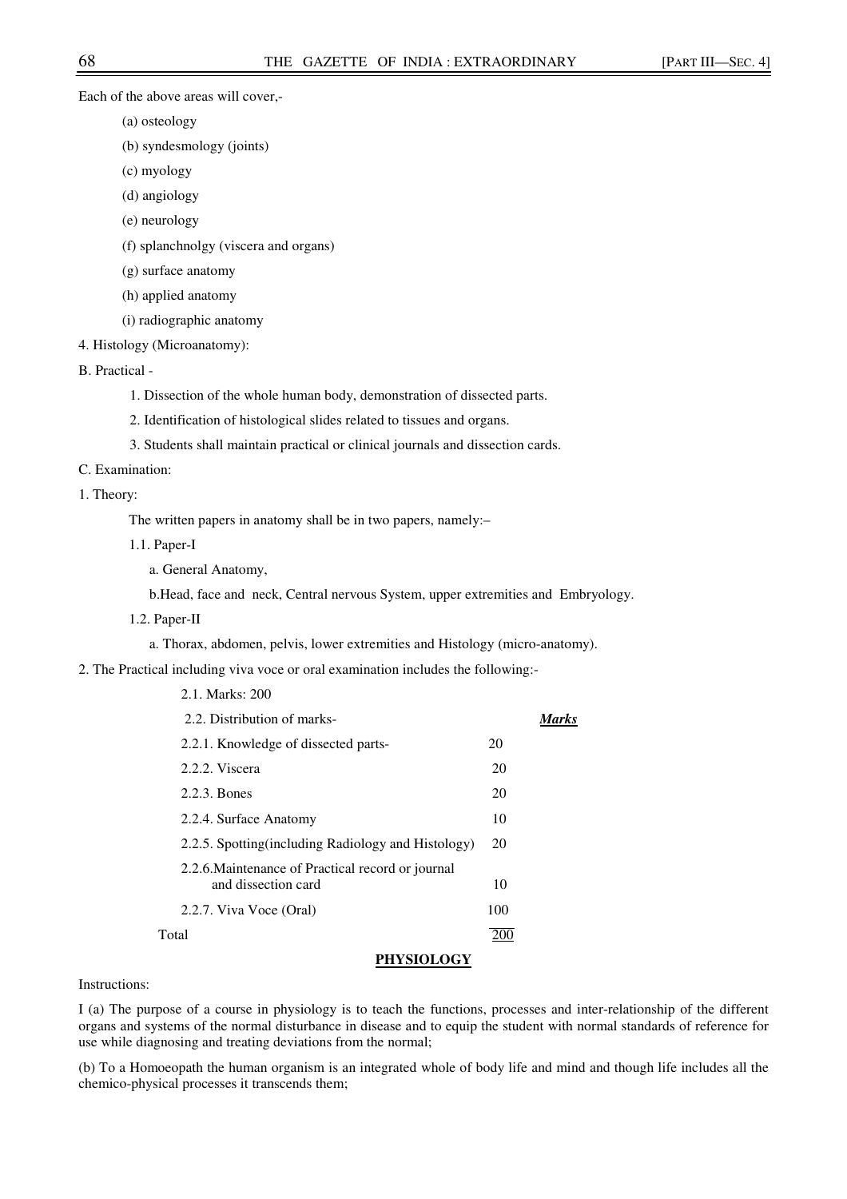Each of the above areas will cover,-

(a) osteology

(b) syndesmology (joints)

(c) myology

(d) angiology

(e) neurology

(f) splanchnolgy (viscera and organs)

(g) surface anatomy

(h) applied anatomy

(i) radiographic anatomy

4. Histology (Microanatomy):

B. Practical -

1. Dissection of the whole human body, demonstration of dissected parts.
2. Identification of histological slides related to tissues and organs.
3. Students shall maintain practical or clinical journals and dissection cards.

C. Examination:

1. Theory:

The written papers in anatomy shall be in two papers, namely:–

1.1. Paper-I

a. General Anatomy,

b.Head, face and neck, Central nervous System, upper extremities and Embryology.

1.2. Paper-II

a. Thorax, abdomen, pelvis, lower extremities and Histology (micro-anatomy).

2. The Practical including viva voce or oral examination includes the following:-

2.1. Marks: 200

| 2.2. Distribution of marks- | ***Marks*** |
|---|---|
| 2.2.1. Knowledge of dissected parts- | 20 |
| 2.2.2. Viscera | 20 |
| 2.2.3. Bones | 20 |
| 2.2.4. Surface Anatomy | 10 |
| 2.2.5. Spotting(including Radiology and Histology) | 20 |
| 2.2.6.Maintenance of Practical record or journal and dissection card | 10 |
| 2.2.7. Viva Voce (Oral) | 100 |
| Total | 200 |

## PHYSIOLOGY

Instructions:

I (a) The purpose of a course in physiology is to teach the functions, processes and inter-relationship of the different organs and systems of the normal disturbance in disease and to equip the student with normal standards of reference for use while diagnosing and treating deviations from the normal;

(b) To a Homoeopath the human organism is an integrated whole of body life and mind and though life includes all the chemico-physical processes it transcends them;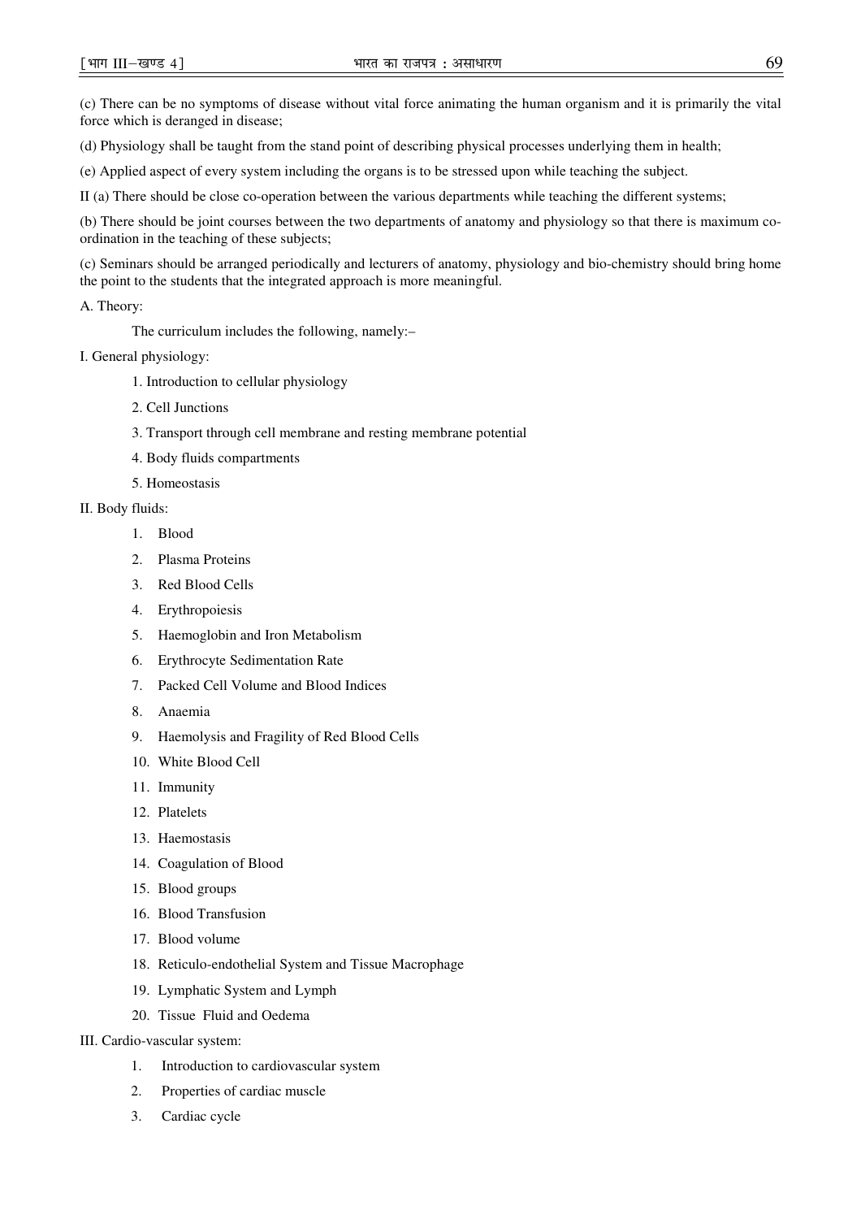(c) There can be no symptoms of disease without vital force animating the human organism and it is primarily the vital force which is deranged in disease;

(d) Physiology shall be taught from the stand point of describing physical processes underlying them in health;

(e) Applied aspect of every system including the organs is to be stressed upon while teaching the subject.

II (a) There should be close co-operation between the various departments while teaching the different systems;

(b) There should be joint courses between the two departments of anatomy and physiology so that there is maximum co-ordination in the teaching of these subjects;

(c) Seminars should be arranged periodically and lecturers of anatomy, physiology and bio-chemistry should bring home the point to the students that the integrated approach is more meaningful.

A. Theory:

The curriculum includes the following, namely:–

I. General physiology:

1. Introduction to cellular physiology
2. Cell Junctions
3. Transport through cell membrane and resting membrane potential
4. Body fluids compartments
5. Homeostasis

II. Body fluids:

1. Blood
2. Plasma Proteins
3. Red Blood Cells
4. Erythropoiesis
5. Haemoglobin and Iron Metabolism
6. Erythrocyte Sedimentation Rate
7. Packed Cell Volume and Blood Indices
8. Anaemia
9. Haemolysis and Fragility of Red Blood Cells
10. White Blood Cell
11. Immunity
12. Platelets
13. Haemostasis
14. Coagulation of Blood
15. Blood groups
16. Blood Transfusion
17. Blood volume
18. Reticulo-endothelial System and Tissue Macrophage
19. Lymphatic System and Lymph
20. Tissue Fluid and Oedema

III. Cardio-vascular system:

1. Introduction to cardiovascular system
2. Properties of cardiac muscle
3. Cardiac cycle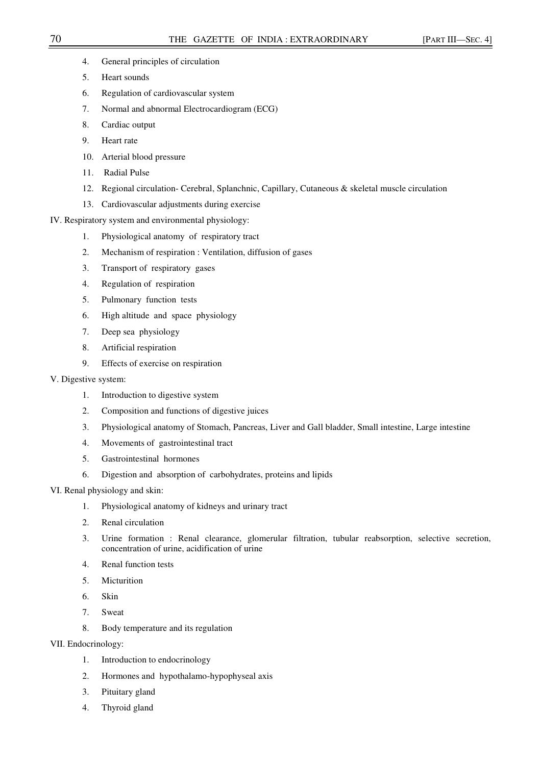4. General principles of circulation
5. Heart sounds
6. Regulation of cardiovascular system
7. Normal and abnormal Electrocardiogram (ECG)
8. Cardiac output
9. Heart rate
10. Arterial blood pressure
11. Radial Pulse
12. Regional circulation- Cerebral, Splanchnic, Capillary, Cutaneous & skeletal muscle circulation
13. Cardiovascular adjustments during exercise

IV. Respiratory system and environmental physiology:

1. Physiological anatomy of respiratory tract
2. Mechanism of respiration : Ventilation, diffusion of gases
3. Transport of respiratory gases
4. Regulation of respiration
5. Pulmonary function tests
6. High altitude and space physiology
7. Deep sea physiology
8. Artificial respiration
9. Effects of exercise on respiration

V. Digestive system:

1. Introduction to digestive system
2. Composition and functions of digestive juices
3. Physiological anatomy of Stomach, Pancreas, Liver and Gall bladder, Small intestine, Large intestine
4. Movements of gastrointestinal tract
5. Gastrointestinal hormones
6. Digestion and absorption of carbohydrates, proteins and lipids

VI. Renal physiology and skin:

1. Physiological anatomy of kidneys and urinary tract
2. Renal circulation
3. Urine formation : Renal clearance, glomerular filtration, tubular reabsorption, selective secretion, concentration of urine, acidification of urine
4. Renal function tests
5. Micturition
6. Skin
7. Sweat
8. Body temperature and its regulation

VII. Endocrinology:

1. Introduction to endocrinology
2. Hormones and hypothalamo-hypophyseal axis
3. Pituitary gland
4. Thyroid gland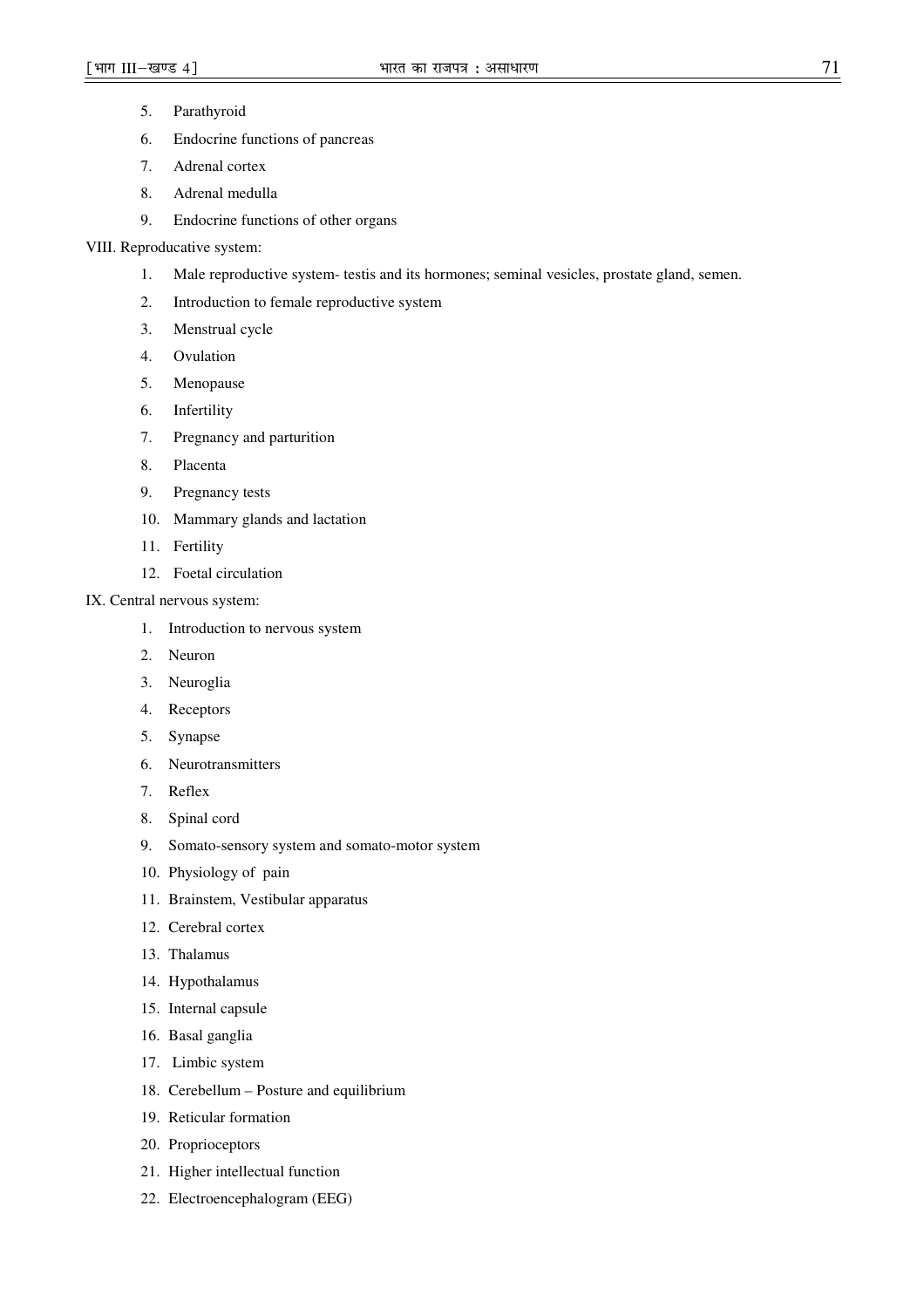5. Parathyroid
6. Endocrine functions of pancreas
7. Adrenal cortex
8. Adrenal medulla
9. Endocrine functions of other organs

VIII. Reproducative system:

1. Male reproductive system- testis and its hormones; seminal vesicles, prostate gland, semen.
2. Introduction to female reproductive system
3. Menstrual cycle
4. Ovulation
5. Menopause
6. Infertility
7. Pregnancy and parturition
8. Placenta
9. Pregnancy tests
10. Mammary glands and lactation
11. Fertility
12. Foetal circulation

IX. Central nervous system:

1. Introduction to nervous system
2. Neuron
3. Neuroglia
4. Receptors
5. Synapse
6. Neurotransmitters
7. Reflex
8. Spinal cord
9. Somato-sensory system and somato-motor system
10. Physiology of pain
11. Brainstem, Vestibular apparatus
12. Cerebral cortex
13. Thalamus
14. Hypothalamus
15. Internal capsule
16. Basal ganglia
17. Limbic system
18. Cerebellum – Posture and equilibrium
19. Reticular formation
20. Proprioceptors
21. Higher intellectual function
22. Electroencephalogram (EEG)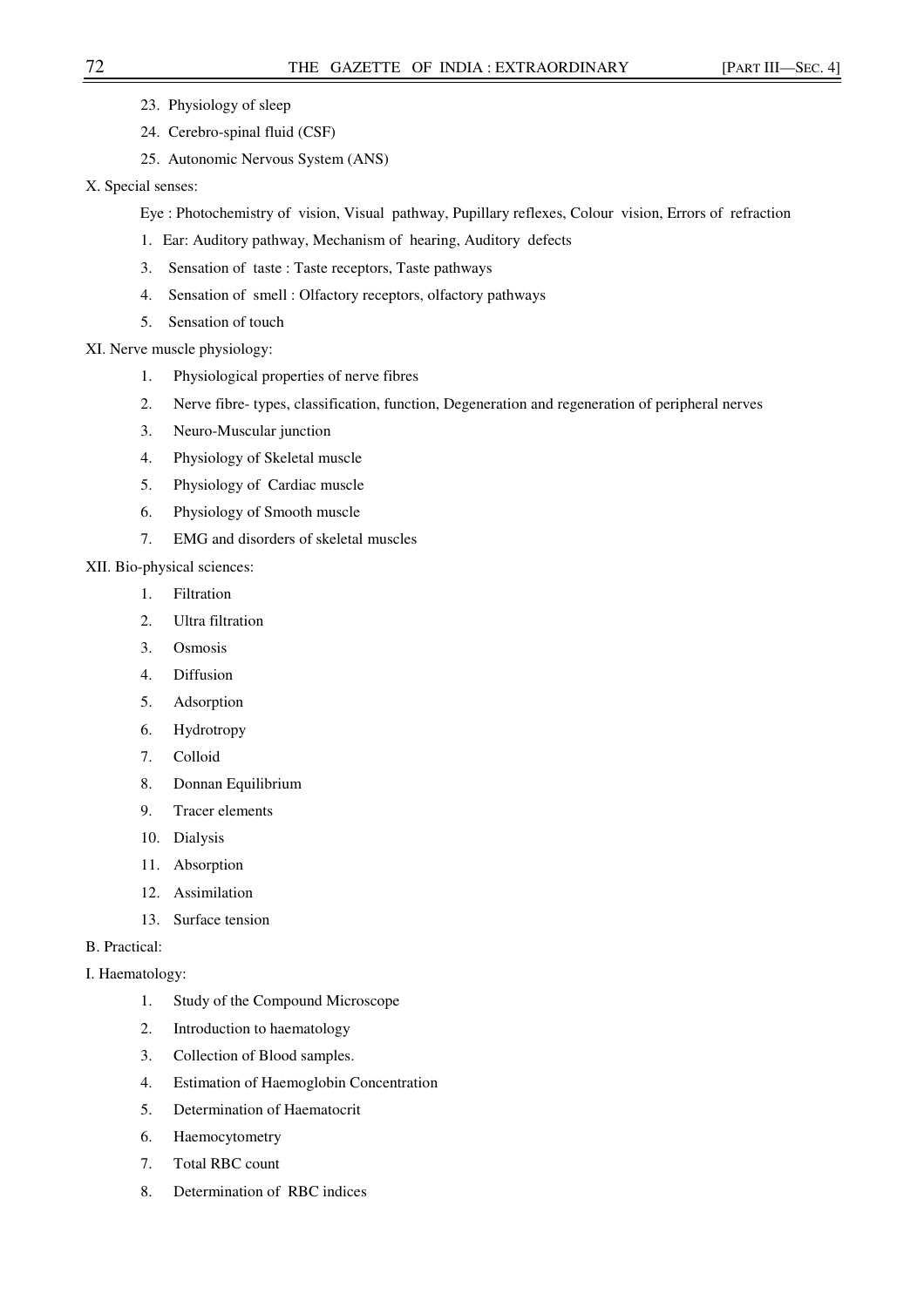23. Physiology of sleep
24. Cerebro-spinal fluid (CSF)
25. Autonomic Nervous System (ANS)

X. Special senses:

Eye : Photochemistry of vision, Visual pathway, Pupillary reflexes, Colour vision, Errors of refraction

1. Ear: Auditory pathway, Mechanism of hearing, Auditory defects
3. Sensation of taste : Taste receptors, Taste pathways
4. Sensation of smell : Olfactory receptors, olfactory pathways
5. Sensation of touch

XI. Nerve muscle physiology:

1. Physiological properties of nerve fibres
2. Nerve fibre- types, classification, function, Degeneration and regeneration of peripheral nerves
3. Neuro-Muscular junction
4. Physiology of Skeletal muscle
5. Physiology of Cardiac muscle
6. Physiology of Smooth muscle
7. EMG and disorders of skeletal muscles

XII. Bio-physical sciences:

1. Filtration
2. Ultra filtration
3. Osmosis
4. Diffusion
5. Adsorption
6. Hydrotropy
7. Colloid
8. Donnan Equilibrium
9. Tracer elements
10. Dialysis
11. Absorption
12. Assimilation
13. Surface tension

B. Practical:

I. Haematology:

1. Study of the Compound Microscope
2. Introduction to haematology
3. Collection of Blood samples.
4. Estimation of Haemoglobin Concentration
5. Determination of Haematocrit
6. Haemocytometry
7. Total RBC count
8. Determination of RBC indices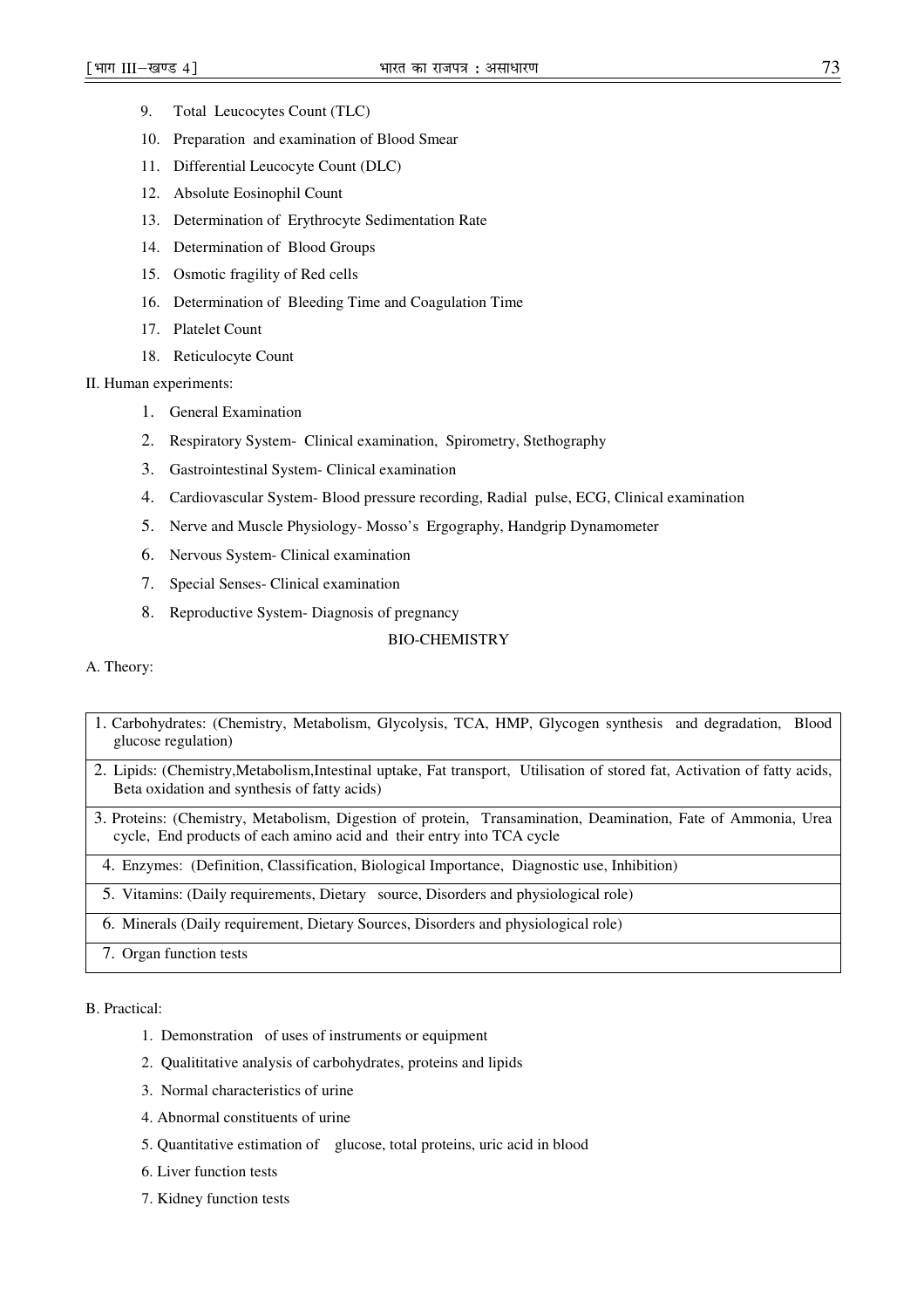9. Total Leucocytes Count (TLC)
10. Preparation and examination of Blood Smear
11. Differential Leucocyte Count (DLC)
12. Absolute Eosinophil Count
13. Determination of Erythrocyte Sedimentation Rate
14. Determination of Blood Groups
15. Osmotic fragility of Red cells
16. Determination of Bleeding Time and Coagulation Time
17. Platelet Count
18. Reticulocyte Count

II. Human experiments:

1. General Examination
2. Respiratory System- Clinical examination, Spirometry, Stethography
3. Gastrointestinal System- Clinical examination
4. Cardiovascular System- Blood pressure recording, Radial pulse, ECG, Clinical examination
5. Nerve and Muscle Physiology- Mosso's Ergography, Handgrip Dynamometer
6. Nervous System- Clinical examination
7. Special Senses- Clinical examination
8. Reproductive System- Diagnosis of pregnancy

## BIO-CHEMISTRY

A. Theory:

| |
|---|
| 1. Carbohydrates: (Chemistry, Metabolism, Glycolysis, TCA, HMP, Glycogen synthesis and degradation, Blood glucose regulation) |
| 2. Lipids: (Chemistry,Metabolism,Intestinal uptake, Fat transport, Utilisation of stored fat, Activation of fatty acids, Beta oxidation and synthesis of fatty acids) |
| 3. Proteins: (Chemistry, Metabolism, Digestion of protein, Transamination, Deamination, Fate of Ammonia, Urea cycle, End products of each amino acid and their entry into TCA cycle |
| 4. Enzymes: (Definition, Classification, Biological Importance, Diagnostic use, Inhibition) |
| 5. Vitamins: (Daily requirements, Dietary source, Disorders and physiological role) |
| 6. Minerals (Daily requirement, Dietary Sources, Disorders and physiological role) |
| 7. Organ function tests |

B. Practical:

1. Demonstration of uses of instruments or equipment
2. Qualititative analysis of carbohydrates, proteins and lipids
3. Normal characteristics of urine
4. Abnormal constituents of urine
5. Quantitative estimation of glucose, total proteins, uric acid in blood
6. Liver function tests
7. Kidney function tests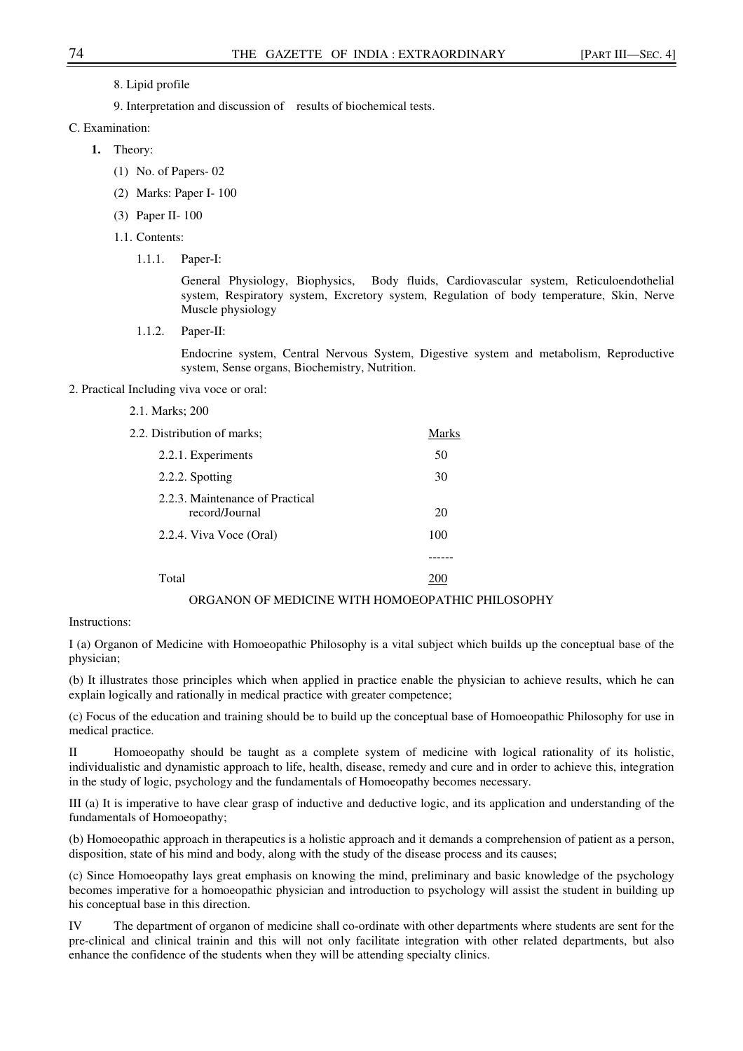8. Lipid profile

9. Interpretation and discussion of results of biochemical tests.

C. Examination:

**1.** Theory:

(1) No. of Papers- 02

(2) Marks: Paper I- 100

(3) Paper II- 100

1.1. Contents:

1.1.1. Paper-I:

General Physiology, Biophysics, Body fluids, Cardiovascular system, Reticuloendothelial system, Respiratory system, Excretory system, Regulation of body temperature, Skin, Nerve Muscle physiology

1.1.2. Paper-II:

Endocrine system, Central Nervous System, Digestive system and metabolism, Reproductive system, Sense organs, Biochemistry, Nutrition.

2. Practical Including viva voce or oral:

2.1. Marks; 200

| 2.2. Distribution of marks; | Marks |
|---|---|
| 2.2.1. Experiments | 50 |
| 2.2.2. Spotting | 30 |
| 2.2.3. Maintenance of Practical record/Journal | 20 |
| 2.2.4. Viva Voce (Oral) | 100 |
| Total | 200 |

## ORGANON OF MEDICINE WITH HOMOEOPATHIC PHILOSOPHY

Instructions:

I (a) Organon of Medicine with Homoeopathic Philosophy is a vital subject which builds up the conceptual base of the physician;

(b) It illustrates those principles which when applied in practice enable the physician to achieve results, which he can explain logically and rationally in medical practice with greater competence;

(c) Focus of the education and training should be to build up the conceptual base of Homoeopathic Philosophy for use in medical practice.

II Homoeopathy should be taught as a complete system of medicine with logical rationality of its holistic, individualistic and dynamistic approach to life, health, disease, remedy and cure and in order to achieve this, integration in the study of logic, psychology and the fundamentals of Homoeopathy becomes necessary.

III (a) It is imperative to have clear grasp of inductive and deductive logic, and its application and understanding of the fundamentals of Homoeopathy;

(b) Homoeopathic approach in therapeutics is a holistic approach and it demands a comprehension of patient as a person, disposition, state of his mind and body, along with the study of the disease process and its causes;

(c) Since Homoeopathy lays great emphasis on knowing the mind, preliminary and basic knowledge of the psychology becomes imperative for a homoeopathic physician and introduction to psychology will assist the student in building up his conceptual base in this direction.

IV The department of organon of medicine shall co-ordinate with other departments where students are sent for the pre-clinical and clinical trainin and this will not only facilitate integration with other related departments, but also enhance the confidence of the students when they will be attending specialty clinics.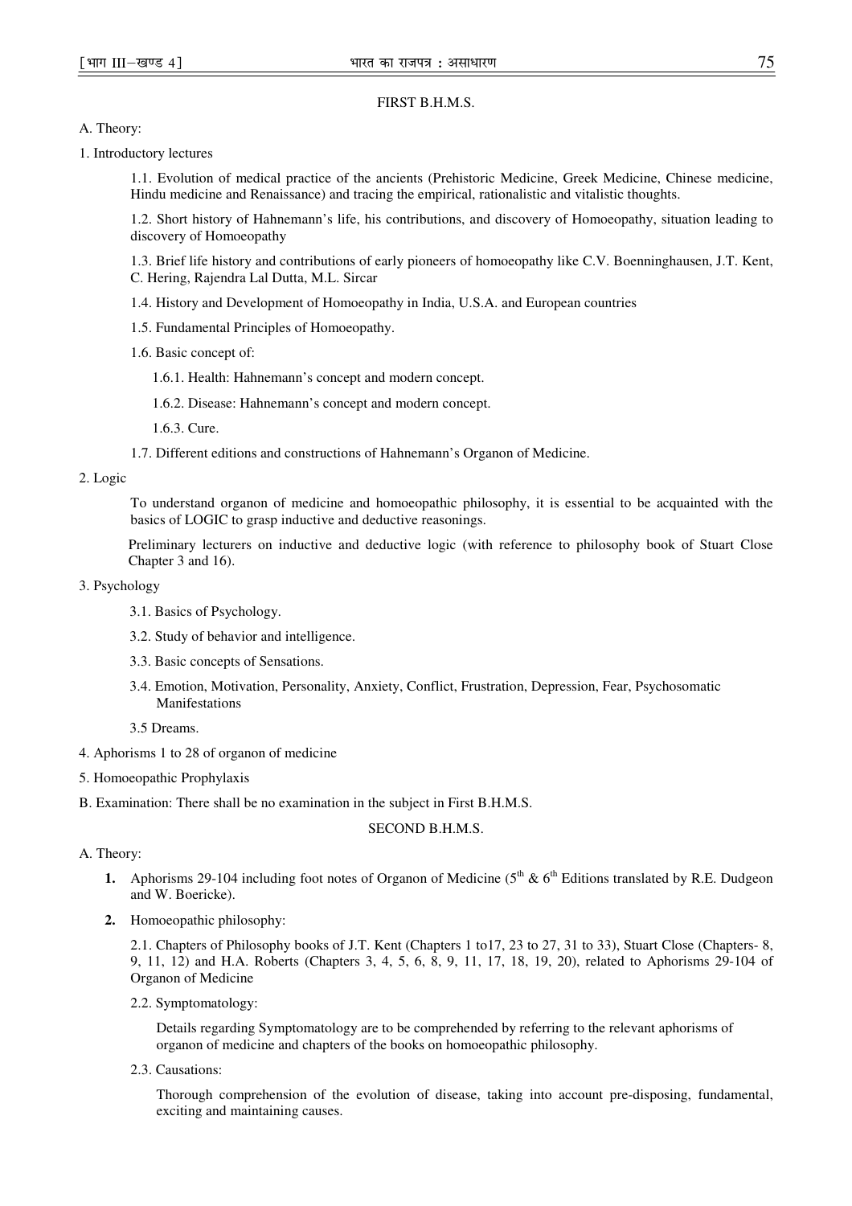## FIRST B.H.M.S.

A. Theory:

1. Introductory lectures

   1.1. Evolution of medical practice of the ancients (Prehistoric Medicine, Greek Medicine, Chinese medicine, Hindu medicine and Renaissance) and tracing the empirical, rationalistic and vitalistic thoughts.

   1.2. Short history of Hahnemann's life, his contributions, and discovery of Homoeopathy, situation leading to discovery of Homoeopathy

   1.3. Brief life history and contributions of early pioneers of homoeopathy like C.V. Boenninghausen, J.T. Kent, C. Hering, Rajendra Lal Dutta, M.L. Sircar

   1.4. History and Development of Homoeopathy in India, U.S.A. and European countries

   1.5. Fundamental Principles of Homoeopathy.

   1.6. Basic concept of:

      1.6.1. Health: Hahnemann's concept and modern concept.

      1.6.2. Disease: Hahnemann's concept and modern concept.

      1.6.3. Cure.

   1.7. Different editions and constructions of Hahnemann's Organon of Medicine.

2. Logic

   To understand organon of medicine and homoeopathic philosophy, it is essential to be acquainted with the basics of LOGIC to grasp inductive and deductive reasonings.

   Preliminary lecturers on inductive and deductive logic (with reference to philosophy book of Stuart Close Chapter 3 and 16).

3. Psychology

   3.1. Basics of Psychology.

   3.2. Study of behavior and intelligence.

   3.3. Basic concepts of Sensations.

   3.4. Emotion, Motivation, Personality, Anxiety, Conflict, Frustration, Depression, Fear, Psychosomatic Manifestations

   3.5 Dreams.

4. Aphorisms 1 to 28 of organon of medicine

5. Homoeopathic Prophylaxis

B. Examination: There shall be no examination in the subject in First B.H.M.S.

## SECOND B.H.M.S.

A. Theory:

1. Aphorisms 29-104 including foot notes of Organon of Medicine (5th & 6th Editions translated by R.E. Dudgeon and W. Boericke).

2. Homoeopathic philosophy:

   2.1. Chapters of Philosophy books of J.T. Kent (Chapters 1 to17, 23 to 27, 31 to 33), Stuart Close (Chapters- 8, 9, 11, 12) and H.A. Roberts (Chapters 3, 4, 5, 6, 8, 9, 11, 17, 18, 19, 20), related to Aphorisms 29-104 of Organon of Medicine

   2.2. Symptomatology:

      Details regarding Symptomatology are to be comprehended by referring to the relevant aphorisms of organon of medicine and chapters of the books on homoeopathic philosophy.

   2.3. Causations:

      Thorough comprehension of the evolution of disease, taking into account pre-disposing, fundamental, exciting and maintaining causes.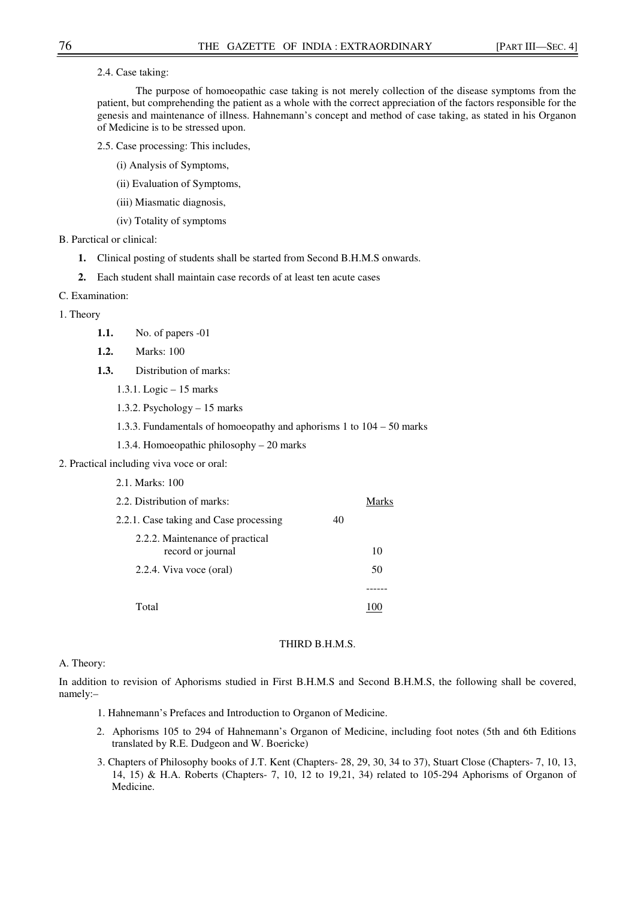2.4. Case taking:

The purpose of homoeopathic case taking is not merely collection of the disease symptoms from the patient, but comprehending the patient as a whole with the correct appreciation of the factors responsible for the genesis and maintenance of illness. Hahnemann's concept and method of case taking, as stated in his Organon of Medicine is to be stressed upon.

2.5. Case processing: This includes,

(i) Analysis of Symptoms,

(ii) Evaluation of Symptoms,

(iii) Miasmatic diagnosis,

(iv) Totality of symptoms

B. Parctical or clinical:

1. Clinical posting of students shall be started from Second B.H.M.S onwards.
2. Each student shall maintain case records of at least ten acute cases

C. Examination:

1. Theory

**1.1.** No. of papers -01

**1.2.** Marks: 100

**1.3.** Distribution of marks:

1.3.1. Logic – 15 marks

1.3.2. Psychology – 15 marks

1.3.3. Fundamentals of homoeopathy and aphorisms 1 to 104 – 50 marks

1.3.4. Homoeopathic philosophy – 20 marks

2. Practical including viva voce or oral:

2.1. Marks: 100

| 2.2. Distribution of marks: | Marks |
|---|---|
| 2.2.1. Case taking and Case processing | 40 |
| 2.2.2. Maintenance of practical record or journal | 10 |
| 2.2.4. Viva voce (oral) | 50 |
| Total | 100 |

## THIRD B.H.M.S.

A. Theory:

In addition to revision of Aphorisms studied in First B.H.M.S and Second B.H.M.S, the following shall be covered, namely:–

1. Hahnemann's Prefaces and Introduction to Organon of Medicine.
2. Aphorisms 105 to 294 of Hahnemann's Organon of Medicine, including foot notes (5th and 6th Editions translated by R.E. Dudgeon and W. Boericke)
3. Chapters of Philosophy books of J.T. Kent (Chapters- 28, 29, 30, 34 to 37), Stuart Close (Chapters- 7, 10, 13, 14, 15) & H.A. Roberts (Chapters- 7, 10, 12 to 19,21, 34) related to 105-294 Aphorisms of Organon of Medicine.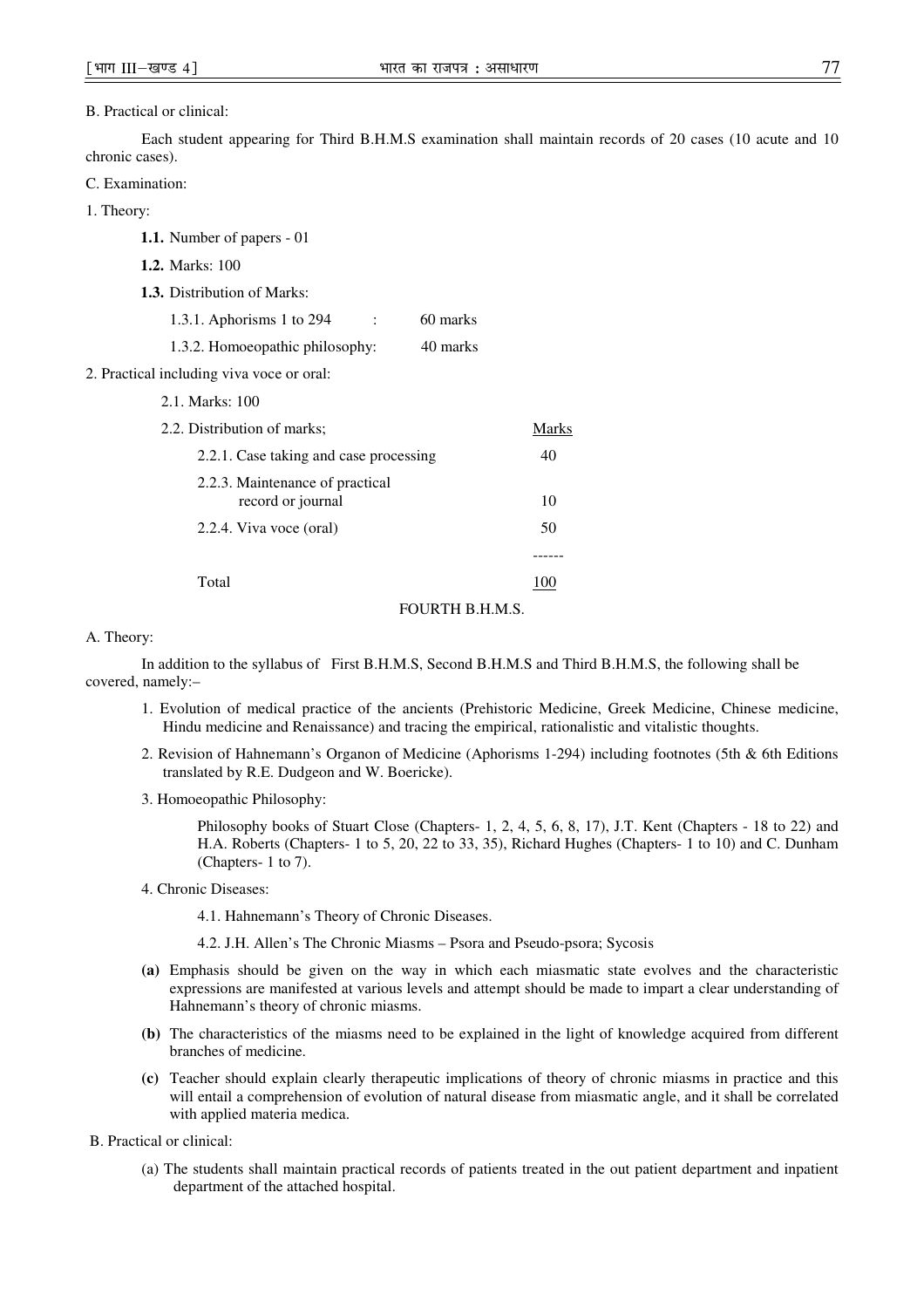B. Practical or clinical:

Each student appearing for Third B.H.M.S examination shall maintain records of 20 cases (10 acute and 10 chronic cases).

C. Examination:

1. Theory:

**1.1.** Number of papers - 01

**1.2.** Marks: 100

**1.3.** Distribution of Marks:

1.3.1. Aphorisms 1 to 294 : 60 marks

1.3.2. Homoeopathic philosophy: 40 marks

2. Practical including viva voce or oral:

2.1. Marks: 100

2.2. Distribution of marks;

| | Marks |
|---|---|
| 2.2.1. Case taking and case processing | 40 |
| 2.2.3. Maintenance of practical record or journal | 10 |
| 2.2.4. Viva voce (oral) | 50 |
| Total | 100 |

## FOURTH B.H.M.S.

A. Theory:

In addition to the syllabus of First B.H.M.S, Second B.H.M.S and Third B.H.M.S, the following shall be covered, namely:–

1. Evolution of medical practice of the ancients (Prehistoric Medicine, Greek Medicine, Chinese medicine, Hindu medicine and Renaissance) and tracing the empirical, rationalistic and vitalistic thoughts.
2. Revision of Hahnemann's Organon of Medicine (Aphorisms 1-294) including footnotes (5th & 6th Editions translated by R.E. Dudgeon and W. Boericke).
3. Homoeopathic Philosophy:

   Philosophy books of Stuart Close (Chapters- 1, 2, 4, 5, 6, 8, 17), J.T. Kent (Chapters - 18 to 22) and H.A. Roberts (Chapters- 1 to 5, 20, 22 to 33, 35), Richard Hughes (Chapters- 1 to 10) and C. Dunham (Chapters- 1 to 7).

4. Chronic Diseases:

   4.1. Hahnemann's Theory of Chronic Diseases.

   4.2. J.H. Allen's The Chronic Miasms – Psora and Pseudo-psora; Sycosis

**(a)** Emphasis should be given on the way in which each miasmatic state evolves and the characteristic expressions are manifested at various levels and attempt should be made to impart a clear understanding of Hahnemann's theory of chronic miasms.

**(b)** The characteristics of the miasms need to be explained in the light of knowledge acquired from different branches of medicine.

**(c)** Teacher should explain clearly therapeutic implications of theory of chronic miasms in practice and this will entail a comprehension of evolution of natural disease from miasmatic angle, and it shall be correlated with applied materia medica.

B. Practical or clinical:

(a) The students shall maintain practical records of patients treated in the out patient department and inpatient department of the attached hospital.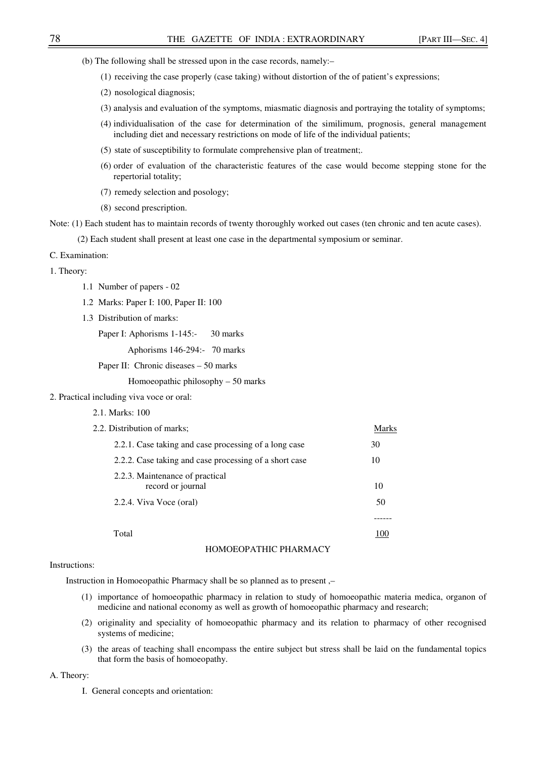(b) The following shall be stressed upon in the case records, namely:–

(1) receiving the case properly (case taking) without distortion of the of patient's expressions;

(2) nosological diagnosis;

(3) analysis and evaluation of the symptoms, miasmatic diagnosis and portraying the totality of symptoms;

(4) individualisation of the case for determination of the similimum, prognosis, general management including diet and necessary restrictions on mode of life of the individual patients;

(5) state of susceptibility to formulate comprehensive plan of treatment;.

(6) order of evaluation of the characteristic features of the case would become stepping stone for the repertorial totality;

(7) remedy selection and posology;

(8) second prescription.

Note: (1) Each student has to maintain records of twenty thoroughly worked out cases (ten chronic and ten acute cases).

(2) Each student shall present at least one case in the departmental symposium or seminar.

C. Examination:

1. Theory:

1.1 Number of papers - 02

1.2 Marks: Paper I: 100, Paper II: 100

1.3 Distribution of marks:

Paper I: Aphorisms 1-145:- 30 marks

Aphorisms 146-294:- 70 marks

Paper II: Chronic diseases – 50 marks

Homoeopathic philosophy – 50 marks

2. Practical including viva voce or oral:

2.1. Marks: 100

| 2.2. Distribution of marks; | Marks |
|---|---|
| 2.2.1. Case taking and case processing of a long case | 30 |
| 2.2.2. Case taking and case processing of a short case | 10 |
| 2.2.3. Maintenance of practical record or journal | 10 |
| 2.2.4. Viva Voce (oral) | 50 |
| Total | 100 |

## HOMOEOPATHIC PHARMACY

Instructions:

Instruction in Homoeopathic Pharmacy shall be so planned as to present ,–

(1) importance of homoeopathic pharmacy in relation to study of homoeopathic materia medica, organon of medicine and national economy as well as growth of homoeopathic pharmacy and research;

(2) originality and speciality of homoeopathic pharmacy and its relation to pharmacy of other recognised systems of medicine;

(3) the areas of teaching shall encompass the entire subject but stress shall be laid on the fundamental topics that form the basis of homoeopathy.

A. Theory:

I. General concepts and orientation: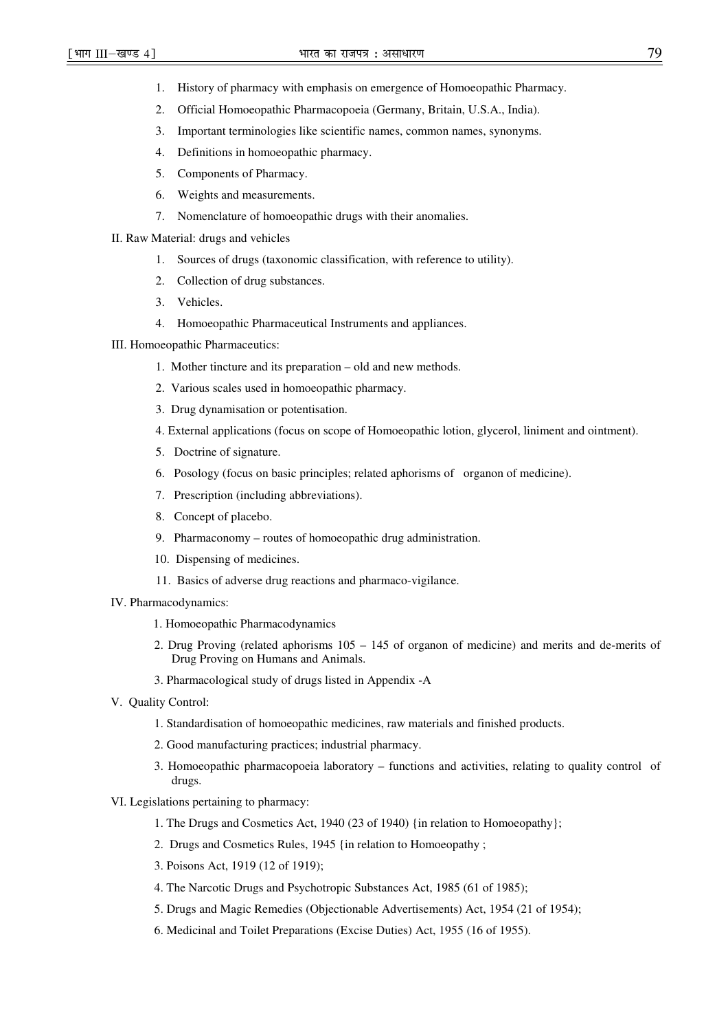1. History of pharmacy with emphasis on emergence of Homoeopathic Pharmacy.
2. Official Homoeopathic Pharmacopoeia (Germany, Britain, U.S.A., India).
3. Important terminologies like scientific names, common names, synonyms.
4. Definitions in homoeopathic pharmacy.
5. Components of Pharmacy.
6. Weights and measurements.
7. Nomenclature of homoeopathic drugs with their anomalies.

II. Raw Material: drugs and vehicles

1. Sources of drugs (taxonomic classification, with reference to utility).
2. Collection of drug substances.
3. Vehicles.
4. Homoeopathic Pharmaceutical Instruments and appliances.

III. Homoeopathic Pharmaceutics:

1. Mother tincture and its preparation – old and new methods.
2. Various scales used in homoeopathic pharmacy.
3. Drug dynamisation or potentisation.
4. External applications (focus on scope of Homoeopathic lotion, glycerol, liniment and ointment).
5. Doctrine of signature.
6. Posology (focus on basic principles; related aphorisms of organon of medicine).
7. Prescription (including abbreviations).
8. Concept of placebo.
9. Pharmaconomy – routes of homoeopathic drug administration.
10. Dispensing of medicines.
11. Basics of adverse drug reactions and pharmaco-vigilance.

IV. Pharmacodynamics:

1. Homoeopathic Pharmacodynamics
2. Drug Proving (related aphorisms 105 – 145 of organon of medicine) and merits and de-merits of Drug Proving on Humans and Animals.
3. Pharmacological study of drugs listed in Appendix -A

V. Quality Control:

1. Standardisation of homoeopathic medicines, raw materials and finished products.
2. Good manufacturing practices; industrial pharmacy.
3. Homoeopathic pharmacopoeia laboratory – functions and activities, relating to quality control of drugs.

VI. Legislations pertaining to pharmacy:

1. The Drugs and Cosmetics Act, 1940 (23 of 1940) {in relation to Homoeopathy};
2. Drugs and Cosmetics Rules, 1945 {in relation to Homoeopathy ;
3. Poisons Act, 1919 (12 of 1919);
4. The Narcotic Drugs and Psychotropic Substances Act, 1985 (61 of 1985);
5. Drugs and Magic Remedies (Objectionable Advertisements) Act, 1954 (21 of 1954);
6. Medicinal and Toilet Preparations (Excise Duties) Act, 1955 (16 of 1955).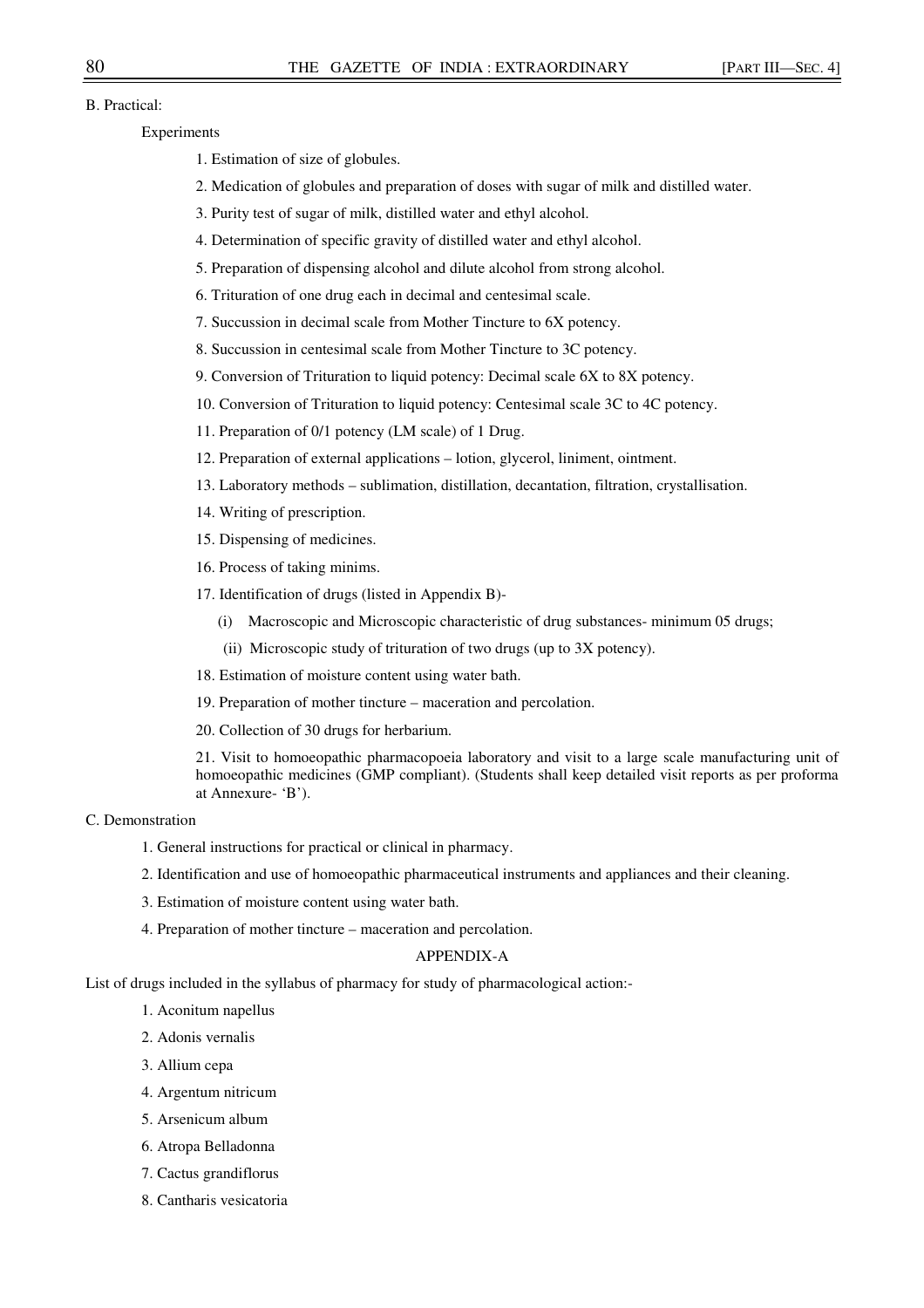B. Practical:

Experiments

1. Estimation of size of globules.
2. Medication of globules and preparation of doses with sugar of milk and distilled water.
3. Purity test of sugar of milk, distilled water and ethyl alcohol.
4. Determination of specific gravity of distilled water and ethyl alcohol.
5. Preparation of dispensing alcohol and dilute alcohol from strong alcohol.
6. Trituration of one drug each in decimal and centesimal scale.
7. Succussion in decimal scale from Mother Tincture to 6X potency.
8. Succussion in centesimal scale from Mother Tincture to 3C potency.
9. Conversion of Trituration to liquid potency: Decimal scale 6X to 8X potency.
10. Conversion of Trituration to liquid potency: Centesimal scale 3C to 4C potency.
11. Preparation of 0/1 potency (LM scale) of 1 Drug.
12. Preparation of external applications – lotion, glycerol, liniment, ointment.
13. Laboratory methods – sublimation, distillation, decantation, filtration, crystallisation.
14. Writing of prescription.
15. Dispensing of medicines.
16. Process of taking minims.
17. Identification of drugs (listed in Appendix B)-
    (i) Macroscopic and Microscopic characteristic of drug substances- minimum 05 drugs;
    (ii) Microscopic study of trituration of two drugs (up to 3X potency).
18. Estimation of moisture content using water bath.
19. Preparation of mother tincture – maceration and percolation.
20. Collection of 30 drugs for herbarium.
21. Visit to homoeopathic pharmacopoeia laboratory and visit to a large scale manufacturing unit of homoeopathic medicines (GMP compliant). (Students shall keep detailed visit reports as per proforma at Annexure- 'B').

C. Demonstration

1. General instructions for practical or clinical in pharmacy.
2. Identification and use of homoeopathic pharmaceutical instruments and appliances and their cleaning.
3. Estimation of moisture content using water bath.
4. Preparation of mother tincture – maceration and percolation.

APPENDIX-A

List of drugs included in the syllabus of pharmacy for study of pharmacological action:-

1. Aconitum napellus
2. Adonis vernalis
3. Allium cepa
4. Argentum nitricum
5. Arsenicum album
6. Atropa Belladonna
7. Cactus grandiflorus
8. Cantharis vesicatoria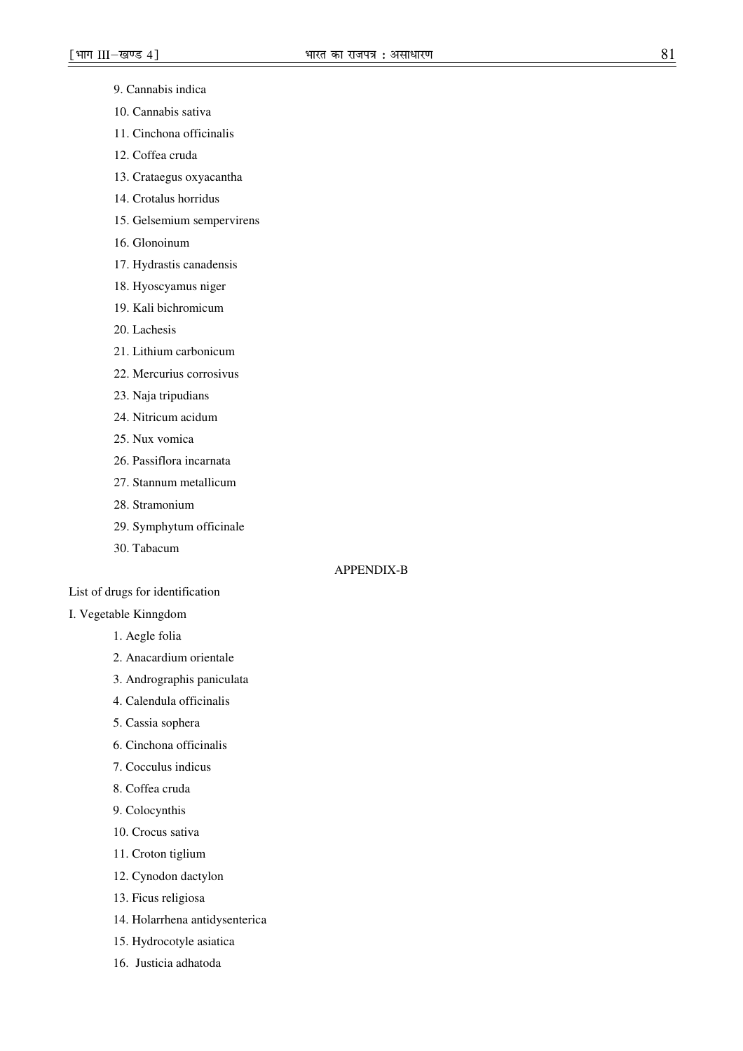9. Cannabis indica
10. Cannabis sativa
11. Cinchona officinalis
12. Coffea cruda
13. Crataegus oxyacantha
14. Crotalus horridus
15. Gelsemium sempervirens
16. Glonoinum
17. Hydrastis canadensis
18. Hyoscyamus niger
19. Kali bichromicum
20. Lachesis
21. Lithium carbonicum
22. Mercurius corrosivus
23. Naja tripudians
24. Nitricum acidum
25. Nux vomica
26. Passiflora incarnata
27. Stannum metallicum
28. Stramonium
29. Symphytum officinale
30. Tabacum

## APPENDIX-B

List of drugs for identification

I. Vegetable Kinngdom

1. Aegle folia
2. Anacardium orientale
3. Andrographis paniculata
4. Calendula officinalis
5. Cassia sophera
6. Cinchona officinalis
7. Cocculus indicus
8. Coffea cruda
9. Colocynthis
10. Crocus sativa
11. Croton tiglium
12. Cynodon dactylon
13. Ficus religiosa
14. Holarrhena antidysenterica
15. Hydrocotyle asiatica
16. Justicia adhatoda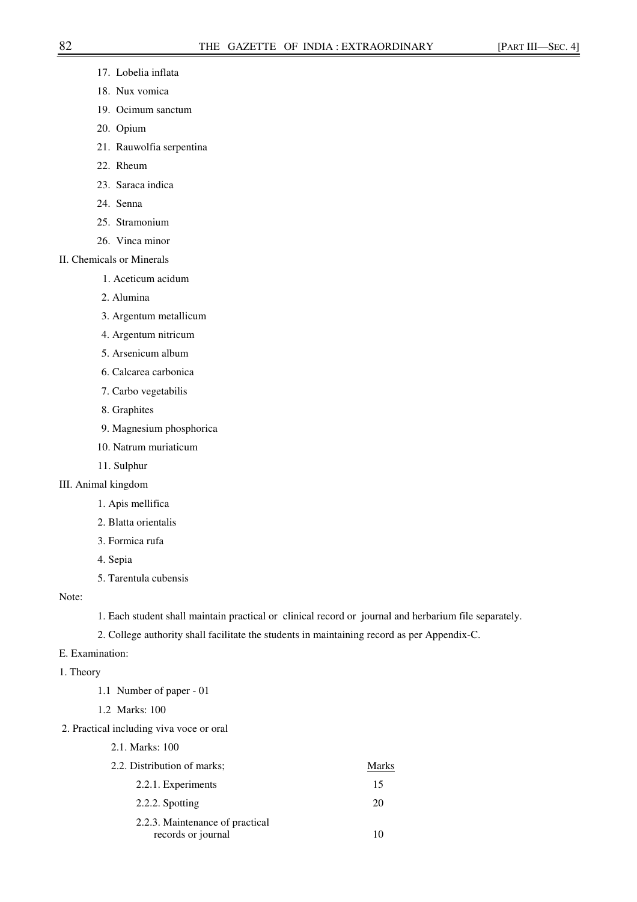17. Lobelia inflata
18. Nux vomica
19. Ocimum sanctum
20. Opium
21. Rauwolfia serpentina
22. Rheum
23. Saraca indica
24. Senna
25. Stramonium
26. Vinca minor

II. Chemicals or Minerals

1. Aceticum acidum
2. Alumina
3. Argentum metallicum
4. Argentum nitricum
5. Arsenicum album
6. Calcarea carbonica
7. Carbo vegetabilis
8. Graphites
9. Magnesium phosphorica
10. Natrum muriaticum
11. Sulphur

III. Animal kingdom

1. Apis mellifica
2. Blatta orientalis
3. Formica rufa
4. Sepia
5. Tarentula cubensis

Note:

1. Each student shall maintain practical or clinical record or journal and herbarium file separately.
2. College authority shall facilitate the students in maintaining record as per Appendix-C.

E. Examination:

1. Theory

1.1 Number of paper - 01

1.2 Marks: 100

2. Practical including viva voce or oral

2.1. Marks: 100

| 2.2. Distribution of marks; | Marks |
|---|---|
| 2.2.1. Experiments | 15 |
| 2.2.2. Spotting | 20 |
| 2.2.3. Maintenance of practical records or journal | 10 |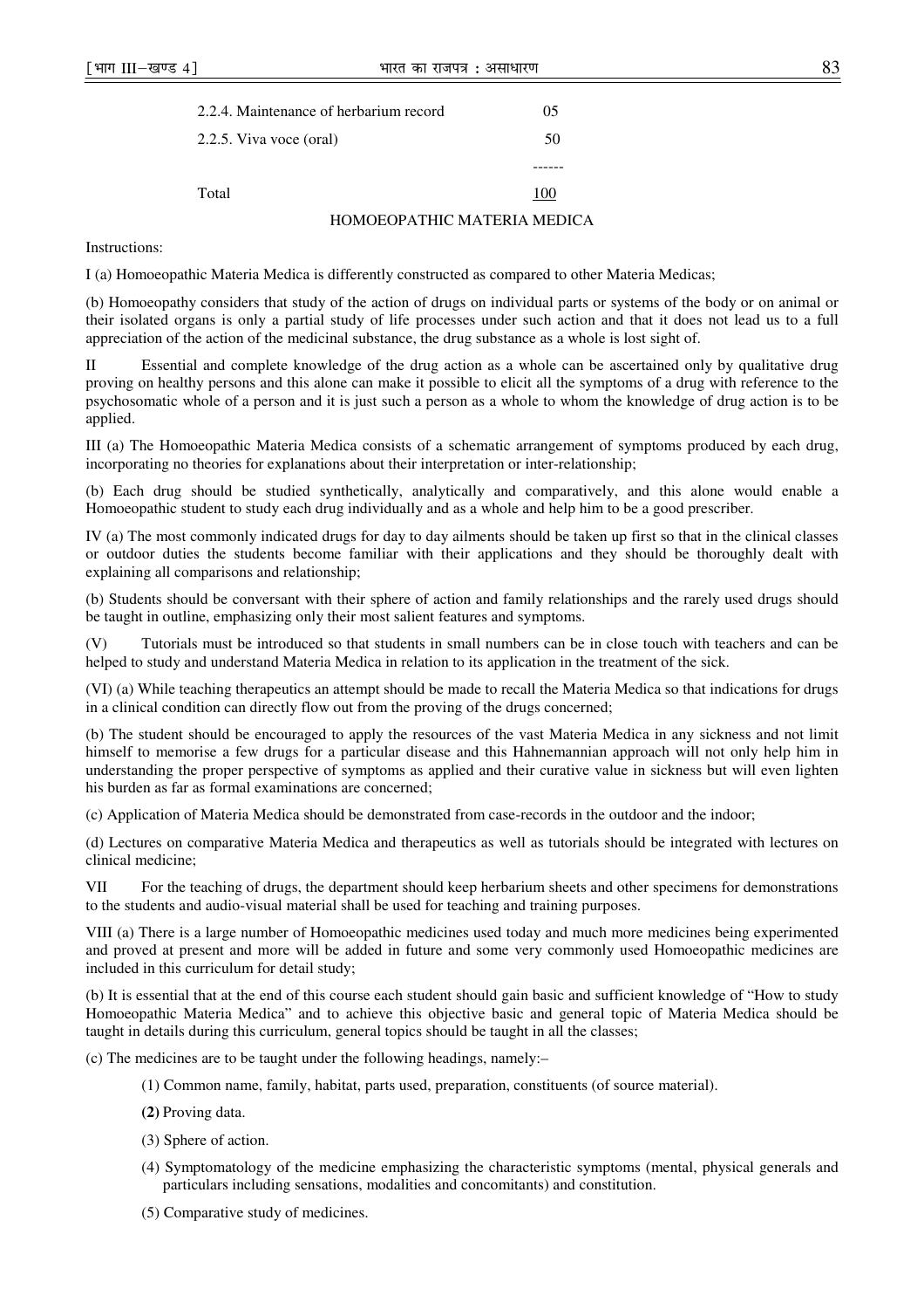| | |
|---|---|
| 2.2.4. Maintenance of herbarium record | 05 |
| 2.2.5. Viva voce (oral) | 50 |
| | ------ |
| Total | 100 |

## HOMOEOPATHIC MATERIA MEDICA

Instructions:

I (a) Homoeopathic Materia Medica is differently constructed as compared to other Materia Medicas;

(b) Homoeopathy considers that study of the action of drugs on individual parts or systems of the body or on animal or their isolated organs is only a partial study of life processes under such action and that it does not lead us to a full appreciation of the action of the medicinal substance, the drug substance as a whole is lost sight of.

II Essential and complete knowledge of the drug action as a whole can be ascertained only by qualitative drug proving on healthy persons and this alone can make it possible to elicit all the symptoms of a drug with reference to the psychosomatic whole of a person and it is just such a person as a whole to whom the knowledge of drug action is to be applied.

III (a) The Homoeopathic Materia Medica consists of a schematic arrangement of symptoms produced by each drug, incorporating no theories for explanations about their interpretation or inter-relationship;

(b) Each drug should be studied synthetically, analytically and comparatively, and this alone would enable a Homoeopathic student to study each drug individually and as a whole and help him to be a good prescriber.

IV (a) The most commonly indicated drugs for day to day ailments should be taken up first so that in the clinical classes or outdoor duties the students become familiar with their applications and they should be thoroughly dealt with explaining all comparisons and relationship;

(b) Students should be conversant with their sphere of action and family relationships and the rarely used drugs should be taught in outline, emphasizing only their most salient features and symptoms.

(V) Tutorials must be introduced so that students in small numbers can be in close touch with teachers and can be helped to study and understand Materia Medica in relation to its application in the treatment of the sick.

(VI) (a) While teaching therapeutics an attempt should be made to recall the Materia Medica so that indications for drugs in a clinical condition can directly flow out from the proving of the drugs concerned;

(b) The student should be encouraged to apply the resources of the vast Materia Medica in any sickness and not limit himself to memorise a few drugs for a particular disease and this Hahnemannian approach will not only help him in understanding the proper perspective of symptoms as applied and their curative value in sickness but will even lighten his burden as far as formal examinations are concerned;

(c) Application of Materia Medica should be demonstrated from case-records in the outdoor and the indoor;

(d) Lectures on comparative Materia Medica and therapeutics as well as tutorials should be integrated with lectures on clinical medicine;

VII For the teaching of drugs, the department should keep herbarium sheets and other specimens for demonstrations to the students and audio-visual material shall be used for teaching and training purposes.

VIII (a) There is a large number of Homoeopathic medicines used today and much more medicines being experimented and proved at present and more will be added in future and some very commonly used Homoeopathic medicines are included in this curriculum for detail study;

(b) It is essential that at the end of this course each student should gain basic and sufficient knowledge of "How to study Homoeopathic Materia Medica" and to achieve this objective basic and general topic of Materia Medica should be taught in details during this curriculum, general topics should be taught in all the classes;

(c) The medicines are to be taught under the following headings, namely:–

(1) Common name, family, habitat, parts used, preparation, constituents (of source material).

**(2)** Proving data.

(3) Sphere of action.

(4) Symptomatology of the medicine emphasizing the characteristic symptoms (mental, physical generals and particulars including sensations, modalities and concomitants) and constitution.

(5) Comparative study of medicines.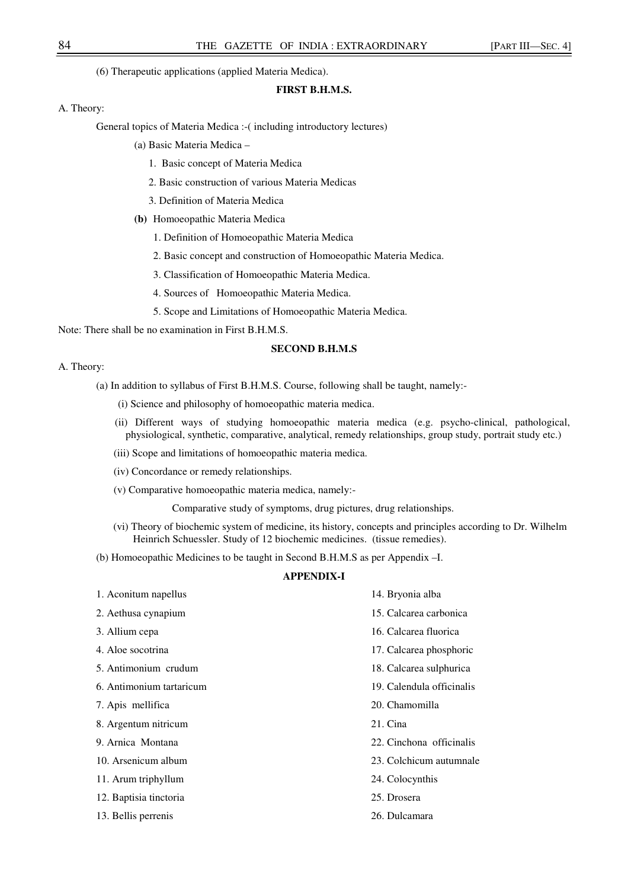(6) Therapeutic applications (applied Materia Medica).

### FIRST B.H.M.S.

A. Theory:

General topics of Materia Medica :-( including introductory lectures)

(a) Basic Materia Medica –

1. Basic concept of Materia Medica
2. Basic construction of various Materia Medicas
3. Definition of Materia Medica

**(b)** Homoeopathic Materia Medica

1. Definition of Homoeopathic Materia Medica
2. Basic concept and construction of Homoeopathic Materia Medica.
3. Classification of Homoeopathic Materia Medica.
4. Sources of Homoeopathic Materia Medica.
5. Scope and Limitations of Homoeopathic Materia Medica.

Note: There shall be no examination in First B.H.M.S.

### SECOND B.H.M.S

A. Theory:

(a) In addition to syllabus of First B.H.M.S. Course, following shall be taught, namely:-

(i) Science and philosophy of homoeopathic materia medica.

(ii) Different ways of studying homoeopathic materia medica (e.g. psycho-clinical, pathological, physiological, synthetic, comparative, analytical, remedy relationships, group study, portrait study etc.)

(iii) Scope and limitations of homoeopathic materia medica.

(iv) Concordance or remedy relationships.

(v) Comparative homoeopathic materia medica, namely:-

Comparative study of symptoms, drug pictures, drug relationships.

(vi) Theory of biochemic system of medicine, its history, concepts and principles according to Dr. Wilhelm Heinrich Schuessler. Study of 12 biochemic medicines. (tissue remedies).

(b) Homoeopathic Medicines to be taught in Second B.H.M.S as per Appendix –I.

### APPENDIX-I

1. Aconitum napellus
2. Aethusa cynapium
3. Allium cepa
4. Aloe socotrina
5. Antimonium crudum
6. Antimonium tartaricum
7. Apis mellifica
8. Argentum nitricum
9. Arnica Montana
10. Arsenicum album
11. Arum triphyllum
12. Baptisia tinctoria
13. Bellis perrenis
14. Bryonia alba
15. Calcarea carbonica
16. Calcarea fluorica
17. Calcarea phosphoric
18. Calcarea sulphurica
19. Calendula officinalis
20. Chamomilla
21. Cina
22. Cinchona officinalis
23. Colchicum autumnale
24. Colocynthis
25. Drosera
26. Dulcamara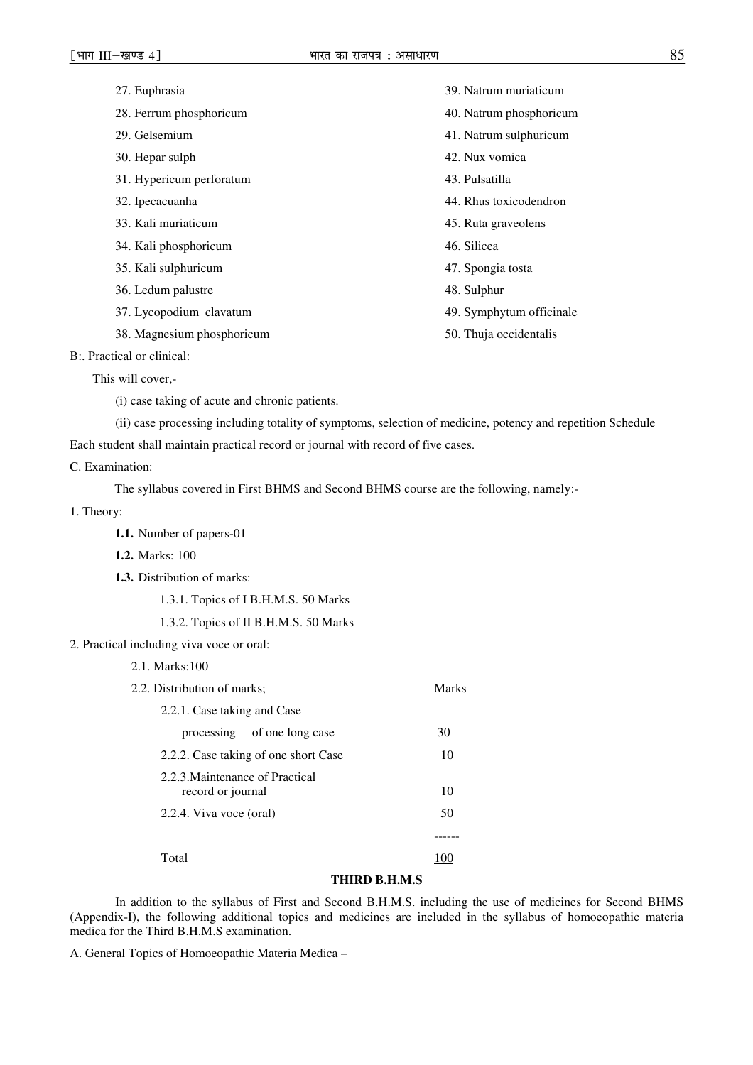27. Euphrasia
28. Ferrum phosphoricum
29. Gelsemium
30. Hepar sulph
31. Hypericum perforatum
32. Ipecacuanha
33. Kali muriaticum
34. Kali phosphoricum
35. Kali sulphuricum
36. Ledum palustre
37. Lycopodium clavatum
38. Magnesium phosphoricum
39. Natrum muriaticum
40. Natrum phosphoricum
41. Natrum sulphuricum
42. Nux vomica
43. Pulsatilla
44. Rhus toxicodendron
45. Ruta graveolens
46. Silicea
47. Spongia tosta
48. Sulphur
49. Symphytum officinale
50. Thuja occidentalis

B:. Practical or clinical:

This will cover,-

(i) case taking of acute and chronic patients.

(ii) case processing including totality of symptoms, selection of medicine, potency and repetition Schedule

Each student shall maintain practical record or journal with record of five cases.

C. Examination:

The syllabus covered in First BHMS and Second BHMS course are the following, namely:-

1. Theory:

**1.1.** Number of papers-01

**1.2.** Marks: 100

**1.3.** Distribution of marks:

1.3.1. Topics of I B.H.M.S. 50 Marks

1.3.2. Topics of II B.H.M.S. 50 Marks

2. Practical including viva voce or oral:

2.1. Marks:100

| 2.2. Distribution of marks; | Marks |
|---|---|
| 2.2.1. Case taking and Case processing of one long case | 30 |
| 2.2.2. Case taking of one short Case | 10 |
| 2.2.3. Maintenance of Practical record or journal | 10 |
| 2.2.4. Viva voce (oral) | 50 |
| Total | 100 |

### THIRD B.H.M.S

In addition to the syllabus of First and Second B.H.M.S. including the use of medicines for Second BHMS (Appendix-I), the following additional topics and medicines are included in the syllabus of homoeopathic materia medica for the Third B.H.M.S examination.

A. General Topics of Homoeopathic Materia Medica –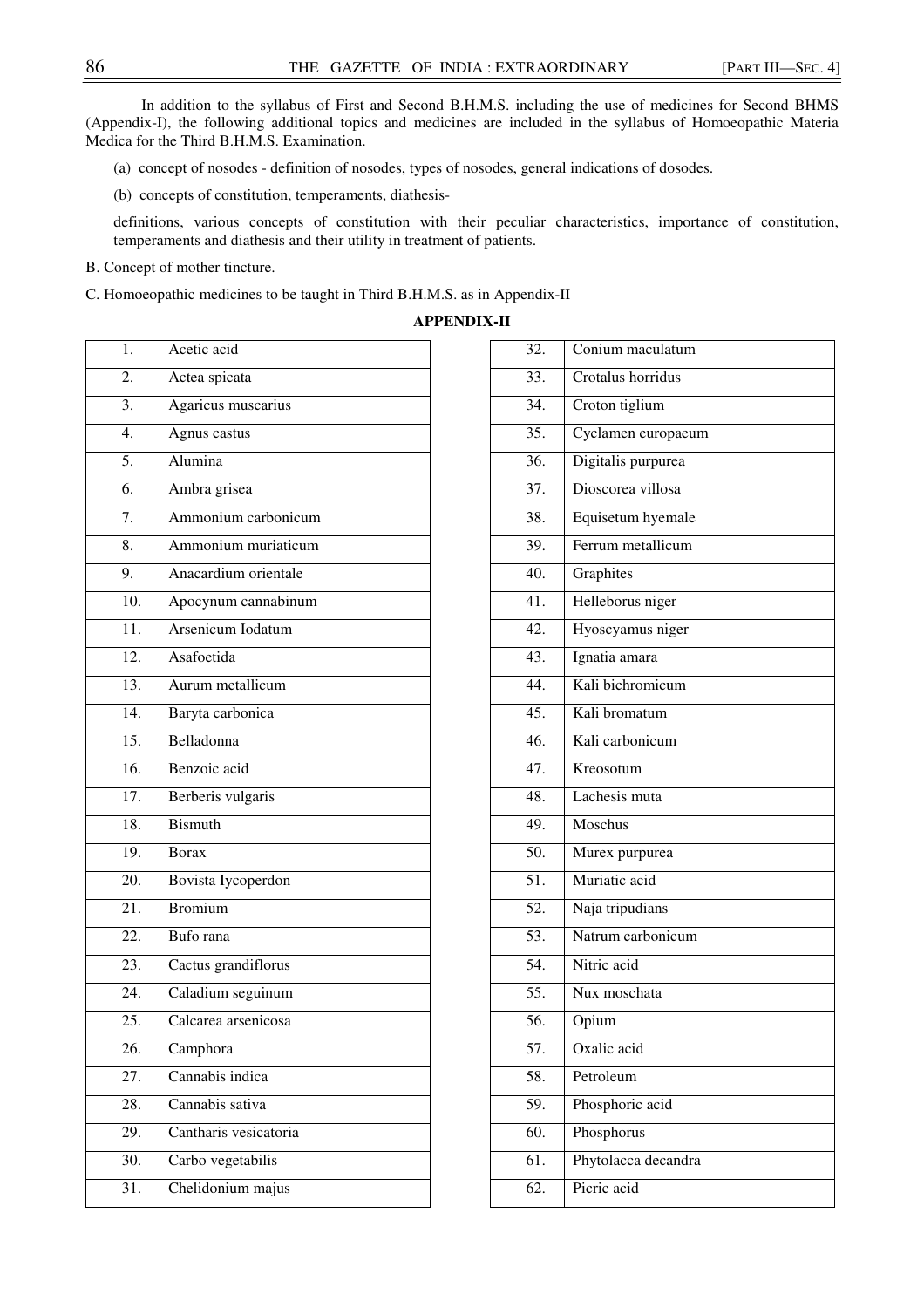In addition to the syllabus of First and Second B.H.M.S. including the use of medicines for Second BHMS (Appendix-I), the following additional topics and medicines are included in the syllabus of Homoeopathic Materia Medica for the Third B.H.M.S. Examination.

(a) concept of nosodes - definition of nosodes, types of nosodes, general indications of dosodes.

(b) concepts of constitution, temperaments, diathesis-

definitions, various concepts of constitution with their peculiar characteristics, importance of constitution, temperaments and diathesis and their utility in treatment of patients.

B. Concept of mother tincture.

C. Homoeopathic medicines to be taught in Third B.H.M.S. as in Appendix-II

**APPENDIX-II**

| | |
|---|---|
| 1. | Acetic acid |
| 2. | Actea spicata |
| 3. | Agaricus muscarius |
| 4. | Agnus castus |
| 5. | Alumina |
| 6. | Ambra grisea |
| 7. | Ammonium carbonicum |
| 8. | Ammonium muriaticum |
| 9. | Anacardium orientale |
| 10. | Apocynum cannabinum |
| 11. | Arsenicum Iodatum |
| 12. | Asafoetida |
| 13. | Aurum metallicum |
| 14. | Baryta carbonica |
| 15. | Belladonna |
| 16. | Benzoic acid |
| 17. | Berberis vulgaris |
| 18. | Bismuth |
| 19. | Borax |
| 20. | Bovista Iycoperdon |
| 21. | Bromium |
| 22. | Bufo rana |
| 23. | Cactus grandiflorus |
| 24. | Caladium seguinum |
| 25. | Calcarea arsenicosa |
| 26. | Camphora |
| 27. | Cannabis indica |
| 28. | Cannabis sativa |
| 29. | Cantharis vesicatoria |
| 30. | Carbo vegetabilis |
| 31. | Chelidonium majus |
| 32. | Conium maculatum |
| 33. | Crotalus horridus |
| 34. | Croton tiglium |
| 35. | Cyclamen europaeum |
| 36. | Digitalis purpurea |
| 37. | Dioscorea villosa |
| 38. | Equisetum hyemale |
| 39. | Ferrum metallicum |
| 40. | Graphites |
| 41. | Helleborus niger |
| 42. | Hyoscyamus niger |
| 43. | Ignatia amara |
| 44. | Kali bichromicum |
| 45. | Kali bromatum |
| 46. | Kali carbonicum |
| 47. | Kreosotum |
| 48. | Lachesis muta |
| 49. | Moschus |
| 50. | Murex purpurea |
| 51. | Muriatic acid |
| 52. | Naja tripudians |
| 53. | Natrum carbonicum |
| 54. | Nitric acid |
| 55. | Nux moschata |
| 56. | Opium |
| 57. | Oxalic acid |
| 58. | Petroleum |
| 59. | Phosphoric acid |
| 60. | Phosphorus |
| 61. | Phytolacca decandra |
| 62. | Picric acid |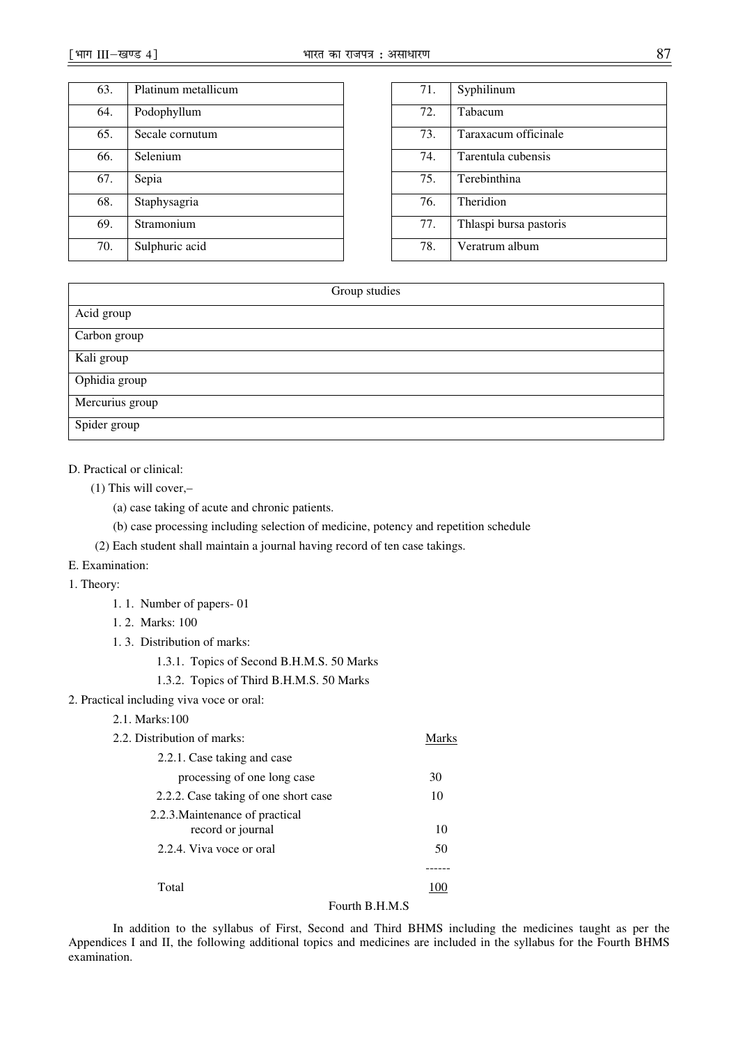| 63. | Platinum metallicum |
|---|---|
| 64. | Podophyllum |
| 65. | Secale cornutum |
| 66. | Selenium |
| 67. | Sepia |
| 68. | Staphysagria |
| 69. | Stramonium |
| 70. | Sulphuric acid |

| 71. | Syphilinum |
|---|---|
| 72. | Tabacum |
| 73. | Taraxacum officinale |
| 74. | Tarentula cubensis |
| 75. | Terebinthina |
| 76. | Theridion |
| 77. | Thlaspi bursa pastoris |
| 78. | Veratrum album |

| Group studies |
|---|
| Acid group |
| Carbon group |
| Kali group |
| Ophidia group |
| Mercurius group |
| Spider group |

D. Practical or clinical:

(1) This will cover,–

(a) case taking of acute and chronic patients.

(b) case processing including selection of medicine, potency and repetition schedule

(2) Each student shall maintain a journal having record of ten case takings.

E. Examination:

1. Theory:

1. 1. Number of papers- 01

1. 2. Marks: 100

1. 3. Distribution of marks:

1.3.1. Topics of Second B.H.M.S. 50 Marks

1.3.2. Topics of Third B.H.M.S. 50 Marks

2. Practical including viva voce or oral:

2.1. Marks:100

| 2.2. Distribution of marks: | Marks |
|---|---|
| 2.2.1. Case taking and case processing of one long case | 30 |
| 2.2.2. Case taking of one short case | 10 |
| 2.2.3. Maintenance of practical record or journal | 10 |
| 2.2.4. Viva voce or oral | 50 |
| Total | 100 |

Fourth B.H.M.S

In addition to the syllabus of First, Second and Third BHMS including the medicines taught as per the Appendices I and II, the following additional topics and medicines are included in the syllabus for the Fourth BHMS examination.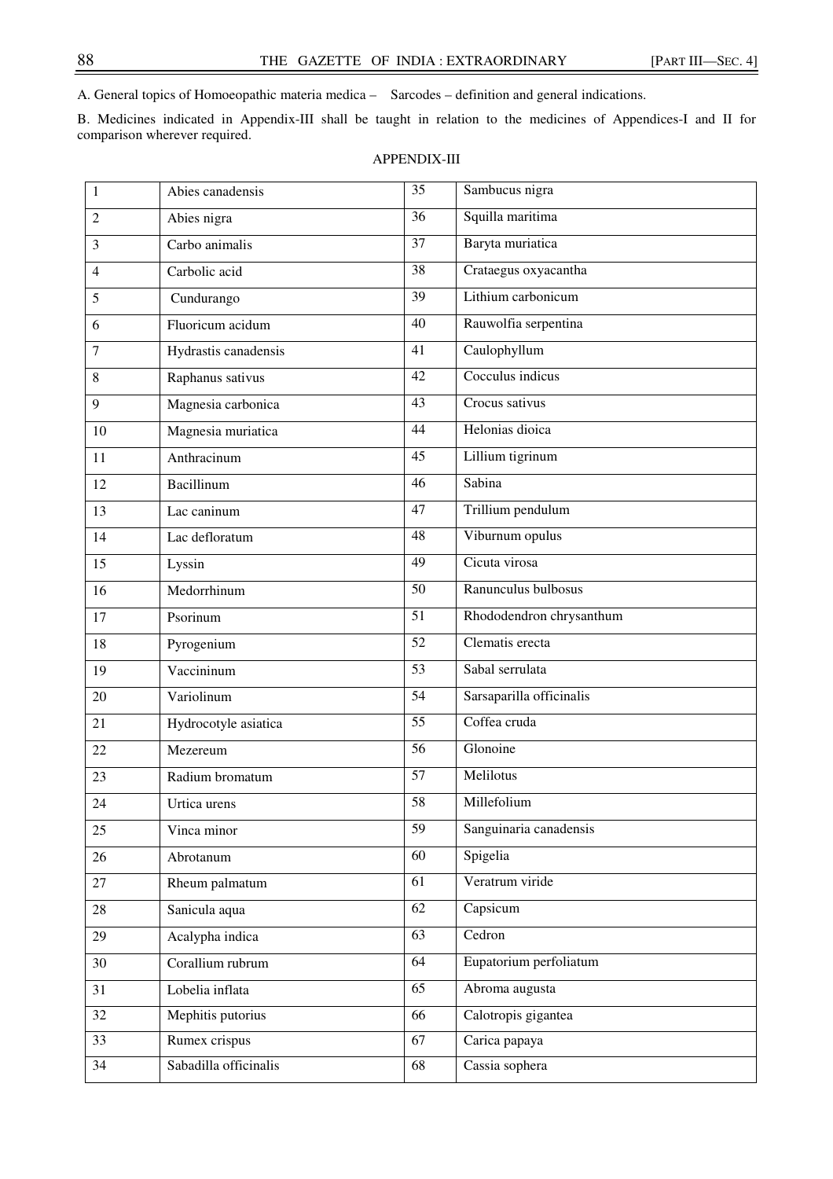A. General topics of Homoeopathic materia medica – Sarcodes – definition and general indications.

B. Medicines indicated in Appendix-III shall be taught in relation to the medicines of Appendices-I and II for comparison wherever required.

APPENDIX-III

| | | | |
|---|---|---|---|
| 1 | Abies canadensis | 35 | Sambucus nigra |
| 2 | Abies nigra | 36 | Squilla maritima |
| 3 | Carbo animalis | 37 | Baryta muriatica |
| 4 | Carbolic acid | 38 | Crataegus oxyacantha |
| 5 | Cundurango | 39 | Lithium carbonicum |
| 6 | Fluoricum acidum | 40 | Rauwolfia serpentina |
| 7 | Hydrastis canadensis | 41 | Caulophyllum |
| 8 | Raphanus sativus | 42 | Cocculus indicus |
| 9 | Magnesia carbonica | 43 | Crocus sativus |
| 10 | Magnesia muriatica | 44 | Helonias dioica |
| 11 | Anthracinum | 45 | Lillium tigrinum |
| 12 | Bacillinum | 46 | Sabina |
| 13 | Lac caninum | 47 | Trillium pendulum |
| 14 | Lac defloratum | 48 | Viburnum opulus |
| 15 | Lyssin | 49 | Cicuta virosa |
| 16 | Medorrhinum | 50 | Ranunculus bulbosus |
| 17 | Psorinum | 51 | Rhododendron chrysanthum |
| 18 | Pyrogenium | 52 | Clematis erecta |
| 19 | Vaccininum | 53 | Sabal serrulata |
| 20 | Variolinum | 54 | Sarsaparilla officinalis |
| 21 | Hydrocotyle asiatica | 55 | Coffea cruda |
| 22 | Mezereum | 56 | Glonoine |
| 23 | Radium bromatum | 57 | Melilotus |
| 24 | Urtica urens | 58 | Millefolium |
| 25 | Vinca minor | 59 | Sanguinaria canadensis |
| 26 | Abrotanum | 60 | Spigelia |
| 27 | Rheum palmatum | 61 | Veratrum viride |
| 28 | Sanicula aqua | 62 | Capsicum |
| 29 | Acalypha indica | 63 | Cedron |
| 30 | Corallium rubrum | 64 | Eupatorium perfoliatum |
| 31 | Lobelia inflata | 65 | Abroma augusta |
| 32 | Mephitis putorius | 66 | Calotropis gigantea |
| 33 | Rumex crispus | 67 | Carica papaya |
| 34 | Sabadilla officinalis | 68 | Cassia sophera |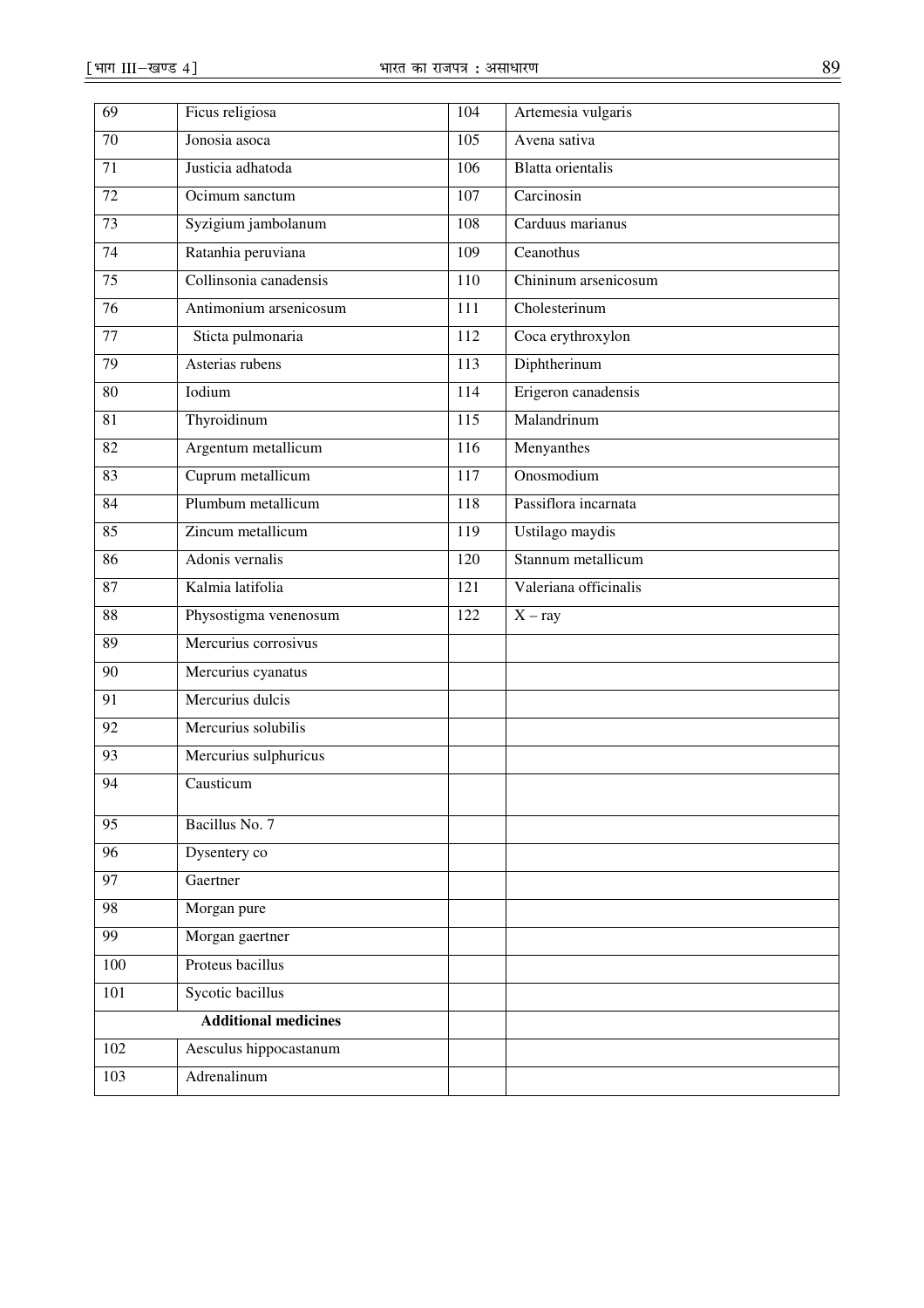| 69 | Ficus religiosa | 104 | Artemesia vulgaris |
|---|---|---|---|
| 70 | Jonosia asoca | 105 | Avena sativa |
| 71 | Justicia adhatoda | 106 | Blatta orientalis |
| 72 | Ocimum sanctum | 107 | Carcinosin |
| 73 | Syzigium jambolanum | 108 | Carduus marianus |
| 74 | Ratanhia peruviana | 109 | Ceanothus |
| 75 | Collinsonia canadensis | 110 | Chininum arsenicosum |
| 76 | Antimonium arsenicosum | 111 | Cholesterinum |
| 77 | Sticta pulmonaria | 112 | Coca erythroxylon |
| 79 | Asterias rubens | 113 | Diphtherinum |
| 80 | Iodium | 114 | Erigeron canadensis |
| 81 | Thyroidinum | 115 | Malandrinum |
| 82 | Argentum metallicum | 116 | Menyanthes |
| 83 | Cuprum metallicum | 117 | Onosmodium |
| 84 | Plumbum metallicum | 118 | Passiflora incarnata |
| 85 | Zincum metallicum | 119 | Ustilago maydis |
| 86 | Adonis vernalis | 120 | Stannum metallicum |
| 87 | Kalmia latifolia | 121 | Valeriana officinalis |
| 88 | Physostigma venenosum | 122 | X – ray |
| 89 | Mercurius corrosivus | | |
| 90 | Mercurius cyanatus | | |
| 91 | Mercurius dulcis | | |
| 92 | Mercurius solubilis | | |
| 93 | Mercurius sulphuricus | | |
| 94 | Causticum | | |
| 95 | Bacillus No. 7 | | |
| 96 | Dysentery co | | |
| 97 | Gaertner | | |
| 98 | Morgan pure | | |
| 99 | Morgan gaertner | | |
| 100 | Proteus bacillus | | |
| 101 | Sycotic bacillus | | |
| **Additional medicines** | | | |
| 102 | Aesculus hippocastanum | | |
| 103 | Adrenalinum | | |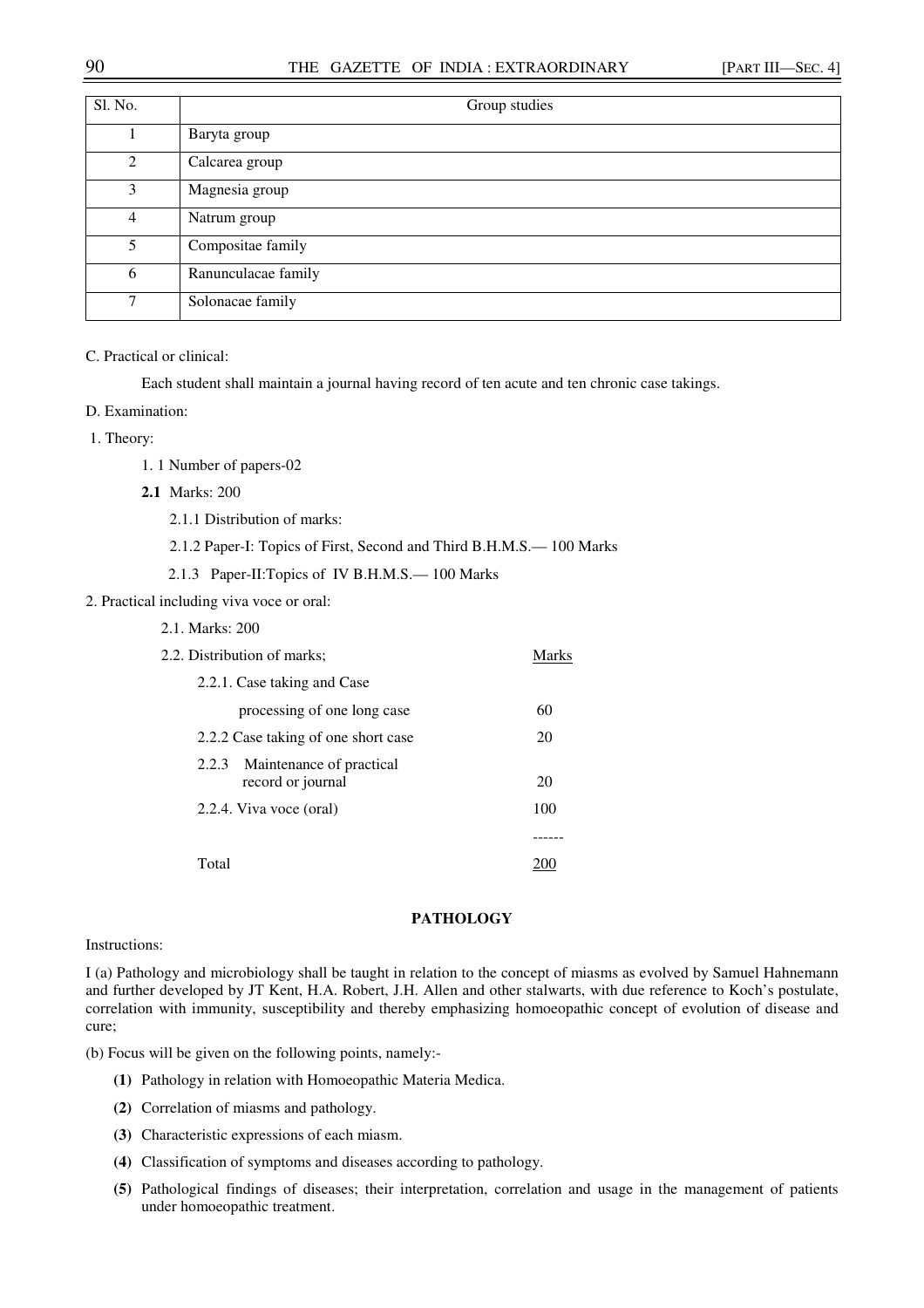| Sl. No. | Group studies |
|---|---|
| 1 | Baryta group |
| 2 | Calcarea group |
| 3 | Magnesia group |
| 4 | Natrum group |
| 5 | Compositae family |
| 6 | Ranunculacae family |
| 7 | Solonacae family |

C. Practical or clinical:

Each student shall maintain a journal having record of ten acute and ten chronic case takings.

D. Examination:

1. Theory:

1. 1 Number of papers-02

**2.1** Marks: 200

2.1.1 Distribution of marks:

2.1.2 Paper-I: Topics of First, Second and Third B.H.M.S.— 100 Marks

2.1.3 Paper-II:Topics of IV B.H.M.S.— 100 Marks

2. Practical including viva voce or oral:

2.1. Marks: 200

| 2.2. Distribution of marks; | Marks |
|---|---|
| 2.2.1. Case taking and Case processing of one long case | 60 |
| 2.2.2 Case taking of one short case | 20 |
| 2.2.3 Maintenance of practical record or journal | 20 |
| 2.2.4. Viva voce (oral) | 100 |
| Total | 200 |

**PATHOLOGY**

Instructions:

I (a) Pathology and microbiology shall be taught in relation to the concept of miasms as evolved by Samuel Hahnemann and further developed by JT Kent, H.A. Robert, J.H. Allen and other stalwarts, with due reference to Koch's postulate, correlation with immunity, susceptibility and thereby emphasizing homoeopathic concept of evolution of disease and cure;

(b) Focus will be given on the following points, namely:-

**(1)** Pathology in relation with Homoeopathic Materia Medica.

**(2)** Correlation of miasms and pathology.

**(3)** Characteristic expressions of each miasm.

**(4)** Classification of symptoms and diseases according to pathology.

**(5)** Pathological findings of diseases; their interpretation, correlation and usage in the management of patients under homoeopathic treatment.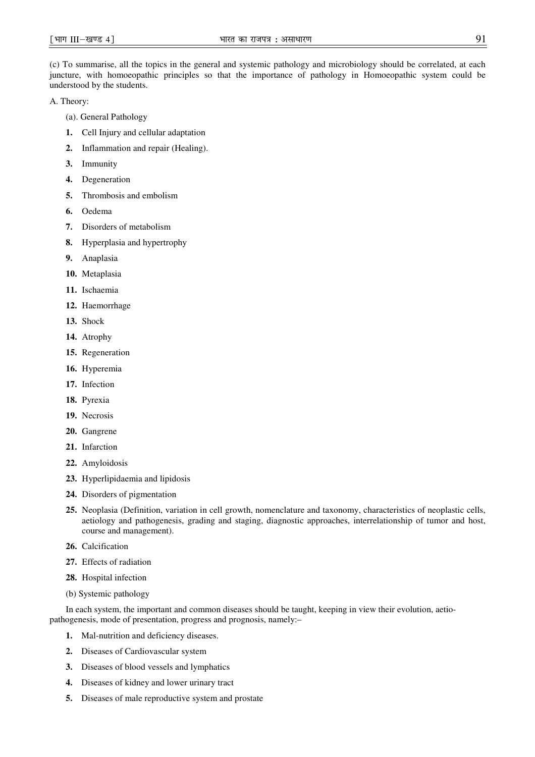(c) To summarise, all the topics in the general and systemic pathology and microbiology should be correlated, at each juncture, with homoeopathic principles so that the importance of pathology in Homoeopathic system could be understood by the students.

A. Theory:

(a). General Pathology

1. Cell Injury and cellular adaptation
2. Inflammation and repair (Healing).
3. Immunity
4. Degeneration
5. Thrombosis and embolism
6. Oedema
7. Disorders of metabolism
8. Hyperplasia and hypertrophy
9. Anaplasia
10. Metaplasia
11. Ischaemia
12. Haemorrhage
13. Shock
14. Atrophy
15. Regeneration
16. Hyperemia
17. Infection
18. Pyrexia
19. Necrosis
20. Gangrene
21. Infarction
22. Amyloidosis
23. Hyperlipidaemia and lipidosis
24. Disorders of pigmentation
25. Neoplasia (Definition, variation in cell growth, nomenclature and taxonomy, characteristics of neoplastic cells, aetiology and pathogenesis, grading and staging, diagnostic approaches, interrelationship of tumor and host, course and management).
26. Calcification
27. Effects of radiation
28. Hospital infection

(b) Systemic pathology

In each system, the important and common diseases should be taught, keeping in view their evolution, aetio-pathogenesis, mode of presentation, progress and prognosis, namely:–

1. Mal-nutrition and deficiency diseases.
2. Diseases of Cardiovascular system
3. Diseases of blood vessels and lymphatics
4. Diseases of kidney and lower urinary tract
5. Diseases of male reproductive system and prostate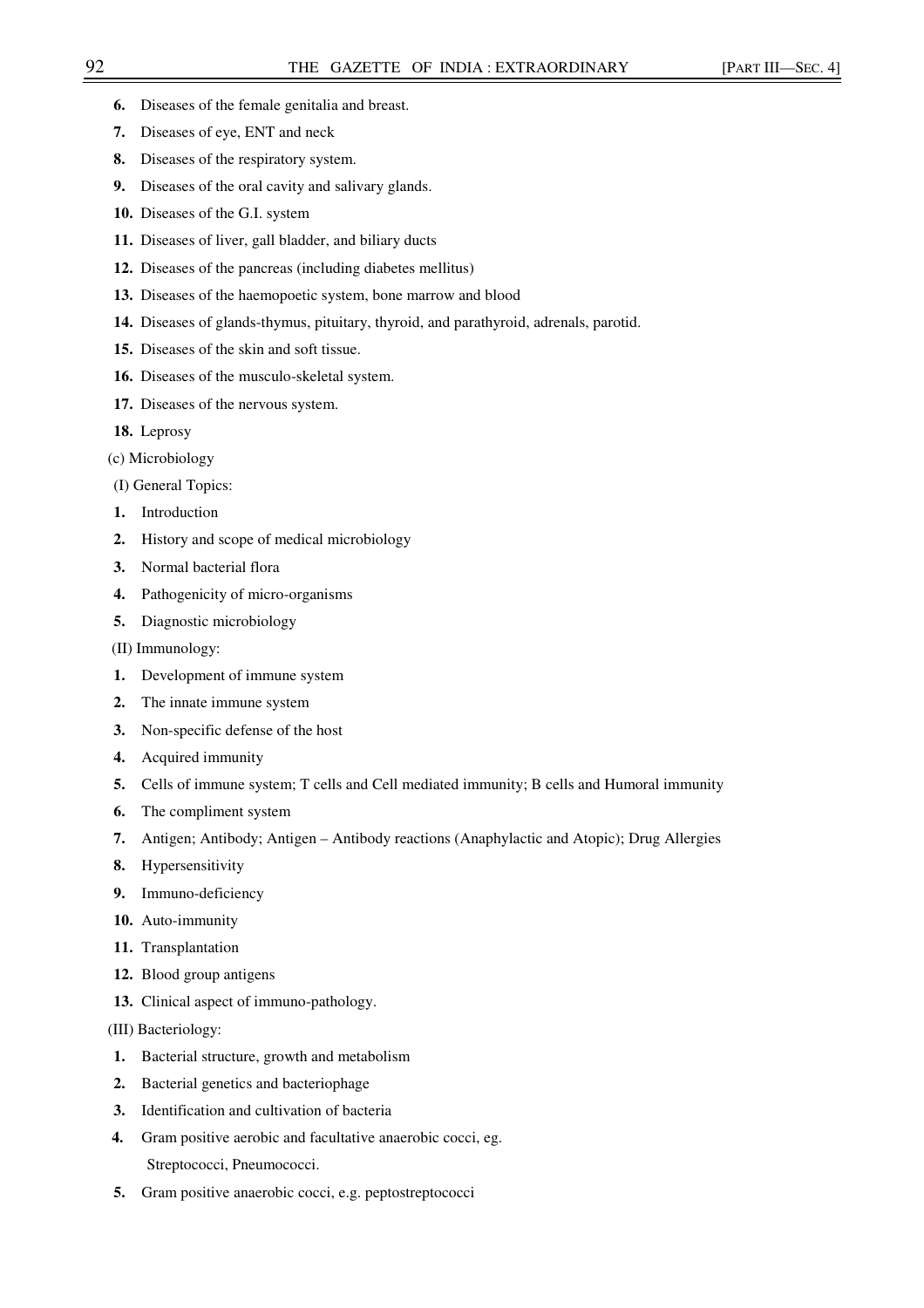**6.** Diseases of the female genitalia and breast.

**7.** Diseases of eye, ENT and neck

**8.** Diseases of the respiratory system.

**9.** Diseases of the oral cavity and salivary glands.

**10.** Diseases of the G.I. system

**11.** Diseases of liver, gall bladder, and biliary ducts

**12.** Diseases of the pancreas (including diabetes mellitus)

**13.** Diseases of the haemopoetic system, bone marrow and blood

**14.** Diseases of glands-thymus, pituitary, thyroid, and parathyroid, adrenals, parotid.

**15.** Diseases of the skin and soft tissue.

**16.** Diseases of the musculo-skeletal system.

**17.** Diseases of the nervous system.

**18.** Leprosy

(c) Microbiology

(I) General Topics:

**1.** Introduction

**2.** History and scope of medical microbiology

**3.** Normal bacterial flora

**4.** Pathogenicity of micro-organisms

**5.** Diagnostic microbiology

(II) Immunology:

**1.** Development of immune system

**2.** The innate immune system

**3.** Non-specific defense of the host

**4.** Acquired immunity

**5.** Cells of immune system; T cells and Cell mediated immunity; B cells and Humoral immunity

**6.** The compliment system

**7.** Antigen; Antibody; Antigen – Antibody reactions (Anaphylactic and Atopic); Drug Allergies

**8.** Hypersensitivity

**9.** Immuno-deficiency

**10.** Auto-immunity

**11.** Transplantation

**12.** Blood group antigens

**13.** Clinical aspect of immuno-pathology.

(III) Bacteriology:

**1.** Bacterial structure, growth and metabolism

**2.** Bacterial genetics and bacteriophage

**3.** Identification and cultivation of bacteria

**4.** Gram positive aerobic and facultative anaerobic cocci, eg. Streptococci, Pneumococci.

**5.** Gram positive anaerobic cocci, e.g. peptostreptococci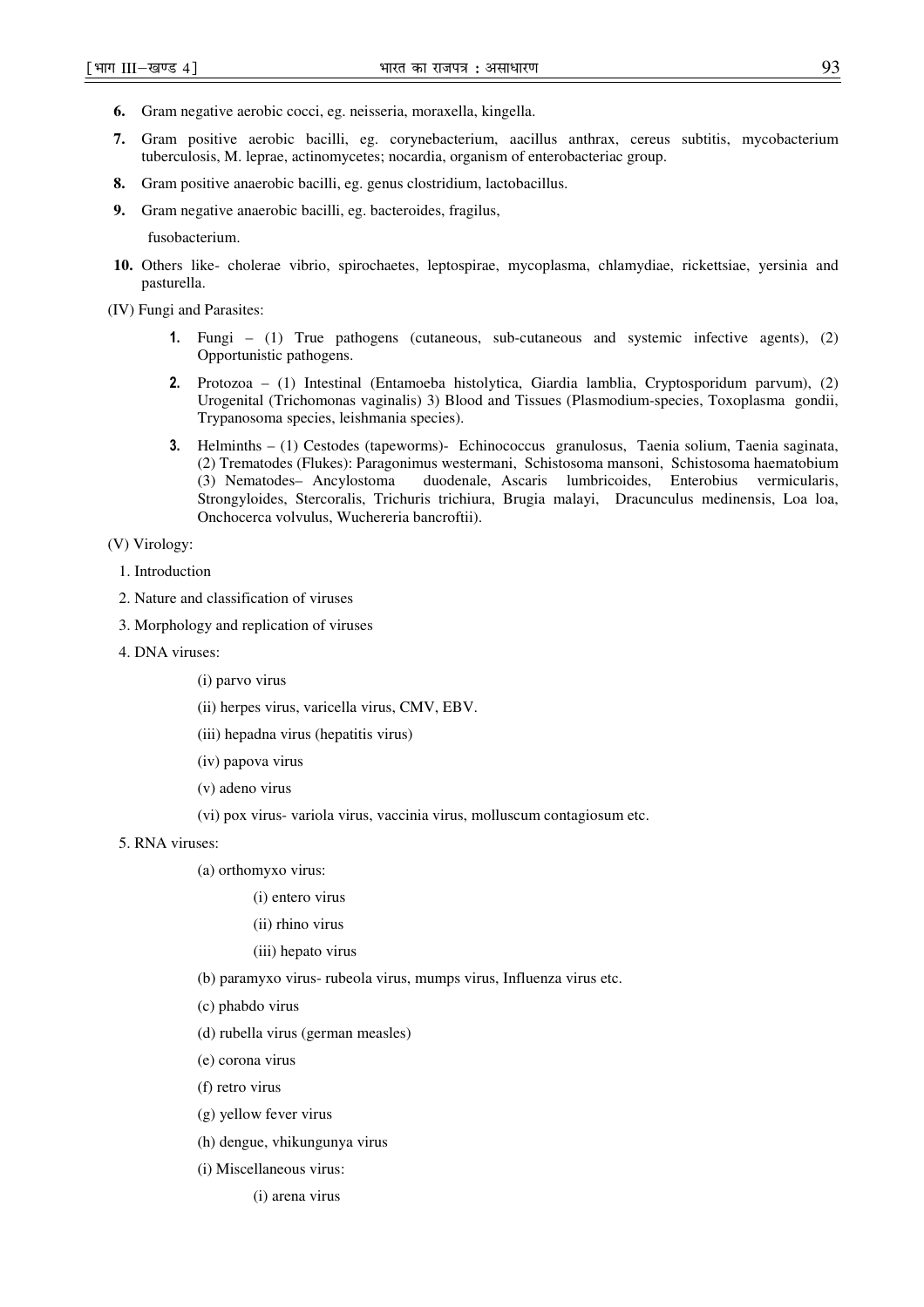6. Gram negative aerobic cocci, eg. neisseria, moraxella, kingella.
7. Gram positive aerobic bacilli, eg. corynebacterium, aacillus anthrax, cereus subtitis, mycobacterium tuberculosis, M. leprae, actinomycetes; nocardia, organism of enterobacteriac group.
8. Gram positive anaerobic bacilli, eg. genus clostridium, lactobacillus.
9. Gram negative anaerobic bacilli, eg. bacteroides, fragilus,

   fusobacterium.
10. Others like- cholerae vibrio, spirochaetes, leptospirae, mycoplasma, chlamydiae, rickettsiae, yersinia and pasturella.

(IV) Fungi and Parasites:

1. Fungi – (1) True pathogens (cutaneous, sub-cutaneous and systemic infective agents), (2) Opportunistic pathogens.
2. Protozoa – (1) Intestinal (Entamoeba histolytica, Giardia lamblia, Cryptosporidum parvum), (2) Urogenital (Trichomonas vaginalis) 3) Blood and Tissues (Plasmodium-species, Toxoplasma gondii, Trypanosoma species, leishmania species).
3. Helminths – (1) Cestodes (tapeworms)- Echinococcus granulosus, Taenia solium, Taenia saginata, (2) Trematodes (Flukes): Paragonimus westermani, Schistosoma mansoni, Schistosoma haematobium (3) Nematodes– Ancylostoma duodenale, Ascaris lumbricoides, Enterobius vermicularis, Strongyloides, Stercoralis, Trichuris trichiura, Brugia malayi, Dracunculus medinensis, Loa loa, Onchocerca volvulus, Wuchereria bancroftii).

(V) Virology:

1. Introduction
2. Nature and classification of viruses
3. Morphology and replication of viruses
4. DNA viruses:
   - (i) parvo virus
   - (ii) herpes virus, varicella virus, CMV, EBV.
   - (iii) hepadna virus (hepatitis virus)
   - (iv) papova virus
   - (v) adeno virus
   - (vi) pox virus- variola virus, vaccinia virus, molluscum contagiosum etc.
5. RNA viruses:
   - (a) orthomyxo virus:
     - (i) entero virus
     - (ii) rhino virus
     - (iii) hepato virus
   - (b) paramyxo virus- rubeola virus, mumps virus, Influenza virus etc.
   - (c) phabdo virus
   - (d) rubella virus (german measles)
   - (e) corona virus
   - (f) retro virus
   - (g) yellow fever virus
   - (h) dengue, vhikungunya virus
   - (i) Miscellaneous virus:
     - (i) arena virus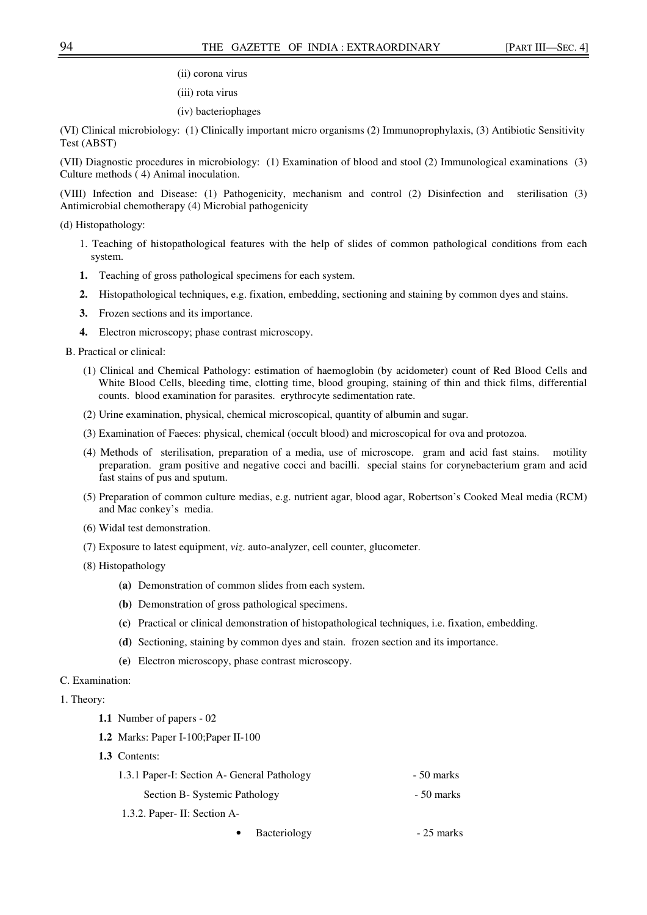(ii) corona virus

(iii) rota virus

(iv) bacteriophages

(VI) Clinical microbiology: (1) Clinically important micro organisms (2) Immunoprophylaxis, (3) Antibiotic Sensitivity Test (ABST)

(VII) Diagnostic procedures in microbiology: (1) Examination of blood and stool (2) Immunological examinations (3) Culture methods ( 4) Animal inoculation.

(VIII) Infection and Disease: (1) Pathogenicity, mechanism and control (2) Disinfection and sterilisation (3) Antimicrobial chemotherapy (4) Microbial pathogenicity

(d) Histopathology:

1. Teaching of histopathological features with the help of slides of common pathological conditions from each system.

**1.** Teaching of gross pathological specimens for each system.

**2.** Histopathological techniques, e.g. fixation, embedding, sectioning and staining by common dyes and stains.

**3.** Frozen sections and its importance.

**4.** Electron microscopy; phase contrast microscopy.

B. Practical or clinical:

(1) Clinical and Chemical Pathology: estimation of haemoglobin (by acidometer) count of Red Blood Cells and White Blood Cells, bleeding time, clotting time, blood grouping, staining of thin and thick films, differential counts. blood examination for parasites. erythrocyte sedimentation rate.

(2) Urine examination, physical, chemical microscopical, quantity of albumin and sugar.

(3) Examination of Faeces: physical, chemical (occult blood) and microscopical for ova and protozoa.

(4) Methods of sterilisation, preparation of a media, use of microscope. gram and acid fast stains. motility preparation. gram positive and negative cocci and bacilli. special stains for corynebacterium gram and acid fast stains of pus and sputum.

(5) Preparation of common culture medias, e.g. nutrient agar, blood agar, Robertson's Cooked Meal media (RCM) and Mac conkey's media.

(6) Widal test demonstration.

(7) Exposure to latest equipment, *viz.* auto-analyzer, cell counter, glucometer.

(8) Histopathology

**(a)** Demonstration of common slides from each system.

**(b)** Demonstration of gross pathological specimens.

**(c)** Practical or clinical demonstration of histopathological techniques, i.e. fixation, embedding.

**(d)** Sectioning, staining by common dyes and stain. frozen section and its importance.

**(e)** Electron microscopy, phase contrast microscopy.

C. Examination:

1. Theory:

**1.1** Number of papers - 02

**1.2** Marks: Paper I-100;Paper II-100

**1.3** Contents:

1.3.1 Paper-I: Section A- General Pathology - 50 marks

Section B- Systemic Pathology - 50 marks

1.3.2. Paper- II: Section A-

- Bacteriology - 25 marks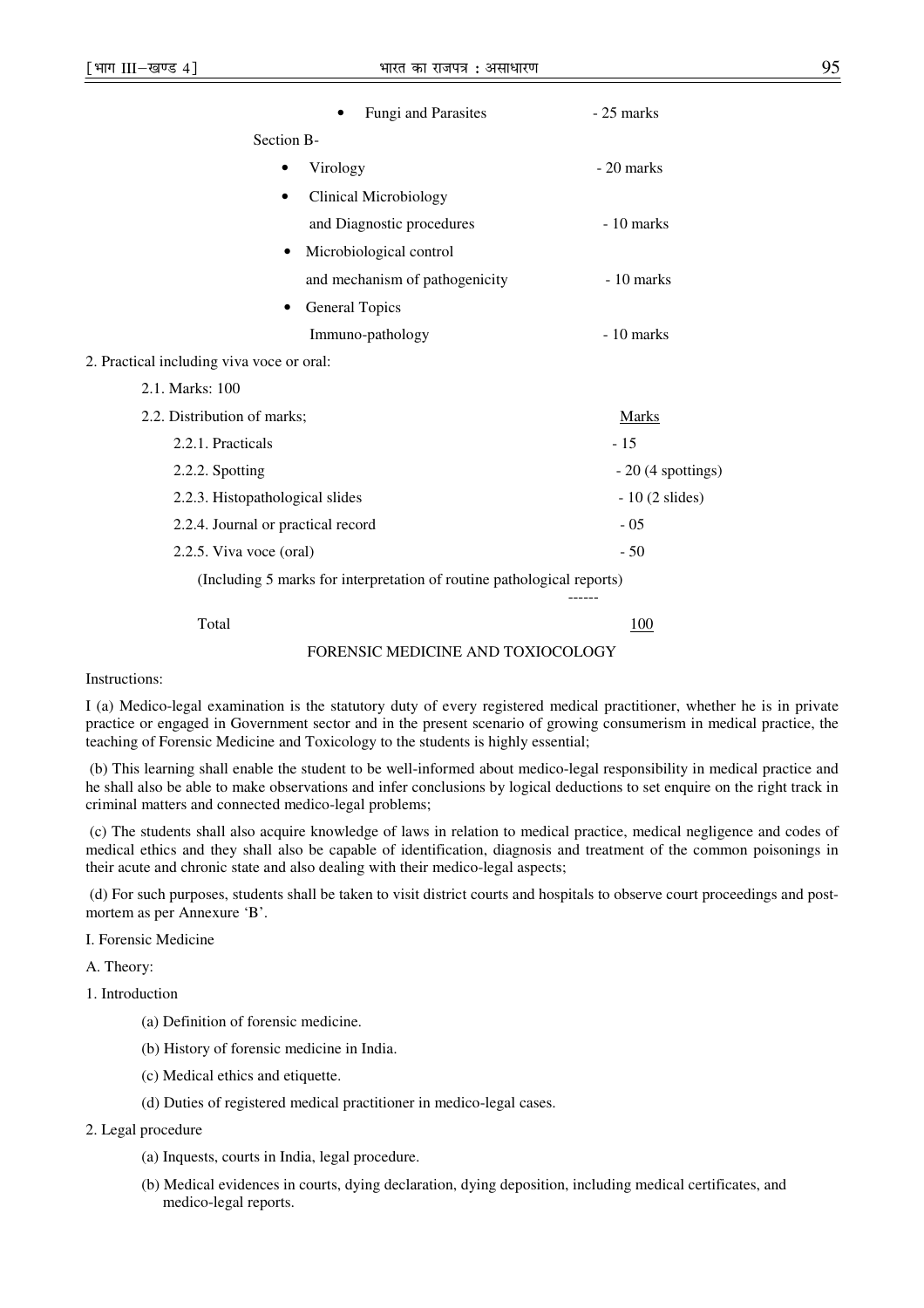- Fungi and Parasites - 25 marks

Section B-

- Virology - 20 marks
- Clinical Microbiology and Diagnostic procedures - 10 marks
- Microbiological control and mechanism of pathogenicity - 10 marks
- General Topics Immuno-pathology - 10 marks

2. Practical including viva voce or oral:

2.1. Marks: 100

2.2. Distribution of marks;

| | Marks |
|---|---|
| 2.2.1. Practicals | - 15 |
| 2.2.2. Spotting | - 20 (4 spottings) |
| 2.2.3. Histopathological slides | - 10 (2 slides) |
| 2.2.4. Journal or practical record | - 05 |
| 2.2.5. Viva voce (oral) (Including 5 marks for interpretation of routine pathological reports) | - 50 |
| Total | 100 |

FORENSIC MEDICINE AND TOXIOCOLOGY

Instructions:

I (a) Medico-legal examination is the statutory duty of every registered medical practitioner, whether he is in private practice or engaged in Government sector and in the present scenario of growing consumerism in medical practice, the teaching of Forensic Medicine and Toxicology to the students is highly essential;

(b) This learning shall enable the student to be well-informed about medico-legal responsibility in medical practice and he shall also be able to make observations and infer conclusions by logical deductions to set enquire on the right track in criminal matters and connected medico-legal problems;

(c) The students shall also acquire knowledge of laws in relation to medical practice, medical negligence and codes of medical ethics and they shall also be capable of identification, diagnosis and treatment of the common poisonings in their acute and chronic state and also dealing with their medico-legal aspects;

(d) For such purposes, students shall be taken to visit district courts and hospitals to observe court proceedings and post-mortem as per Annexure 'B'.

I. Forensic Medicine

A. Theory:

1. Introduction

(a) Definition of forensic medicine.

(b) History of forensic medicine in India.

(c) Medical ethics and etiquette.

(d) Duties of registered medical practitioner in medico-legal cases.

2. Legal procedure

(a) Inquests, courts in India, legal procedure.

(b) Medical evidences in courts, dying declaration, dying deposition, including medical certificates, and medico-legal reports.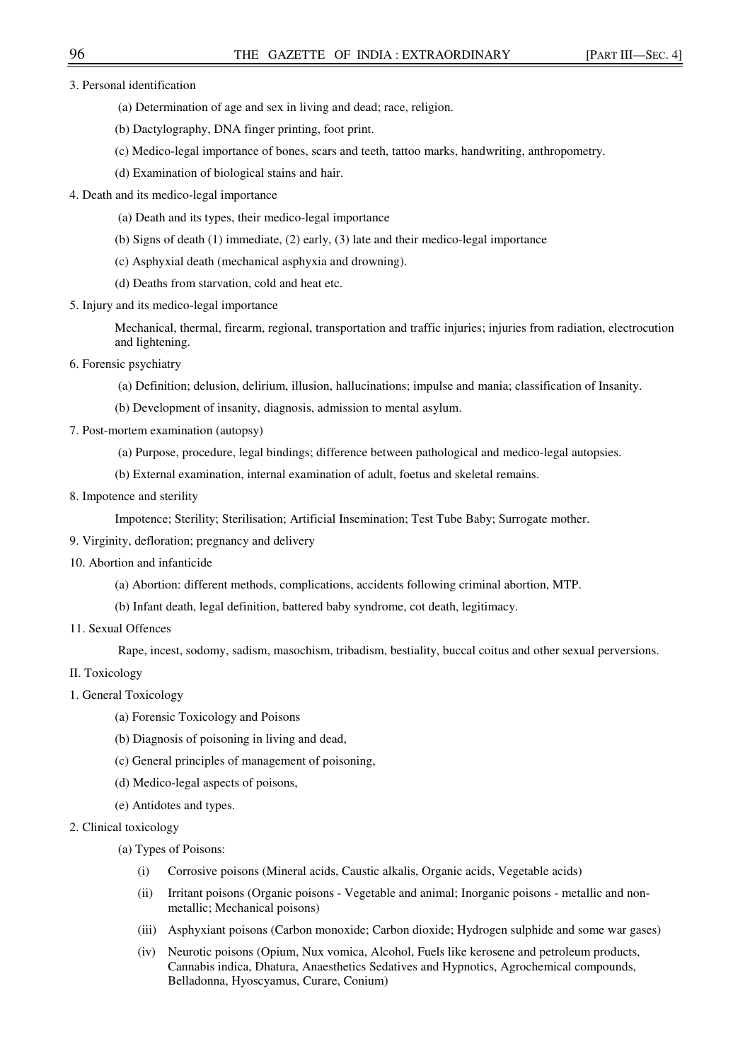3. Personal identification

(a) Determination of age and sex in living and dead; race, religion.

(b) Dactylography, DNA finger printing, foot print.

(c) Medico-legal importance of bones, scars and teeth, tattoo marks, handwriting, anthropometry.

(d) Examination of biological stains and hair.

4. Death and its medico-legal importance

(a) Death and its types, their medico-legal importance

(b) Signs of death (1) immediate, (2) early, (3) late and their medico-legal importance

(c) Asphyxial death (mechanical asphyxia and drowning).

(d) Deaths from starvation, cold and heat etc.

5. Injury and its medico-legal importance

Mechanical, thermal, firearm, regional, transportation and traffic injuries; injuries from radiation, electrocution and lightening.

6. Forensic psychiatry

(a) Definition; delusion, delirium, illusion, hallucinations; impulse and mania; classification of Insanity.

(b) Development of insanity, diagnosis, admission to mental asylum.

7. Post-mortem examination (autopsy)

(a) Purpose, procedure, legal bindings; difference between pathological and medico-legal autopsies.

(b) External examination, internal examination of adult, foetus and skeletal remains.

8. Impotence and sterility

Impotence; Sterility; Sterilisation; Artificial Insemination; Test Tube Baby; Surrogate mother.

9. Virginity, defloration; pregnancy and delivery

10. Abortion and infanticide

(a) Abortion: different methods, complications, accidents following criminal abortion, MTP.

(b) Infant death, legal definition, battered baby syndrome, cot death, legitimacy.

11. Sexual Offences

Rape, incest, sodomy, sadism, masochism, tribadism, bestiality, buccal coitus and other sexual perversions.

II. Toxicology

1. General Toxicology

(a) Forensic Toxicology and Poisons

(b) Diagnosis of poisoning in living and dead,

(c) General principles of management of poisoning,

(d) Medico-legal aspects of poisons,

(e) Antidotes and types.

2. Clinical toxicology

(a) Types of Poisons:

(i) Corrosive poisons (Mineral acids, Caustic alkalis, Organic acids, Vegetable acids)

(ii) Irritant poisons (Organic poisons - Vegetable and animal; Inorganic poisons - metallic and non-metallic; Mechanical poisons)

(iii) Asphyxiant poisons (Carbon monoxide; Carbon dioxide; Hydrogen sulphide and some war gases)

(iv) Neurotic poisons (Opium, Nux vomica, Alcohol, Fuels like kerosene and petroleum products, Cannabis indica, Dhatura, Anaesthetics Sedatives and Hypnotics, Agrochemical compounds, Belladonna, Hyoscyamus, Curare, Conium)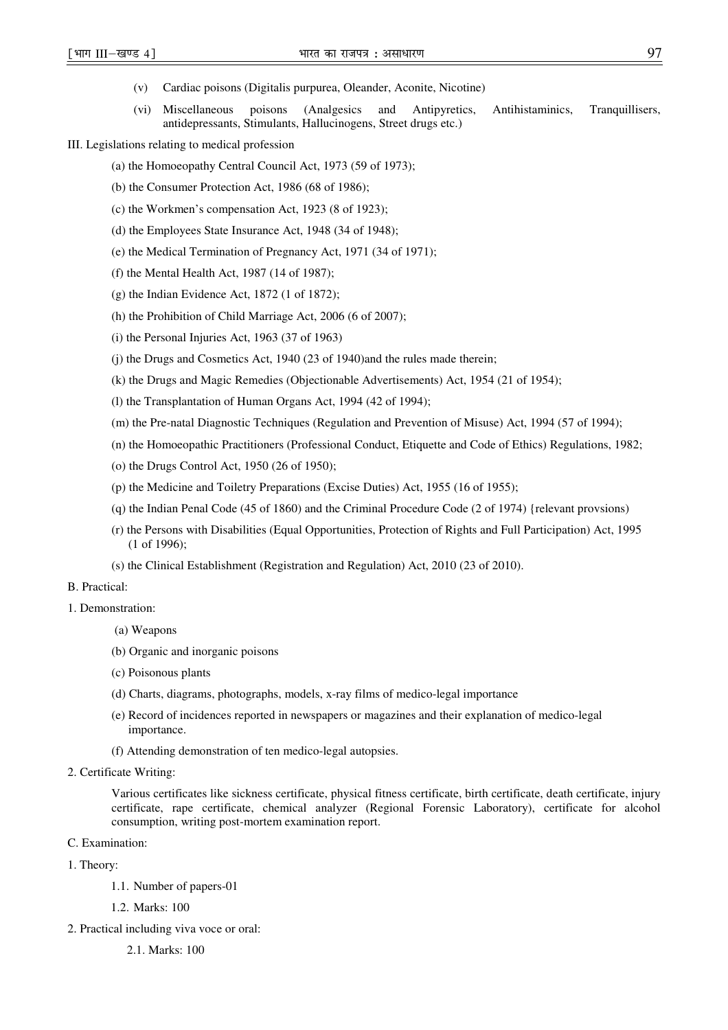(v) Cardiac poisons (Digitalis purpurea, Oleander, Aconite, Nicotine)

(vi) Miscellaneous poisons (Analgesics and Antipyretics, Antihistaminics, Tranquillisers, antidepressants, Stimulants, Hallucinogens, Street drugs etc.)

III. Legislations relating to medical profession

(a) the Homoeopathy Central Council Act, 1973 (59 of 1973);

(b) the Consumer Protection Act, 1986 (68 of 1986);

(c) the Workmen's compensation Act, 1923 (8 of 1923);

(d) the Employees State Insurance Act, 1948 (34 of 1948);

(e) the Medical Termination of Pregnancy Act, 1971 (34 of 1971);

(f) the Mental Health Act, 1987 (14 of 1987);

(g) the Indian Evidence Act, 1872 (1 of 1872);

(h) the Prohibition of Child Marriage Act, 2006 (6 of 2007);

(i) the Personal Injuries Act, 1963 (37 of 1963)

(j) the Drugs and Cosmetics Act, 1940 (23 of 1940)and the rules made therein;

(k) the Drugs and Magic Remedies (Objectionable Advertisements) Act, 1954 (21 of 1954);

(l) the Transplantation of Human Organs Act, 1994 (42 of 1994);

(m) the Pre-natal Diagnostic Techniques (Regulation and Prevention of Misuse) Act, 1994 (57 of 1994);

(n) the Homoeopathic Practitioners (Professional Conduct, Etiquette and Code of Ethics) Regulations, 1982;

(o) the Drugs Control Act, 1950 (26 of 1950);

(p) the Medicine and Toiletry Preparations (Excise Duties) Act, 1955 (16 of 1955);

(q) the Indian Penal Code (45 of 1860) and the Criminal Procedure Code (2 of 1974) {relevant provsions)

(r) the Persons with Disabilities (Equal Opportunities, Protection of Rights and Full Participation) Act, 1995 (1 of 1996);

(s) the Clinical Establishment (Registration and Regulation) Act, 2010 (23 of 2010).

B. Practical:

1. Demonstration:

(a) Weapons

(b) Organic and inorganic poisons

(c) Poisonous plants

(d) Charts, diagrams, photographs, models, x-ray films of medico-legal importance

(e) Record of incidences reported in newspapers or magazines and their explanation of medico-legal importance.

(f) Attending demonstration of ten medico-legal autopsies.

2. Certificate Writing:

Various certificates like sickness certificate, physical fitness certificate, birth certificate, death certificate, injury certificate, rape certificate, chemical analyzer (Regional Forensic Laboratory), certificate for alcohol consumption, writing post-mortem examination report.

C. Examination:

1. Theory:

1.1. Number of papers-01

1.2. Marks: 100

2. Practical including viva voce or oral:

2.1. Marks: 100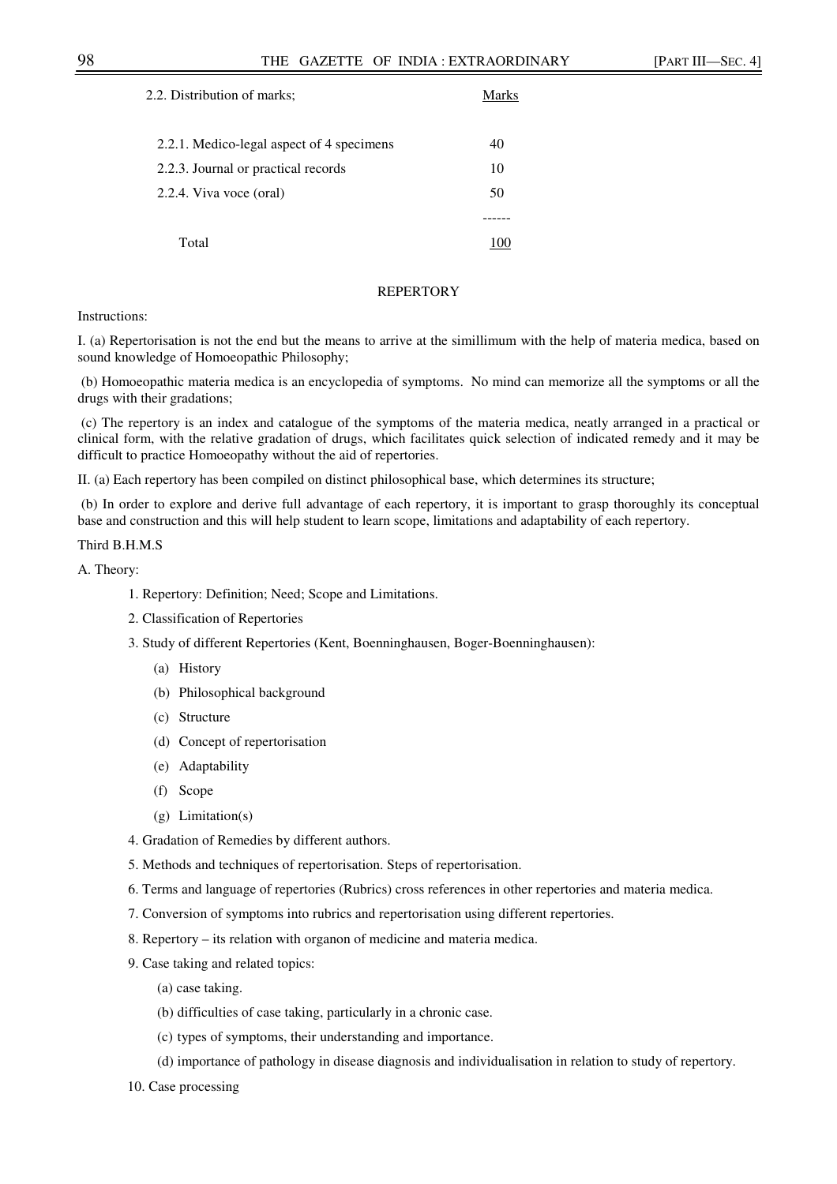2.2. Distribution of marks;

| | Marks |
|---|---|
| 2.2.1. Medico-legal aspect of 4 specimens | 40 |
| 2.2.3. Journal or practical records | 10 |
| 2.2.4. Viva voce (oral) | 50 |
| Total | 100 |

## REPERTORY

Instructions:

I. (a) Repertorisation is not the end but the means to arrive at the simillimum with the help of materia medica, based on sound knowledge of Homoeopathic Philosophy;

(b) Homoeopathic materia medica is an encyclopedia of symptoms. No mind can memorize all the symptoms or all the drugs with their gradations;

(c) The repertory is an index and catalogue of the symptoms of the materia medica, neatly arranged in a practical or clinical form, with the relative gradation of drugs, which facilitates quick selection of indicated remedy and it may be difficult to practice Homoeopathy without the aid of repertories.

II. (a) Each repertory has been compiled on distinct philosophical base, which determines its structure;

(b) In order to explore and derive full advantage of each repertory, it is important to grasp thoroughly its conceptual base and construction and this will help student to learn scope, limitations and adaptability of each repertory.

Third B.H.M.S

A. Theory:

1. Repertory: Definition; Need; Scope and Limitations.
2. Classification of Repertories
3. Study of different Repertories (Kent, Boenninghausen, Boger-Boenninghausen):
   - (a) History
   - (b) Philosophical background
   - (c) Structure
   - (d) Concept of repertorisation
   - (e) Adaptability
   - (f) Scope
   - (g) Limitation(s)
4. Gradation of Remedies by different authors.
5. Methods and techniques of repertorisation. Steps of repertorisation.
6. Terms and language of repertories (Rubrics) cross references in other repertories and materia medica.
7. Conversion of symptoms into rubrics and repertorisation using different repertories.
8. Repertory – its relation with organon of medicine and materia medica.
9. Case taking and related topics:
   - (a) case taking.
   - (b) difficulties of case taking, particularly in a chronic case.
   - (c) types of symptoms, their understanding and importance.
   - (d) importance of pathology in disease diagnosis and individualisation in relation to study of repertory.
10. Case processing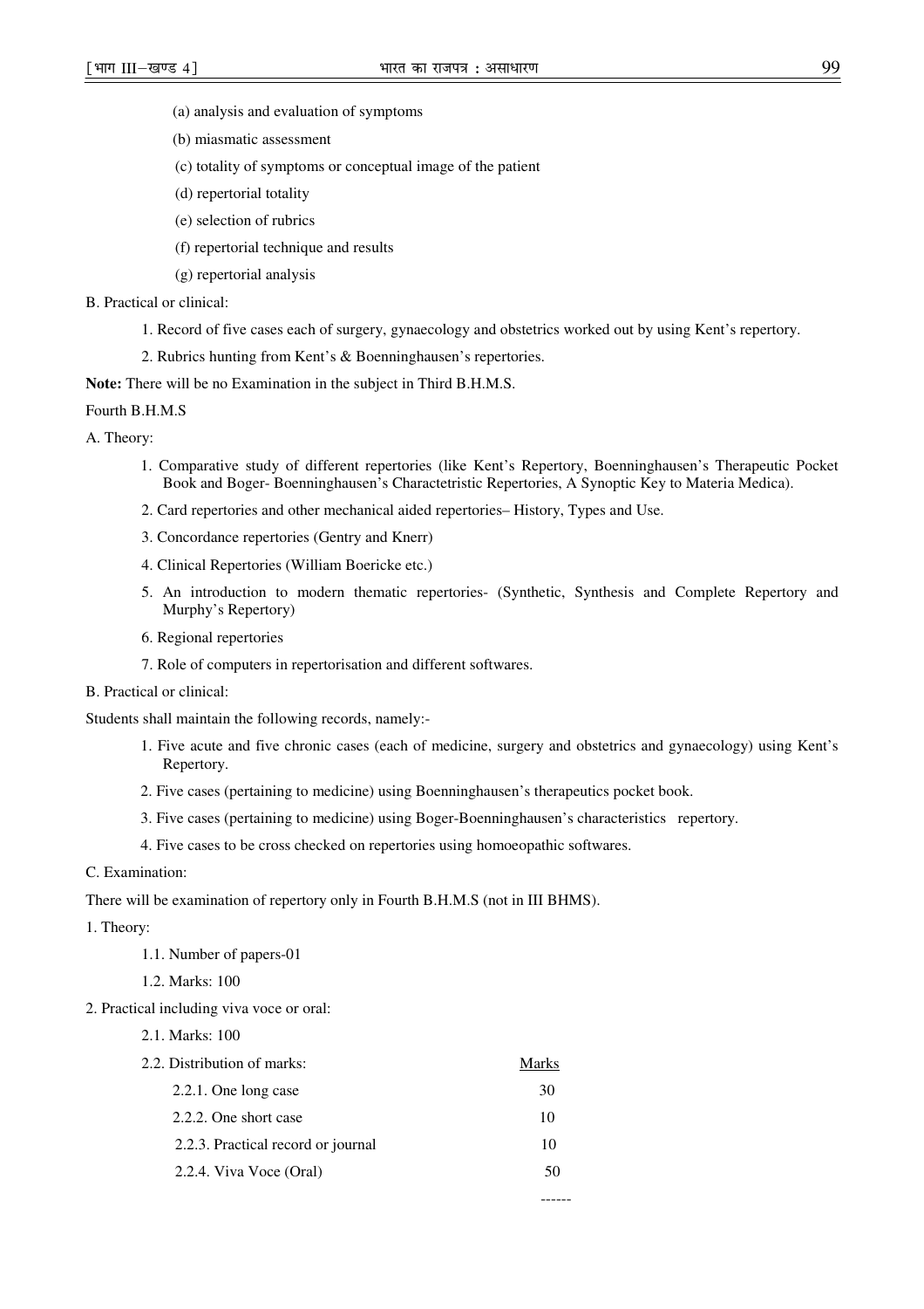(a) analysis and evaluation of symptoms

(b) miasmatic assessment

(c) totality of symptoms or conceptual image of the patient

(d) repertorial totality

(e) selection of rubrics

(f) repertorial technique and results

(g) repertorial analysis

B. Practical or clinical:

1. Record of five cases each of surgery, gynaecology and obstetrics worked out by using Kent's repertory.
2. Rubrics hunting from Kent's & Boenninghausen's repertories.

**Note:** There will be no Examination in the subject in Third B.H.M.S.

Fourth B.H.M.S

A. Theory:

1. Comparative study of different repertories (like Kent's Repertory, Boenninghausen's Therapeutic Pocket Book and Boger- Boenninghausen's Charactetristic Repertories, A Synoptic Key to Materia Medica).
2. Card repertories and other mechanical aided repertories– History, Types and Use.
3. Concordance repertories (Gentry and Knerr)
4. Clinical Repertories (William Boericke etc.)
5. An introduction to modern thematic repertories- (Synthetic, Synthesis and Complete Repertory and Murphy's Repertory)
6. Regional repertories
7. Role of computers in repertorisation and different softwares.

B. Practical or clinical:

Students shall maintain the following records, namely:-

1. Five acute and five chronic cases (each of medicine, surgery and obstetrics and gynaecology) using Kent's Repertory.
2. Five cases (pertaining to medicine) using Boenninghausen's therapeutics pocket book.
3. Five cases (pertaining to medicine) using Boger-Boenninghausen's characteristics repertory.
4. Five cases to be cross checked on repertories using homoeopathic softwares.

C. Examination:

There will be examination of repertory only in Fourth B.H.M.S (not in III BHMS).

1. Theory:

1.1. Number of papers-01

1.2. Marks: 100

2. Practical including viva voce or oral:

2.1. Marks: 100

| 2.2. Distribution of marks: | Marks |
|---|---|
| 2.2.1. One long case | 30 |
| 2.2.2. One short case | 10 |
| 2.2.3. Practical record or journal | 10 |
| 2.2.4. Viva Voce (Oral) | 50 |

------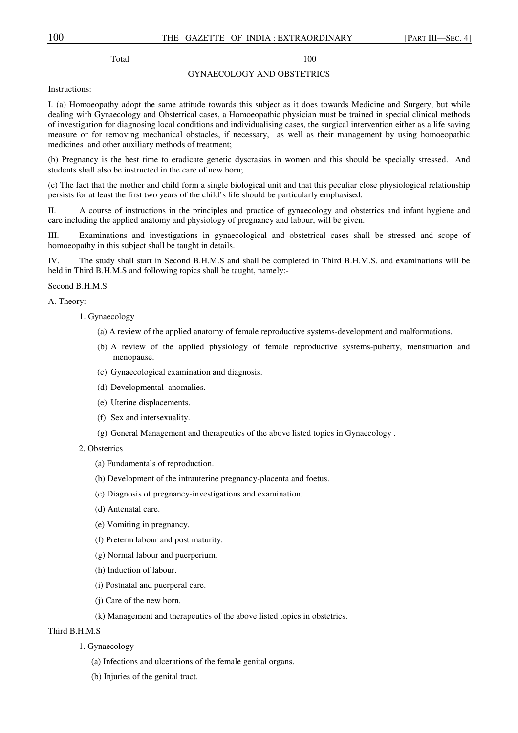Total 100

## GYNAECOLOGY AND OBSTETRICS

Instructions:

I. (a) Homoeopathy adopt the same attitude towards this subject as it does towards Medicine and Surgery, but while dealing with Gynaecology and Obstetrical cases, a Homoeopathic physician must be trained in special clinical methods of investigation for diagnosing local conditions and individualising cases, the surgical intervention either as a life saving measure or for removing mechanical obstacles, if necessary, as well as their management by using homoeopathic medicines and other auxiliary methods of treatment;

(b) Pregnancy is the best time to eradicate genetic dyscrasias in women and this should be specially stressed. And students shall also be instructed in the care of new born;

(c) The fact that the mother and child form a single biological unit and that this peculiar close physiological relationship persists for at least the first two years of the child's life should be particularly emphasised.

II. A course of instructions in the principles and practice of gynaecology and obstetrics and infant hygiene and care including the applied anatomy and physiology of pregnancy and labour, will be given.

III. Examinations and investigations in gynaecological and obstetrical cases shall be stressed and scope of homoeopathy in this subject shall be taught in details.

IV. The study shall start in Second B.H.M.S and shall be completed in Third B.H.M.S. and examinations will be held in Third B.H.M.S and following topics shall be taught, namely:-

Second B.H.M.S

A. Theory:

1. Gynaecology
   - (a) A review of the applied anatomy of female reproductive systems-development and malformations.
   - (b) A review of the applied physiology of female reproductive systems-puberty, menstruation and menopause.
   - (c) Gynaecological examination and diagnosis.
   - (d) Developmental anomalies.
   - (e) Uterine displacements.
   - (f) Sex and intersexuality.
   - (g) General Management and therapeutics of the above listed topics in Gynaecology .
2. Obstetrics
   - (a) Fundamentals of reproduction.
   - (b) Development of the intrauterine pregnancy-placenta and foetus.
   - (c) Diagnosis of pregnancy-investigations and examination.
   - (d) Antenatal care.
   - (e) Vomiting in pregnancy.
   - (f) Preterm labour and post maturity.
   - (g) Normal labour and puerperium.
   - (h) Induction of labour.
   - (i) Postnatal and puerperal care.
   - (j) Care of the new born.
   - (k) Management and therapeutics of the above listed topics in obstetrics.

Third B.H.M.S

1. Gynaecology
   - (a) Infections and ulcerations of the female genital organs.
   - (b) Injuries of the genital tract.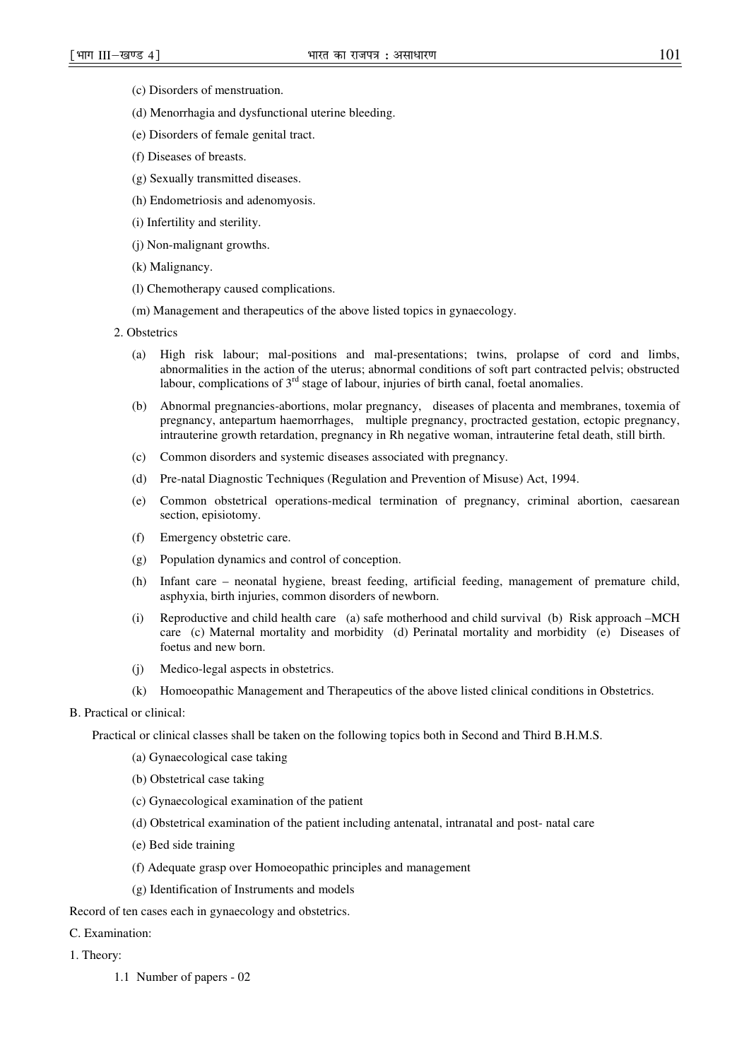(c) Disorders of menstruation.

(d) Menorrhagia and dysfunctional uterine bleeding.

(e) Disorders of female genital tract.

(f) Diseases of breasts.

(g) Sexually transmitted diseases.

(h) Endometriosis and adenomyosis.

(i) Infertility and sterility.

(j) Non-malignant growths.

(k) Malignancy.

(l) Chemotherapy caused complications.

(m) Management and therapeutics of the above listed topics in gynaecology.

2. Obstetrics

(a) High risk labour; mal-positions and mal-presentations; twins, prolapse of cord and limbs, abnormalities in the action of the uterus; abnormal conditions of soft part contracted pelvis; obstructed labour, complications of 3rd stage of labour, injuries of birth canal, foetal anomalies.

(b) Abnormal pregnancies-abortions, molar pregnancy, diseases of placenta and membranes, toxemia of pregnancy, antepartum haemorrhages, multiple pregnancy, proctracted gestation, ectopic pregnancy, intrauterine growth retardation, pregnancy in Rh negative woman, intrauterine fetal death, still birth.

(c) Common disorders and systemic diseases associated with pregnancy.

(d) Pre-natal Diagnostic Techniques (Regulation and Prevention of Misuse) Act, 1994.

(e) Common obstetrical operations-medical termination of pregnancy, criminal abortion, caesarean section, episiotomy.

(f) Emergency obstetric care.

(g) Population dynamics and control of conception.

(h) Infant care – neonatal hygiene, breast feeding, artificial feeding, management of premature child, asphyxia, birth injuries, common disorders of newborn.

(i) Reproductive and child health care (a) safe motherhood and child survival (b) Risk approach –MCH care (c) Maternal mortality and morbidity (d) Perinatal mortality and morbidity (e) Diseases of foetus and new born.

(j) Medico-legal aspects in obstetrics.

(k) Homoeopathic Management and Therapeutics of the above listed clinical conditions in Obstetrics.

B. Practical or clinical:

Practical or clinical classes shall be taken on the following topics both in Second and Third B.H.M.S.

(a) Gynaecological case taking

(b) Obstetrical case taking

(c) Gynaecological examination of the patient

(d) Obstetrical examination of the patient including antenatal, intranatal and post- natal care

(e) Bed side training

(f) Adequate grasp over Homoeopathic principles and management

(g) Identification of Instruments and models

Record of ten cases each in gynaecology and obstetrics.

C. Examination:

1. Theory:

1.1 Number of papers - 02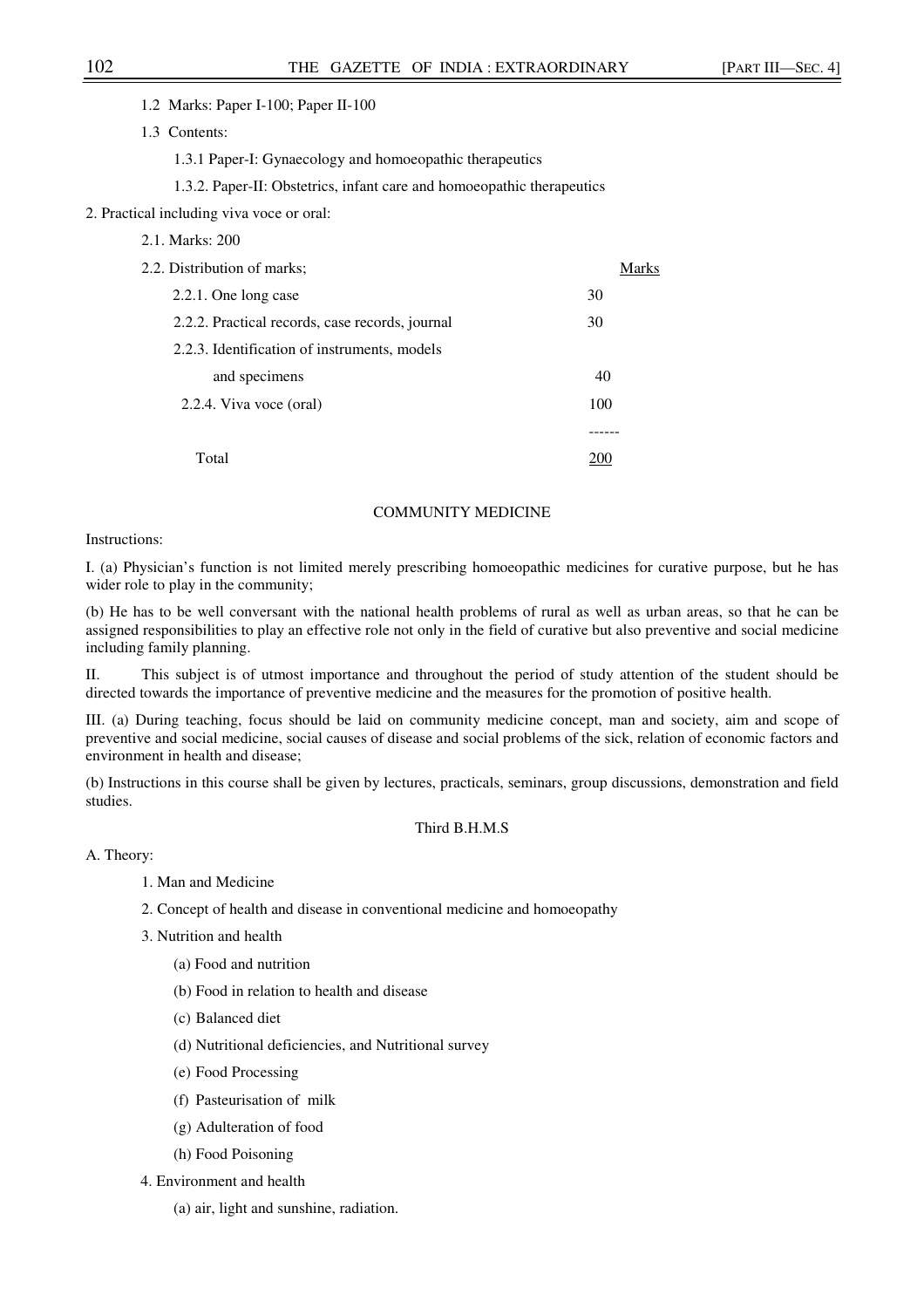1.2 Marks: Paper I-100; Paper II-100

1.3 Contents:

1.3.1 Paper-I: Gynaecology and homoeopathic therapeutics

1.3.2. Paper-II: Obstetrics, infant care and homoeopathic therapeutics

2. Practical including viva voce or oral:

2.1. Marks: 200

| 2.2. Distribution of marks; | Marks |
|---|---|
| 2.2.1. One long case | 30 |
| 2.2.2. Practical records, case records, journal | 30 |
| 2.2.3. Identification of instruments, models and specimens | 40 |
| 2.2.4. Viva voce (oral) | 100 |
| Total | 200 |

## COMMUNITY MEDICINE

Instructions:

I. (a) Physician's function is not limited merely prescribing homoeopathic medicines for curative purpose, but he has wider role to play in the community;

(b) He has to be well conversant with the national health problems of rural as well as urban areas, so that he can be assigned responsibilities to play an effective role not only in the field of curative but also preventive and social medicine including family planning.

II. This subject is of utmost importance and throughout the period of study attention of the student should be directed towards the importance of preventive medicine and the measures for the promotion of positive health.

III. (a) During teaching, focus should be laid on community medicine concept, man and society, aim and scope of preventive and social medicine, social causes of disease and social problems of the sick, relation of economic factors and environment in health and disease;

(b) Instructions in this course shall be given by lectures, practicals, seminars, group discussions, demonstration and field studies.

### Third B.H.M.S

A. Theory:

1. Man and Medicine

2. Concept of health and disease in conventional medicine and homoeopathy

3. Nutrition and health

   (a) Food and nutrition

   (b) Food in relation to health and disease

   (c) Balanced diet

   (d) Nutritional deficiencies, and Nutritional survey

   (e) Food Processing

   (f) Pasteurisation of milk

   (g) Adulteration of food

   (h) Food Poisoning

4. Environment and health

   (a) air, light and sunshine, radiation.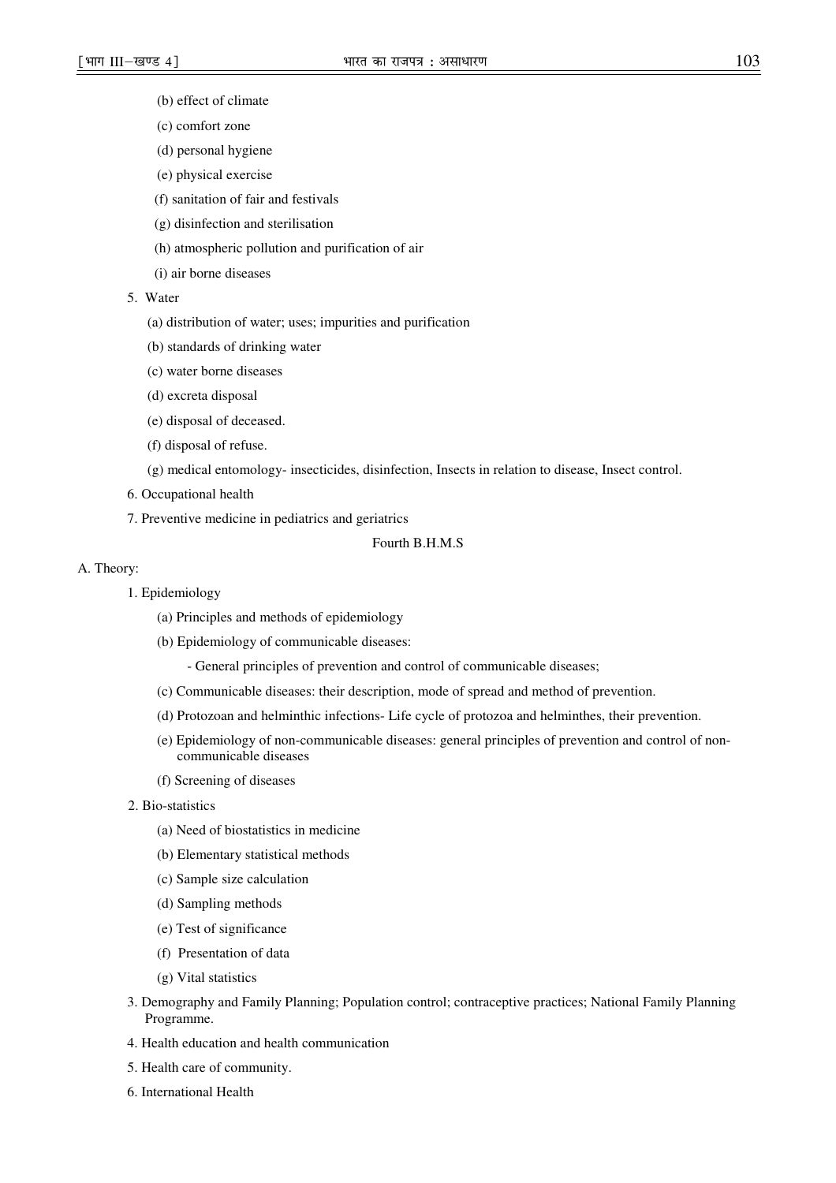(b) effect of climate

(c) comfort zone

(d) personal hygiene

(e) physical exercise

(f) sanitation of fair and festivals

(g) disinfection and sterilisation

(h) atmospheric pollution and purification of air

(i) air borne diseases

5. Water

   (a) distribution of water; uses; impurities and purification

   (b) standards of drinking water

   (c) water borne diseases

   (d) excreta disposal

   (e) disposal of deceased.

   (f) disposal of refuse.

   (g) medical entomology- insecticides, disinfection, Insects in relation to disease, Insect control.

6. Occupational health

7. Preventive medicine in pediatrics and geriatrics

## Fourth B.H.M.S

A. Theory:

1. Epidemiology

   (a) Principles and methods of epidemiology

   (b) Epidemiology of communicable diseases:

      - General principles of prevention and control of communicable diseases;

   (c) Communicable diseases: their description, mode of spread and method of prevention.

   (d) Protozoan and helminthic infections- Life cycle of protozoa and helminthes, their prevention.

   (e) Epidemiology of non-communicable diseases: general principles of prevention and control of non-communicable diseases

   (f) Screening of diseases

2. Bio-statistics

   (a) Need of biostatistics in medicine

   (b) Elementary statistical methods

   (c) Sample size calculation

   (d) Sampling methods

   (e) Test of significance

   (f) Presentation of data

   (g) Vital statistics

3. Demography and Family Planning; Population control; contraceptive practices; National Family Planning Programme.

4. Health education and health communication

5. Health care of community.

6. International Health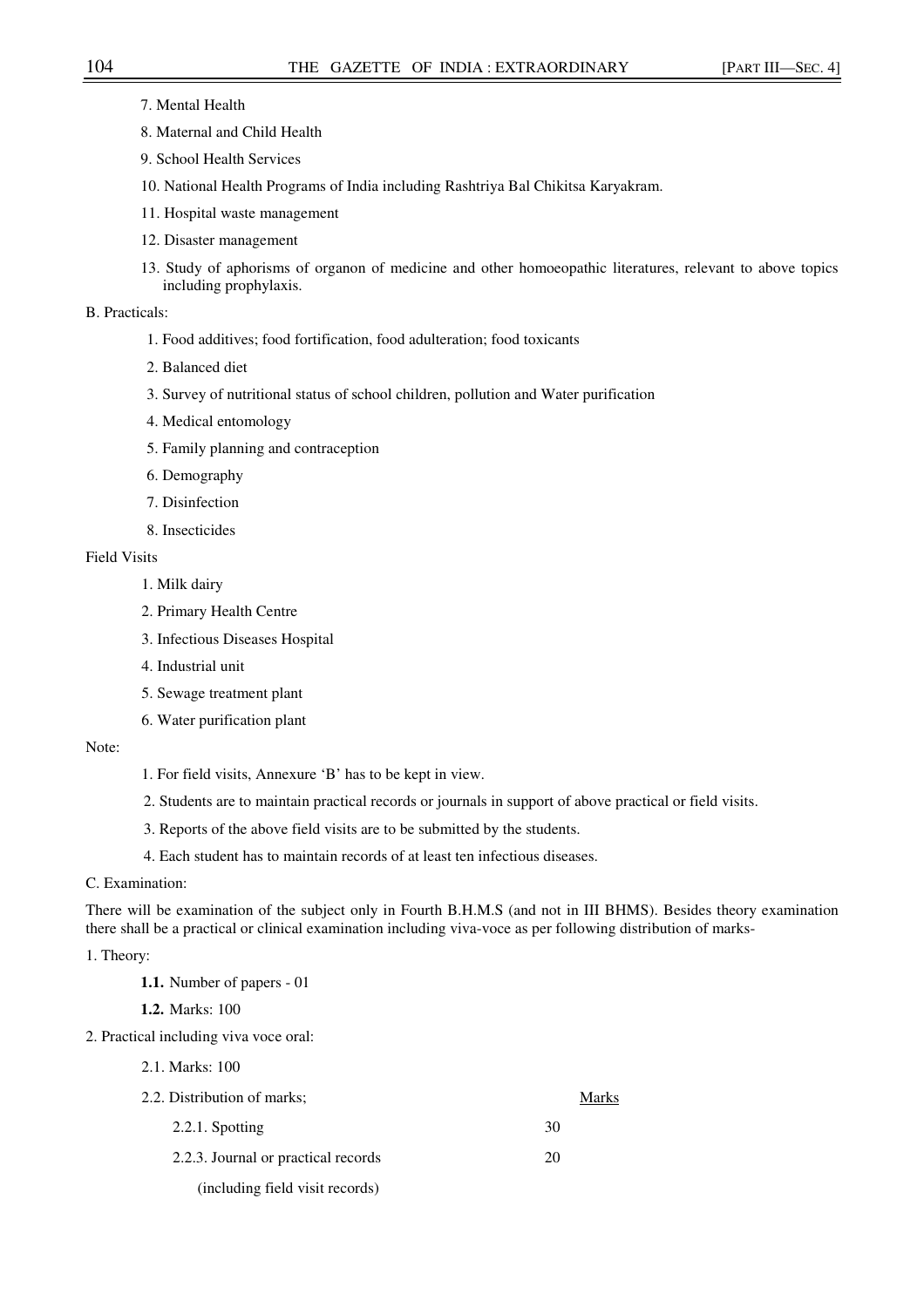7. Mental Health
8. Maternal and Child Health
9. School Health Services
10. National Health Programs of India including Rashtriya Bal Chikitsa Karyakram.
11. Hospital waste management
12. Disaster management
13. Study of aphorisms of organon of medicine and other homoeopathic literatures, relevant to above topics including prophylaxis.

B. Practicals:

1. Food additives; food fortification, food adulteration; food toxicants
2. Balanced diet
3. Survey of nutritional status of school children, pollution and Water purification
4. Medical entomology
5. Family planning and contraception
6. Demography
7. Disinfection
8. Insecticides

Field Visits

1. Milk dairy
2. Primary Health Centre
3. Infectious Diseases Hospital
4. Industrial unit
5. Sewage treatment plant
6. Water purification plant

Note:

1. For field visits, Annexure 'B' has to be kept in view.
2. Students are to maintain practical records or journals in support of above practical or field visits.
3. Reports of the above field visits are to be submitted by the students.
4. Each student has to maintain records of at least ten infectious diseases.

C. Examination:

There will be examination of the subject only in Fourth B.H.M.S (and not in III BHMS). Besides theory examination there shall be a practical or clinical examination including viva-voce as per following distribution of marks-

1. Theory:

**1.1.** Number of papers - 01

**1.2.** Marks: 100

2. Practical including viva voce oral:

2.1. Marks: 100

| 2.2. Distribution of marks; | Marks |
|---|---|
| 2.2.1. Spotting | 30 |
| 2.2.3. Journal or practical records (including field visit records) | 20 |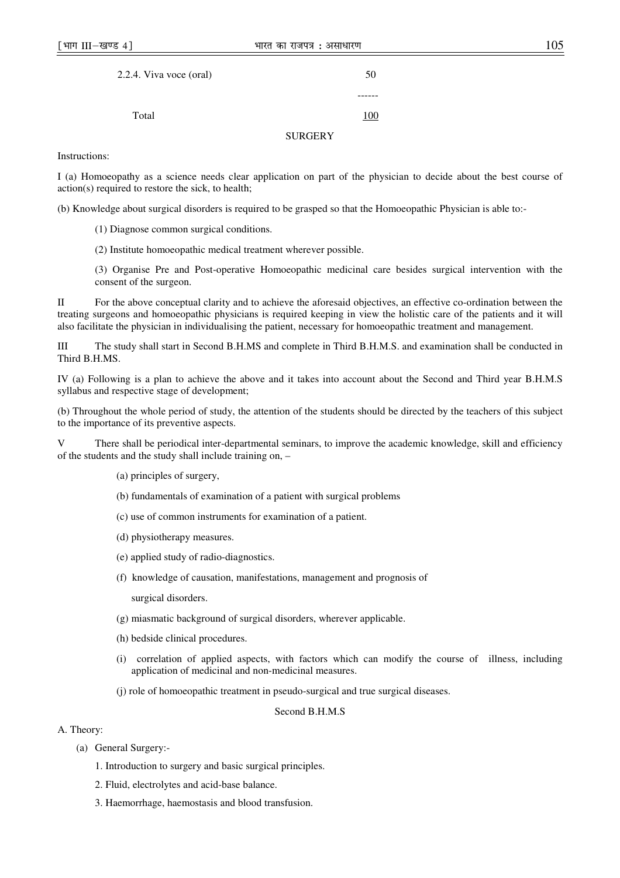| | |
|---|---|
| 2.2.4. Viva voce (oral) | 50 |
| Total | 100 |

## SURGERY

Instructions:

I (a) Homoeopathy as a science needs clear application on part of the physician to decide about the best course of action(s) required to restore the sick, to health;

(b) Knowledge about surgical disorders is required to be grasped so that the Homoeopathic Physician is able to:-

(1) Diagnose common surgical conditions.

(2) Institute homoeopathic medical treatment wherever possible.

(3) Organise Pre and Post-operative Homoeopathic medicinal care besides surgical intervention with the consent of the surgeon.

II For the above conceptual clarity and to achieve the aforesaid objectives, an effective co-ordination between the treating surgeons and homoeopathic physicians is required keeping in view the holistic care of the patients and it will also facilitate the physician in individualising the patient, necessary for homoeopathic treatment and management.

III The study shall start in Second B.H.MS and complete in Third B.H.M.S. and examination shall be conducted in Third B.H.MS.

IV (a) Following is a plan to achieve the above and it takes into account about the Second and Third year B.H.M.S syllabus and respective stage of development;

(b) Throughout the whole period of study, the attention of the students should be directed by the teachers of this subject to the importance of its preventive aspects.

V There shall be periodical inter-departmental seminars, to improve the academic knowledge, skill and efficiency of the students and the study shall include training on, –

(a) principles of surgery,

(b) fundamentals of examination of a patient with surgical problems

(c) use of common instruments for examination of a patient.

(d) physiotherapy measures.

(e) applied study of radio-diagnostics.

(f) knowledge of causation, manifestations, management and prognosis of surgical disorders.

(g) miasmatic background of surgical disorders, wherever applicable.

(h) bedside clinical procedures.

(i) correlation of applied aspects, with factors which can modify the course of illness, including application of medicinal and non-medicinal measures.

(j) role of homoeopathic treatment in pseudo-surgical and true surgical diseases.

### Second B.H.M.S

A. Theory:

(a) General Surgery:-

1. Introduction to surgery and basic surgical principles.

2. Fluid, electrolytes and acid-base balance.

3. Haemorrhage, haemostasis and blood transfusion.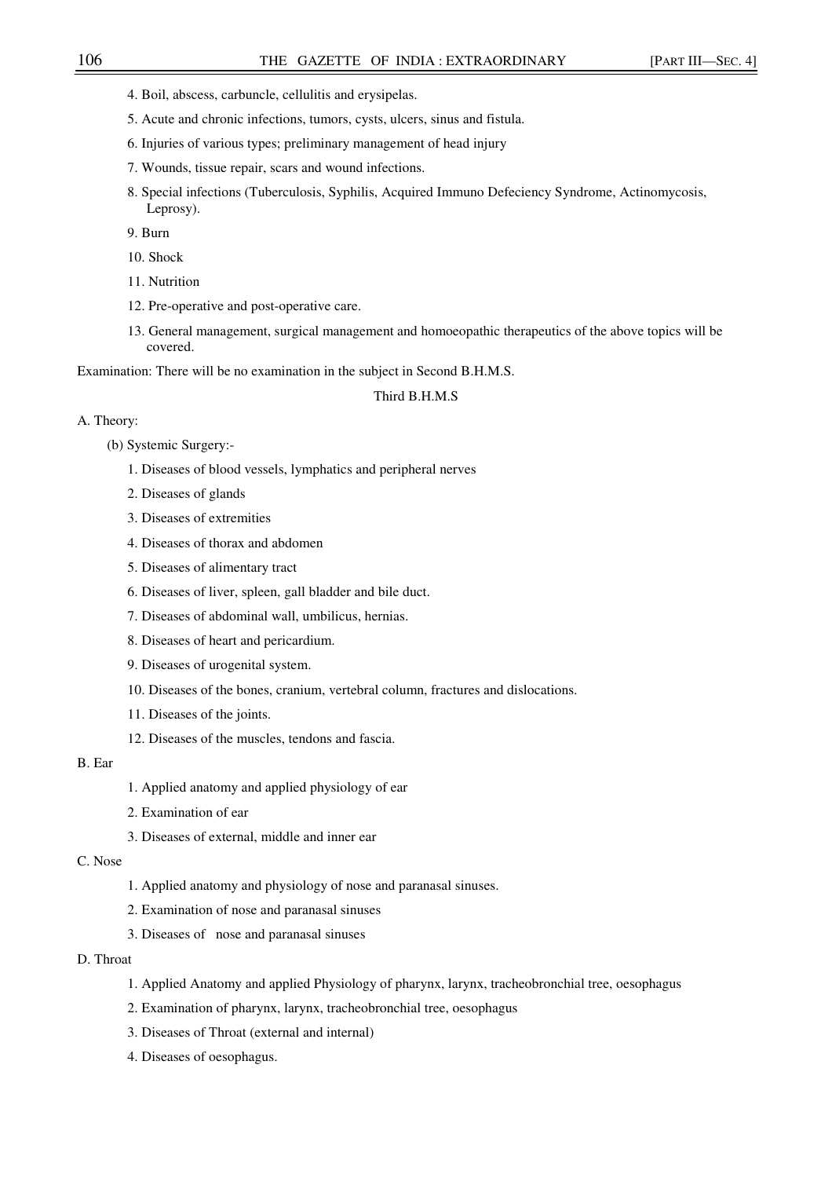4. Boil, abscess, carbuncle, cellulitis and erysipelas.
5. Acute and chronic infections, tumors, cysts, ulcers, sinus and fistula.
6. Injuries of various types; preliminary management of head injury
7. Wounds, tissue repair, scars and wound infections.
8. Special infections (Tuberculosis, Syphilis, Acquired Immuno Defeciency Syndrome, Actinomycosis, Leprosy).
9. Burn
10. Shock
11. Nutrition
12. Pre-operative and post-operative care.
13. General management, surgical management and homoeopathic therapeutics of the above topics will be covered.

Examination: There will be no examination in the subject in Second B.H.M.S.

### Third B.H.M.S

A. Theory:

(b) Systemic Surgery:-

1. Diseases of blood vessels, lymphatics and peripheral nerves
2. Diseases of glands
3. Diseases of extremities
4. Diseases of thorax and abdomen
5. Diseases of alimentary tract
6. Diseases of liver, spleen, gall bladder and bile duct.
7. Diseases of abdominal wall, umbilicus, hernias.
8. Diseases of heart and pericardium.
9. Diseases of urogenital system.
10. Diseases of the bones, cranium, vertebral column, fractures and dislocations.
11. Diseases of the joints.
12. Diseases of the muscles, tendons and fascia.

B. Ear

1. Applied anatomy and applied physiology of ear
2. Examination of ear
3. Diseases of external, middle and inner ear

C. Nose

1. Applied anatomy and physiology of nose and paranasal sinuses.
2. Examination of nose and paranasal sinuses
3. Diseases of nose and paranasal sinuses

D. Throat

1. Applied Anatomy and applied Physiology of pharynx, larynx, tracheobronchial tree, oesophagus
2. Examination of pharynx, larynx, tracheobronchial tree, oesophagus
3. Diseases of Throat (external and internal)
4. Diseases of oesophagus.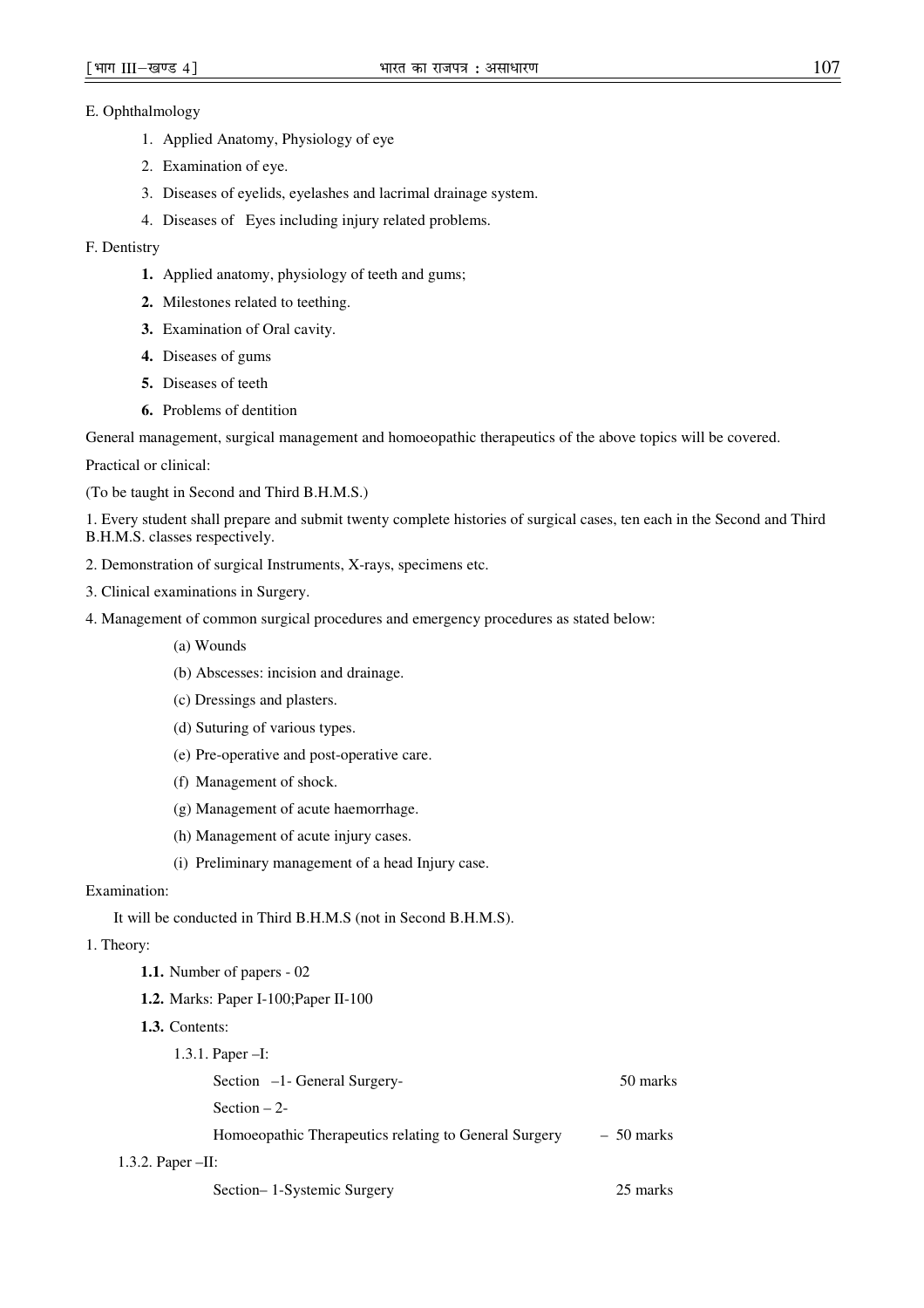E. Ophthalmology

1. Applied Anatomy, Physiology of eye
2. Examination of eye.
3. Diseases of eyelids, eyelashes and lacrimal drainage system.
4. Diseases of Eyes including injury related problems.

F. Dentistry

**1.** Applied anatomy, physiology of teeth and gums;

**2.** Milestones related to teething.

**3.** Examination of Oral cavity.

**4.** Diseases of gums

**5.** Diseases of teeth

**6.** Problems of dentition

General management, surgical management and homoeopathic therapeutics of the above topics will be covered.

Practical or clinical:

(To be taught in Second and Third B.H.M.S.)

1. Every student shall prepare and submit twenty complete histories of surgical cases, ten each in the Second and Third B.H.M.S. classes respectively.

2. Demonstration of surgical Instruments, X-rays, specimens etc.

3. Clinical examinations in Surgery.

4. Management of common surgical procedures and emergency procedures as stated below:

(a) Wounds

(b) Abscesses: incision and drainage.

(c) Dressings and plasters.

(d) Suturing of various types.

(e) Pre-operative and post-operative care.

(f) Management of shock.

(g) Management of acute haemorrhage.

(h) Management of acute injury cases.

(i) Preliminary management of a head Injury case.

Examination:

It will be conducted in Third B.H.M.S (not in Second B.H.M.S).

1. Theory:

**1.1.** Number of papers - 02

**1.2.** Marks: Paper I-100;Paper II-100

**1.3.** Contents:

1.3.1. Paper –I:

Section –1- General Surgery- 50 marks

Section – 2-

Homoeopathic Therapeutics relating to General Surgery – 50 marks

1.3.2. Paper –II:

Section– 1-Systemic Surgery 25 marks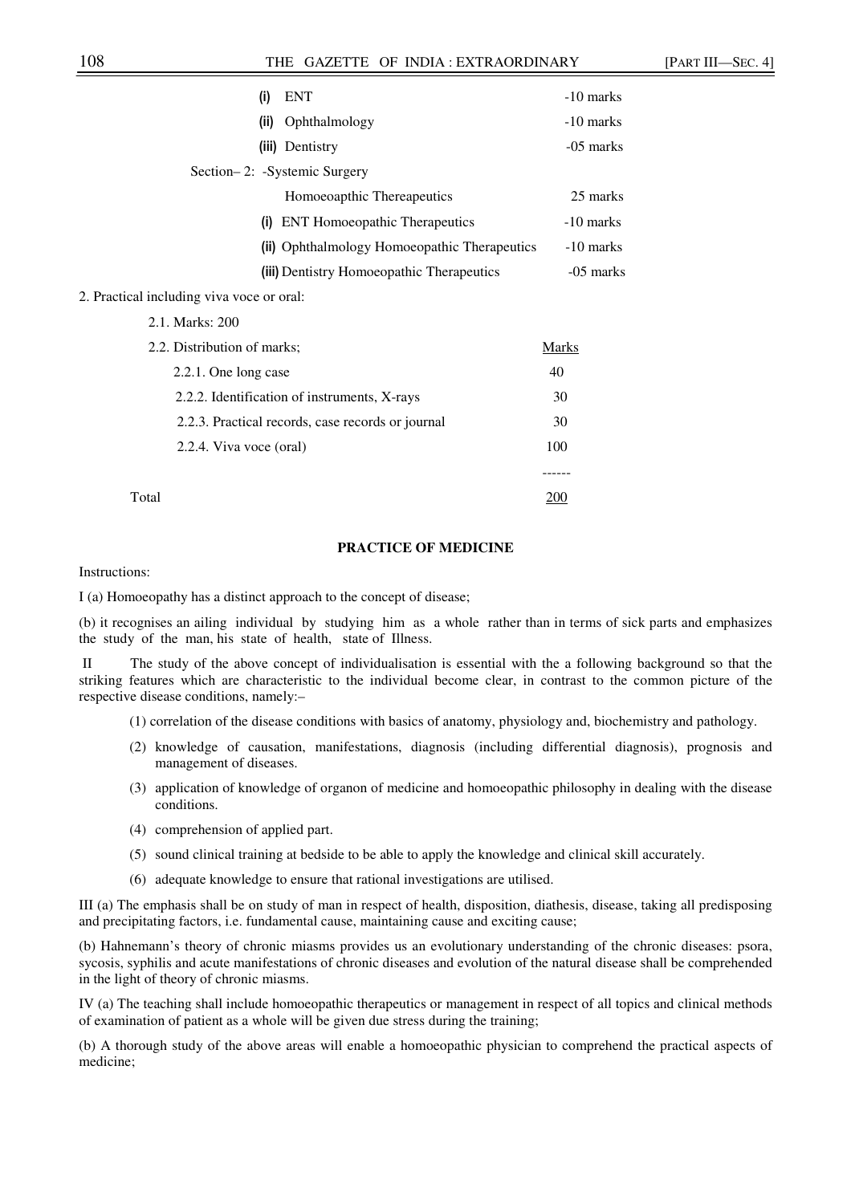(i) ENT -10 marks

(ii) Ophthalmology -10 marks

(iii) Dentistry -05 marks

Section– 2: -Systemic Surgery

Homoeoapthic Thereapeutics 25 marks

(i) ENT Homoeopathic Therapeutics -10 marks

(ii) Ophthalmology Homoeopathic Therapeutics -10 marks

(iii) Dentistry Homoeopathic Therapeutics -05 marks

2. Practical including viva voce or oral:

2.1. Marks: 200

| 2.2. Distribution of marks; | Marks |
|---|---|
| 2.2.1. One long case | 40 |
| 2.2.2. Identification of instruments, X-rays | 30 |
| 2.2.3. Practical records, case records or journal | 30 |
| 2.2.4. Viva voce (oral) | 100 |
| Total | 200 |

**PRACTICE OF MEDICINE**

Instructions:

I (a) Homoeopathy has a distinct approach to the concept of disease;

(b) it recognises an ailing individual by studying him as a whole rather than in terms of sick parts and emphasizes the study of the man, his state of health, state of Illness.

II The study of the above concept of individualisation is essential with the a following background so that the striking features which are characteristic to the individual become clear, in contrast to the common picture of the respective disease conditions, namely:–

(1) correlation of the disease conditions with basics of anatomy, physiology and, biochemistry and pathology.

(2) knowledge of causation, manifestations, diagnosis (including differential diagnosis), prognosis and management of diseases.

(3) application of knowledge of organon of medicine and homoeopathic philosophy in dealing with the disease conditions.

(4) comprehension of applied part.

(5) sound clinical training at bedside to be able to apply the knowledge and clinical skill accurately.

(6) adequate knowledge to ensure that rational investigations are utilised.

III (a) The emphasis shall be on study of man in respect of health, disposition, diathesis, disease, taking all predisposing and precipitating factors, i.e. fundamental cause, maintaining cause and exciting cause;

(b) Hahnemann's theory of chronic miasms provides us an evolutionary understanding of the chronic diseases: psora, sycosis, syphilis and acute manifestations of chronic diseases and evolution of the natural disease shall be comprehended in the light of theory of chronic miasms.

IV (a) The teaching shall include homoeopathic therapeutics or management in respect of all topics and clinical methods of examination of patient as a whole will be given due stress during the training;

(b) A thorough study of the above areas will enable a homoeopathic physician to comprehend the practical aspects of medicine;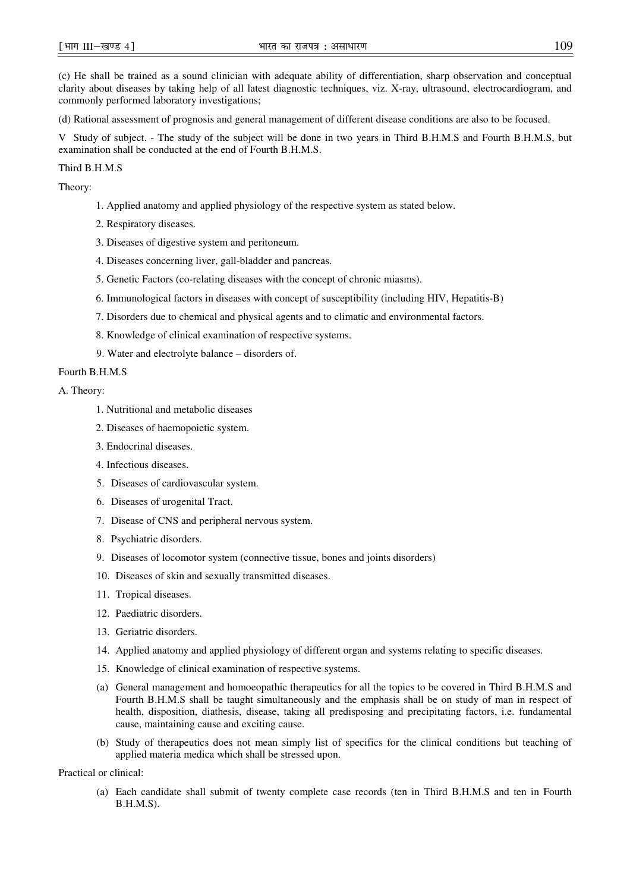(c) He shall be trained as a sound clinician with adequate ability of differentiation, sharp observation and conceptual clarity about diseases by taking help of all latest diagnostic techniques, viz. X-ray, ultrasound, electrocardiogram, and commonly performed laboratory investigations;

(d) Rational assessment of prognosis and general management of different disease conditions are also to be focused.

V Study of subject. - The study of the subject will be done in two years in Third B.H.M.S and Fourth B.H.M.S, but examination shall be conducted at the end of Fourth B.H.M.S.

Third B.H.M.S

Theory:

1. Applied anatomy and applied physiology of the respective system as stated below.
2. Respiratory diseases.
3. Diseases of digestive system and peritoneum.
4. Diseases concerning liver, gall-bladder and pancreas.
5. Genetic Factors (co-relating diseases with the concept of chronic miasms).
6. Immunological factors in diseases with concept of susceptibility (including HIV, Hepatitis-B)
7. Disorders due to chemical and physical agents and to climatic and environmental factors.
8. Knowledge of clinical examination of respective systems.
9. Water and electrolyte balance – disorders of.

Fourth B.H.M.S

A. Theory:

1. Nutritional and metabolic diseases
2. Diseases of haemopoietic system.
3. Endocrinal diseases.
4. Infectious diseases.
5. Diseases of cardiovascular system.
6. Diseases of urogenital Tract.
7. Disease of CNS and peripheral nervous system.
8. Psychiatric disorders.
9. Diseases of locomotor system (connective tissue, bones and joints disorders)
10. Diseases of skin and sexually transmitted diseases.
11. Tropical diseases.
12. Paediatric disorders.
13. Geriatric disorders.
14. Applied anatomy and applied physiology of different organ and systems relating to specific diseases.
15. Knowledge of clinical examination of respective systems.

(a) General management and homoeopathic therapeutics for all the topics to be covered in Third B.H.M.S and Fourth B.H.M.S shall be taught simultaneously and the emphasis shall be on study of man in respect of health, disposition, diathesis, disease, taking all predisposing and precipitating factors, i.e. fundamental cause, maintaining cause and exciting cause.

(b) Study of therapeutics does not mean simply list of specifics for the clinical conditions but teaching of applied materia medica which shall be stressed upon.

Practical or clinical:

(a) Each candidate shall submit of twenty complete case records (ten in Third B.H.M.S and ten in Fourth B.H.M.S).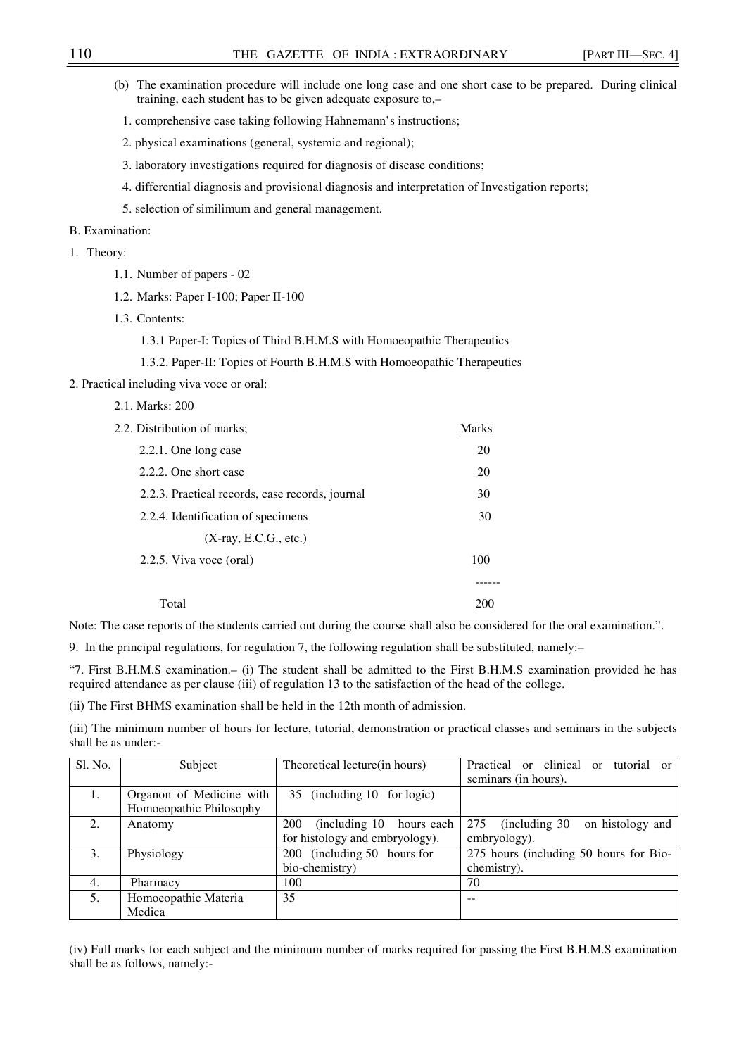(b) The examination procedure will include one long case and one short case to be prepared. During clinical training, each student has to be given adequate exposure to,–

1. comprehensive case taking following Hahnemann's instructions;
2. physical examinations (general, systemic and regional);
3. laboratory investigations required for diagnosis of disease conditions;
4. differential diagnosis and provisional diagnosis and interpretation of Investigation reports;
5. selection of similimum and general management.

B. Examination:

1. Theory:

1.1. Number of papers - 02

1.2. Marks: Paper I-100; Paper II-100

1.3. Contents:

1.3.1 Paper-I: Topics of Third B.H.M.S with Homoeopathic Therapeutics

1.3.2. Paper-II: Topics of Fourth B.H.M.S with Homoeopathic Therapeutics

2. Practical including viva voce or oral:

2.1. Marks: 200

| 2.2. Distribution of marks; | Marks |
|---|---|
| 2.2.1. One long case | 20 |
| 2.2.2. One short case | 20 |
| 2.2.3. Practical records, case records, journal | 30 |
| 2.2.4. Identification of specimens (X-ray, E.C.G., etc.) | 30 |
| 2.2.5. Viva voce (oral) | 100 |
| Total | 200 |

Note: The case reports of the students carried out during the course shall also be considered for the oral examination.".

9. In the principal regulations, for regulation 7, the following regulation shall be substituted, namely:–

"7. First B.H.M.S examination.– (i) The student shall be admitted to the First B.H.M.S examination provided he has required attendance as per clause (iii) of regulation 13 to the satisfaction of the head of the college.

(ii) The First BHMS examination shall be held in the 12th month of admission.

(iii) The minimum number of hours for lecture, tutorial, demonstration or practical classes and seminars in the subjects shall be as under:-

| Sl. No. | Subject | Theoretical lecture(in hours) | Practical or clinical or tutorial or seminars (in hours). |
|---|---|---|---|
| 1. | Organon of Medicine with Homoeopathic Philosophy | 35 (including 10 for logic) | |
| 2. | Anatomy | 200 (including 10 hours each for histology and embryology). | 275 (including 30 on histology and embryology). |
| 3. | Physiology | 200 (including 50 hours for bio-chemistry) | 275 hours (including 50 hours for Bio-chemistry). |
| 4. | Pharmacy | 100 | 70 |
| 5. | Homoeopathic Materia Medica | 35 | -- |

(iv) Full marks for each subject and the minimum number of marks required for passing the First B.H.M.S examination shall be as follows, namely:-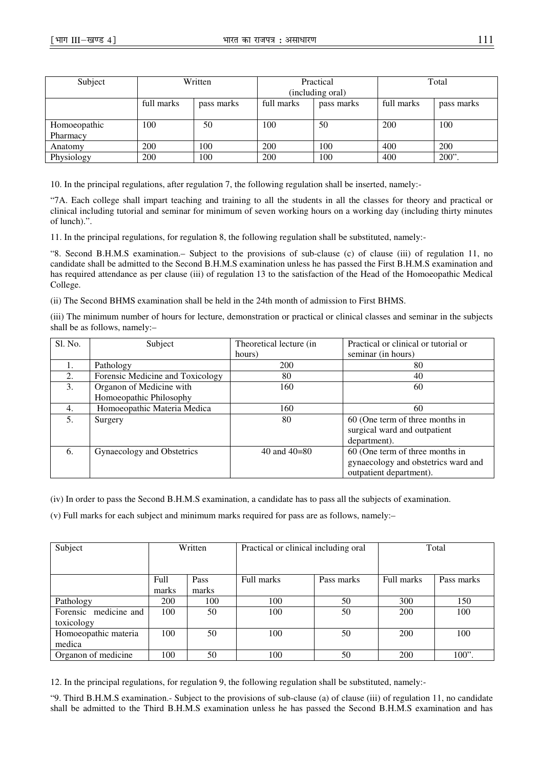| Subject | Written | | Practical (including oral) | | Total | |
|---|---|---|---|---|---|---|
| | full marks | pass marks | full marks | pass marks | full marks | pass marks |
| Homoeopathic Pharmacy | 100 | 50 | 100 | 50 | 200 | 100 |
| Anatomy | 200 | 100 | 200 | 100 | 400 | 200 |
| Physiology | 200 | 100 | 200 | 100 | 400 | 200”. |

10. In the principal regulations, after regulation 7, the following regulation shall be inserted, namely:-

“7A. Each college shall impart teaching and training to all the students in all the classes for theory and practical or clinical including tutorial and seminar for minimum of seven working hours on a working day (including thirty minutes of lunch).”.

11. In the principal regulations, for regulation 8, the following regulation shall be substituted, namely:-

“8. Second B.H.M.S examination.– Subject to the provisions of sub-clause (c) of clause (iii) of regulation 11, no candidate shall be admitted to the Second B.H.M.S examination unless he has passed the First B.H.M.S examination and has required attendance as per clause (iii) of regulation 13 to the satisfaction of the Head of the Homoeopathic Medical College.

(ii) The Second BHMS examination shall be held in the 24th month of admission to First BHMS.

(iii) The minimum number of hours for lecture, demonstration or practical or clinical classes and seminar in the subjects shall be as follows, namely:–

| Sl. No. | Subject | Theoretical lecture (in hours) | Practical or clinical or tutorial or seminar (in hours) |
|---|---|---|---|
| 1. | Pathology | 200 | 80 |
| 2. | Forensic Medicine and Toxicology | 80 | 40 |
| 3. | Organon of Medicine with Homoeopathic Philosophy | 160 | 60 |
| 4. | Homoeopathic Materia Medica | 160 | 60 |
| 5. | Surgery | 80 | 60 (One term of three months in surgical ward and outpatient department). |
| 6. | Gynaecology and Obstetrics | 40 and 40=80 | 60 (One term of three months in gynaecology and obstetrics ward and outpatient department). |

(iv) In order to pass the Second B.H.M.S examination, a candidate has to pass all the subjects of examination.

(v) Full marks for each subject and minimum marks required for pass are as follows, namely:–

| Subject | Written | | Practical or clinical including oral | | Total | |
|---|---|---|---|---|---|---|
| | Full marks | Pass marks | Full marks | Pass marks | Full marks | Pass marks |
| Pathology | 200 | 100 | 100 | 50 | 300 | 150 |
| Forensic medicine and toxicology | 100 | 50 | 100 | 50 | 200 | 100 |
| Homoeopathic materia medica | 100 | 50 | 100 | 50 | 200 | 100 |
| Organon of medicine | 100 | 50 | 100 | 50 | 200 | 100”. |

12. In the principal regulations, for regulation 9, the following regulation shall be substituted, namely:-

“9. Third B.H.M.S examination.- Subject to the provisions of sub-clause (a) of clause (iii) of regulation 11, no candidate shall be admitted to the Third B.H.M.S examination unless he has passed the Second B.H.M.S examination and has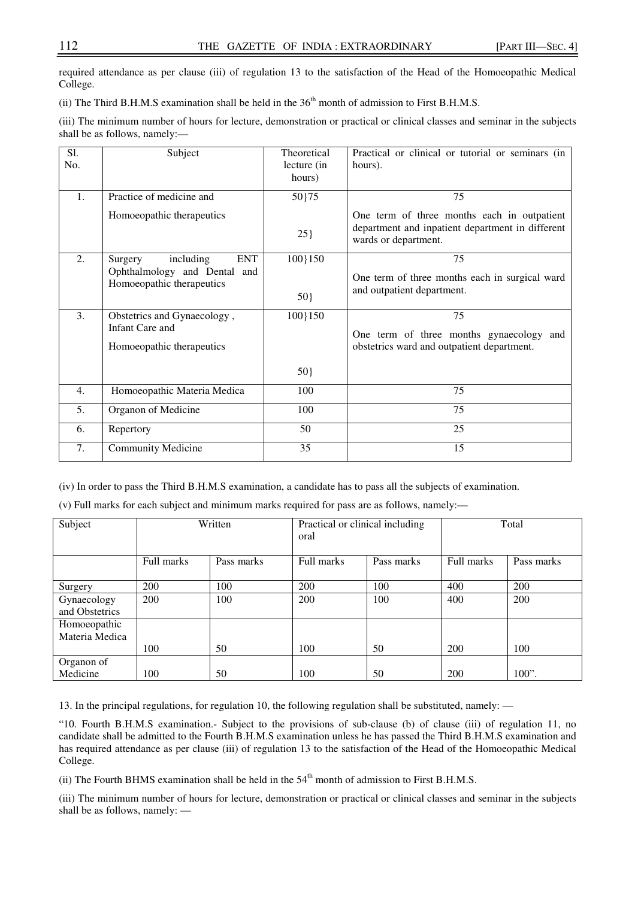required attendance as per clause (iii) of regulation 13 to the satisfaction of the Head of the Homoeopathic Medical College.

(ii) The Third B.H.M.S examination shall be held in the 36th month of admission to First B.H.M.S.

(iii) The minimum number of hours for lecture, demonstration or practical or clinical classes and seminar in the subjects shall be as follows, namely:—

| Sl. No. | Subject | Theoretical lecture (in hours) | Practical or clinical or tutorial or seminars (in hours). |
|---|---|---|---|
| 1. | Practice of medicine and Homoeopathic therapeutics | 50}75 25} | 75 One term of three months each in outpatient department and inpatient department in different wards or department. |
| 2. | Surgery including ENT Ophthalmology and Dental and Homoeopathic therapeutics | 100}150 50} | 75 One term of three months each in surgical ward and outpatient department. |
| 3. | Obstetrics and Gynaecology , Infant Care and Homoeopathic therapeutics | 100}150 50} | 75 One term of three months gynaecology and obstetrics ward and outpatient department. |
| 4. | Homoeopathic Materia Medica | 100 | 75 |
| 5. | Organon of Medicine | 100 | 75 |
| 6. | Repertory | 50 | 25 |
| 7. | Community Medicine | 35 | 15 |

(iv) In order to pass the Third B.H.M.S examination, a candidate has to pass all the subjects of examination.

(v) Full marks for each subject and minimum marks required for pass are as follows, namely:—

| Subject | Written | | Practical or clinical including oral | | Total | |
|---|---|---|---|---|---|---|
| | Full marks | Pass marks | Full marks | Pass marks | Full marks | Pass marks |
| Surgery | 200 | 100 | 200 | 100 | 400 | 200 |
| Gynaecology and Obstetrics | 200 | 100 | 200 | 100 | 400 | 200 |
| Homoeopathic Materia Medica | 100 | 50 | 100 | 50 | 200 | 100 |
| Organon of Medicine | 100 | 50 | 100 | 50 | 200 | 100". |

13. In the principal regulations, for regulation 10, the following regulation shall be substituted, namely: —

"10. Fourth B.H.M.S examination.- Subject to the provisions of sub-clause (b) of clause (iii) of regulation 11, no candidate shall be admitted to the Fourth B.H.M.S examination unless he has passed the Third B.H.M.S examination and has required attendance as per clause (iii) of regulation 13 to the satisfaction of the Head of the Homoeopathic Medical College.

(ii) The Fourth BHMS examination shall be held in the 54th month of admission to First B.H.M.S.

(iii) The minimum number of hours for lecture, demonstration or practical or clinical classes and seminar in the subjects shall be as follows, namely: —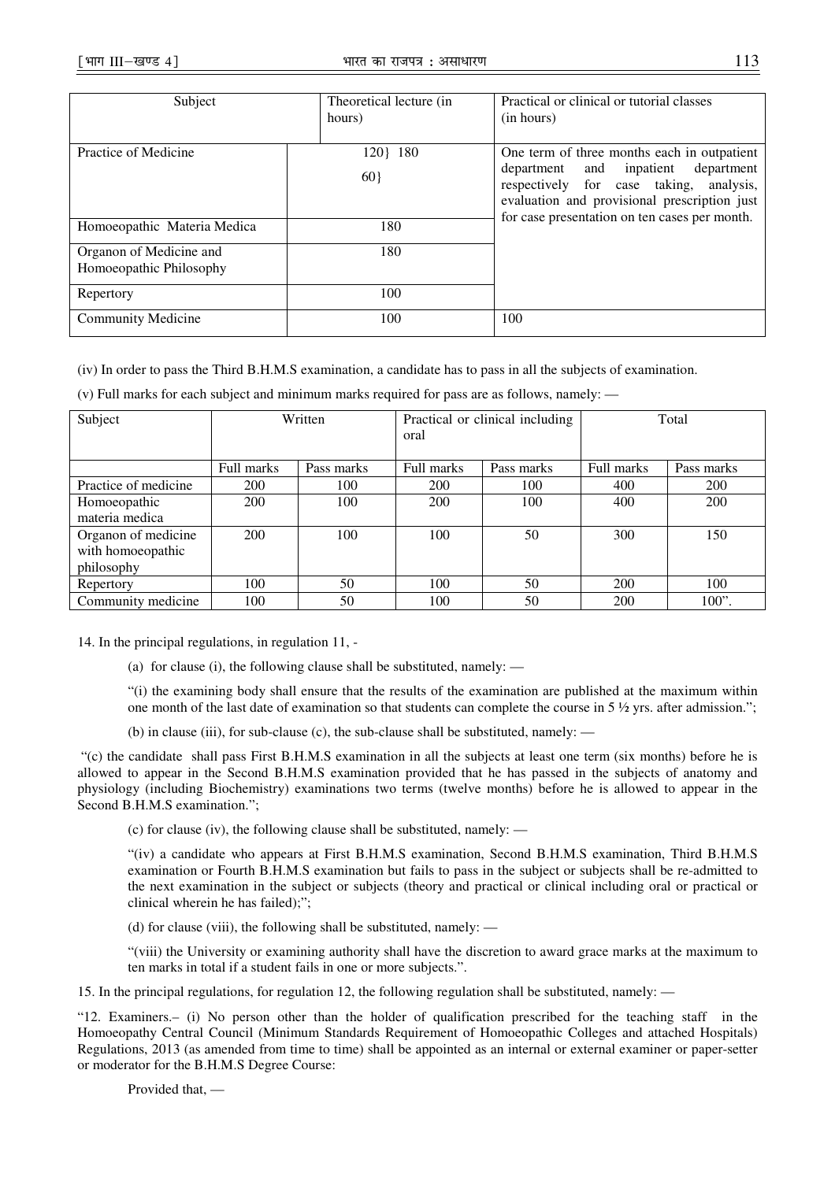| Subject | Theoretical lecture (in hours) | Practical or clinical or tutorial classes (in hours) |
|---|---|---|
| Practice of Medicine | 120} 180<br>60} | One term of three months each in outpatient department and inpatient department respectively for case taking, analysis, evaluation and provisional prescription just for case presentation on ten cases per month. |
| Homoeopathic Materia Medica | 180 | |
| Organon of Medicine and Homoeopathic Philosophy | 180 | |
| Repertory | 100 | |
| Community Medicine | 100 | 100 |

(iv) In order to pass the Third B.H.M.S examination, a candidate has to pass in all the subjects of examination.

(v) Full marks for each subject and minimum marks required for pass are as follows, namely: —

| Subject | Written | | Practical or clinical including oral | | Total | |
|---|---|---|---|---|---|---|
| | Full marks | Pass marks | Full marks | Pass marks | Full marks | Pass marks |
| Practice of medicine | 200 | 100 | 200 | 100 | 400 | 200 |
| Homoeopathic materia medica | 200 | 100 | 200 | 100 | 400 | 200 |
| Organon of medicine with homoeopathic philosophy | 200 | 100 | 100 | 50 | 300 | 150 |
| Repertory | 100 | 50 | 100 | 50 | 200 | 100 |
| Community medicine | 100 | 50 | 100 | 50 | 200 | 100". |

14. In the principal regulations, in regulation 11, -

(a) for clause (i), the following clause shall be substituted, namely: —

"(i) the examining body shall ensure that the results of the examination are published at the maximum within one month of the last date of examination so that students can complete the course in 5 ½ yrs. after admission.";

(b) in clause (iii), for sub-clause (c), the sub-clause shall be substituted, namely: —

"(c) the candidate shall pass First B.H.M.S examination in all the subjects at least one term (six months) before he is allowed to appear in the Second B.H.M.S examination provided that he has passed in the subjects of anatomy and physiology (including Biochemistry) examinations two terms (twelve months) before he is allowed to appear in the Second B.H.M.S examination.";

(c) for clause (iv), the following clause shall be substituted, namely: —

"(iv) a candidate who appears at First B.H.M.S examination, Second B.H.M.S examination, Third B.H.M.S examination or Fourth B.H.M.S examination but fails to pass in the subject or subjects shall be re-admitted to the next examination in the subject or subjects (theory and practical or clinical including oral or practical or clinical wherein he has failed);";

(d) for clause (viii), the following shall be substituted, namely: —

"(viii) the University or examining authority shall have the discretion to award grace marks at the maximum to ten marks in total if a student fails in one or more subjects.".

15. In the principal regulations, for regulation 12, the following regulation shall be substituted, namely: —

"12. Examiners.– (i) No person other than the holder of qualification prescribed for the teaching staff in the Homoeopathy Central Council (Minimum Standards Requirement of Homoeopathic Colleges and attached Hospitals) Regulations, 2013 (as amended from time to time) shall be appointed as an internal or external examiner or paper-setter or moderator for the B.H.M.S Degree Course:

Provided that, —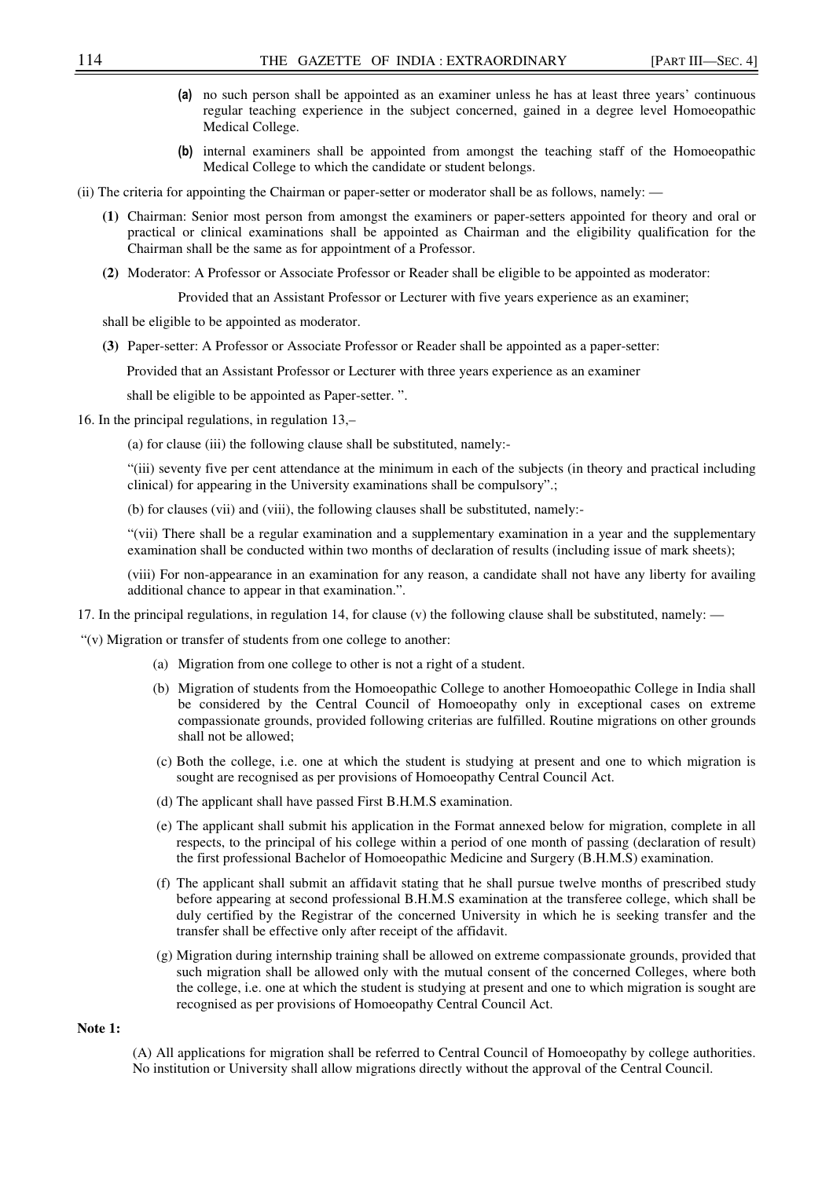(a) no such person shall be appointed as an examiner unless he has at least three years' continuous regular teaching experience in the subject concerned, gained in a degree level Homoeopathic Medical College.

(b) internal examiners shall be appointed from amongst the teaching staff of the Homoeopathic Medical College to which the candidate or student belongs.

(ii) The criteria for appointing the Chairman or paper-setter or moderator shall be as follows, namely: —

**(1)** Chairman: Senior most person from amongst the examiners or paper-setters appointed for theory and oral or practical or clinical examinations shall be appointed as Chairman and the eligibility qualification for the Chairman shall be the same as for appointment of a Professor.

**(2)** Moderator: A Professor or Associate Professor or Reader shall be eligible to be appointed as moderator:

Provided that an Assistant Professor or Lecturer with five years experience as an examiner;

shall be eligible to be appointed as moderator.

**(3)** Paper-setter: A Professor or Associate Professor or Reader shall be appointed as a paper-setter:

Provided that an Assistant Professor or Lecturer with three years experience as an examiner

shall be eligible to be appointed as Paper-setter. ".

16. In the principal regulations, in regulation 13,–

(a) for clause (iii) the following clause shall be substituted, namely:-

"(iii) seventy five per cent attendance at the minimum in each of the subjects (in theory and practical including clinical) for appearing in the University examinations shall be compulsory".;

(b) for clauses (vii) and (viii), the following clauses shall be substituted, namely:-

"(vii) There shall be a regular examination and a supplementary examination in a year and the supplementary examination shall be conducted within two months of declaration of results (including issue of mark sheets);

(viii) For non-appearance in an examination for any reason, a candidate shall not have any liberty for availing additional chance to appear in that examination.".

17. In the principal regulations, in regulation 14, for clause (v) the following clause shall be substituted, namely: —

"(v) Migration or transfer of students from one college to another:

(a) Migration from one college to other is not a right of a student.

(b) Migration of students from the Homoeopathic College to another Homoeopathic College in India shall be considered by the Central Council of Homoeopathy only in exceptional cases on extreme compassionate grounds, provided following criterias are fulfilled. Routine migrations on other grounds shall not be allowed;

(c) Both the college, i.e. one at which the student is studying at present and one to which migration is sought are recognised as per provisions of Homoeopathy Central Council Act.

(d) The applicant shall have passed First B.H.M.S examination.

(e) The applicant shall submit his application in the Format annexed below for migration, complete in all respects, to the principal of his college within a period of one month of passing (declaration of result) the first professional Bachelor of Homoeopathic Medicine and Surgery (B.H.M.S) examination.

(f) The applicant shall submit an affidavit stating that he shall pursue twelve months of prescribed study before appearing at second professional B.H.M.S examination at the transferee college, which shall be duly certified by the Registrar of the concerned University in which he is seeking transfer and the transfer shall be effective only after receipt of the affidavit.

(g) Migration during internship training shall be allowed on extreme compassionate grounds, provided that such migration shall be allowed only with the mutual consent of the concerned Colleges, where both the college, i.e. one at which the student is studying at present and one to which migration is sought are recognised as per provisions of Homoeopathy Central Council Act.

**Note 1:**

(A) All applications for migration shall be referred to Central Council of Homoeopathy by college authorities. No institution or University shall allow migrations directly without the approval of the Central Council.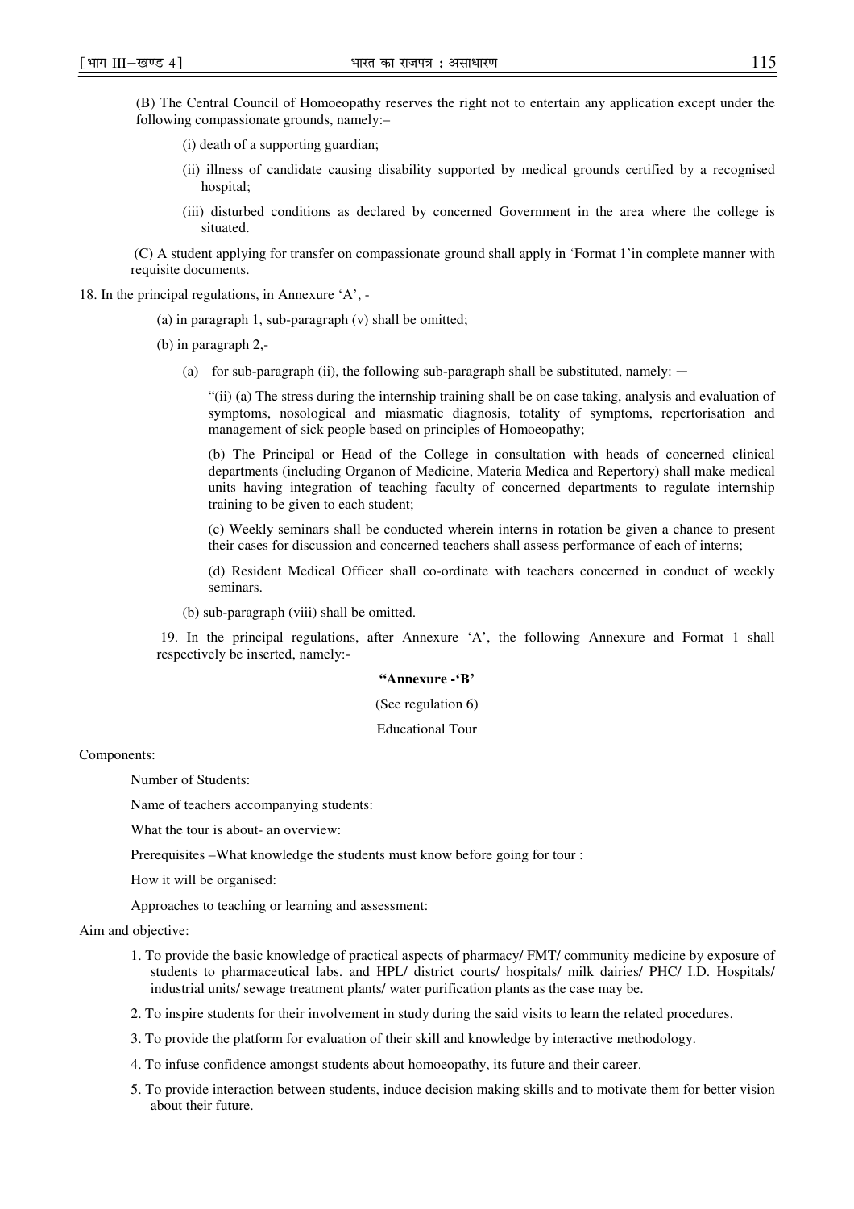(B) The Central Council of Homoeopathy reserves the right not to entertain any application except under the following compassionate grounds, namely:–

(i) death of a supporting guardian;

(ii) illness of candidate causing disability supported by medical grounds certified by a recognised hospital;

(iii) disturbed conditions as declared by concerned Government in the area where the college is situated.

(C) A student applying for transfer on compassionate ground shall apply in 'Format 1'in complete manner with requisite documents.

18. In the principal regulations, in Annexure 'A', -

(a) in paragraph 1, sub-paragraph (v) shall be omitted;

(b) in paragraph 2,-

(a) for sub-paragraph (ii), the following sub-paragraph shall be substituted, namely: —

"(ii) (a) The stress during the internship training shall be on case taking, analysis and evaluation of symptoms, nosological and miasmatic diagnosis, totality of symptoms, repertorisation and management of sick people based on principles of Homoeopathy;

(b) The Principal or Head of the College in consultation with heads of concerned clinical departments (including Organon of Medicine, Materia Medica and Repertory) shall make medical units having integration of teaching faculty of concerned departments to regulate internship training to be given to each student;

(c) Weekly seminars shall be conducted wherein interns in rotation be given a chance to present their cases for discussion and concerned teachers shall assess performance of each of interns;

(d) Resident Medical Officer shall co-ordinate with teachers concerned in conduct of weekly seminars.

(b) sub-paragraph (viii) shall be omitted.

19. In the principal regulations, after Annexure 'A', the following Annexure and Format 1 shall respectively be inserted, namely:-

**"Annexure -'B'**

(See regulation 6)

Educational Tour

Components:

Number of Students:

Name of teachers accompanying students:

What the tour is about- an overview:

Prerequisites –What knowledge the students must know before going for tour :

How it will be organised:

Approaches to teaching or learning and assessment:

Aim and objective:

1. To provide the basic knowledge of practical aspects of pharmacy/ FMT/ community medicine by exposure of students to pharmaceutical labs. and HPL/ district courts/ hospitals/ milk dairies/ PHC/ I.D. Hospitals/ industrial units/ sewage treatment plants/ water purification plants as the case may be.
2. To inspire students for their involvement in study during the said visits to learn the related procedures.
3. To provide the platform for evaluation of their skill and knowledge by interactive methodology.
4. To infuse confidence amongst students about homoeopathy, its future and their career.
5. To provide interaction between students, induce decision making skills and to motivate them for better vision about their future.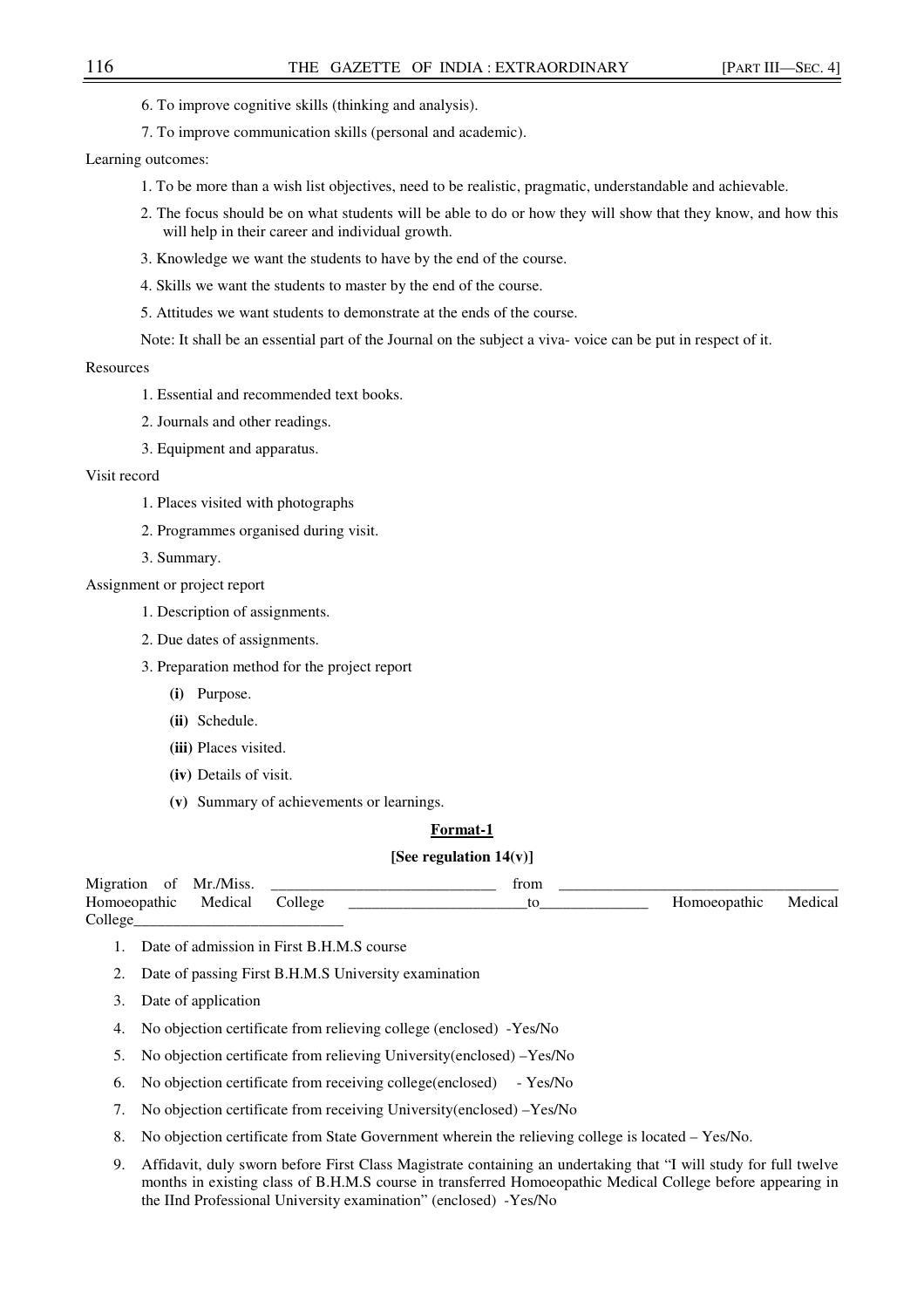6. To improve cognitive skills (thinking and analysis).

7. To improve communication skills (personal and academic).

Learning outcomes:

1. To be more than a wish list objectives, need to be realistic, pragmatic, understandable and achievable.
2. The focus should be on what students will be able to do or how they will show that they know, and how this will help in their career and individual growth.
3. Knowledge we want the students to have by the end of the course.
4. Skills we want the students to master by the end of the course.
5. Attitudes we want students to demonstrate at the ends of the course.

Note: It shall be an essential part of the Journal on the subject a viva- voice can be put in respect of it.

Resources

1. Essential and recommended text books.
2. Journals and other readings.
3. Equipment and apparatus.

Visit record

1. Places visited with photographs
2. Programmes organised during visit.
3. Summary.

Assignment or project report

1. Description of assignments.
2. Due dates of assignments.
3. Preparation method for the project report
   - **(i)** Purpose.
   - **(ii)** Schedule.
   - **(iii)** Places visited.
   - **(iv)** Details of visit.
   - **(v)** Summary of achievements or learnings.

**Format-1**

**[See regulation 14(v)]**

Migration of Mr./Miss. ____________________________ from ___________________________________ Homoeopathic Medical College ______________________to______________ Homoeopathic Medical College__________________________

1. Date of admission in First B.H.M.S course
2. Date of passing First B.H.M.S University examination
3. Date of application
4. No objection certificate from relieving college (enclosed) -Yes/No
5. No objection certificate from relieving University(enclosed) –Yes/No
6. No objection certificate from receiving college(enclosed) - Yes/No
7. No objection certificate from receiving University(enclosed) –Yes/No
8. No objection certificate from State Government wherein the relieving college is located – Yes/No.
9. Affidavit, duly sworn before First Class Magistrate containing an undertaking that "I will study for full twelve months in existing class of B.H.M.S course in transferred Homoeopathic Medical College before appearing in the IInd Professional University examination" (enclosed) -Yes/No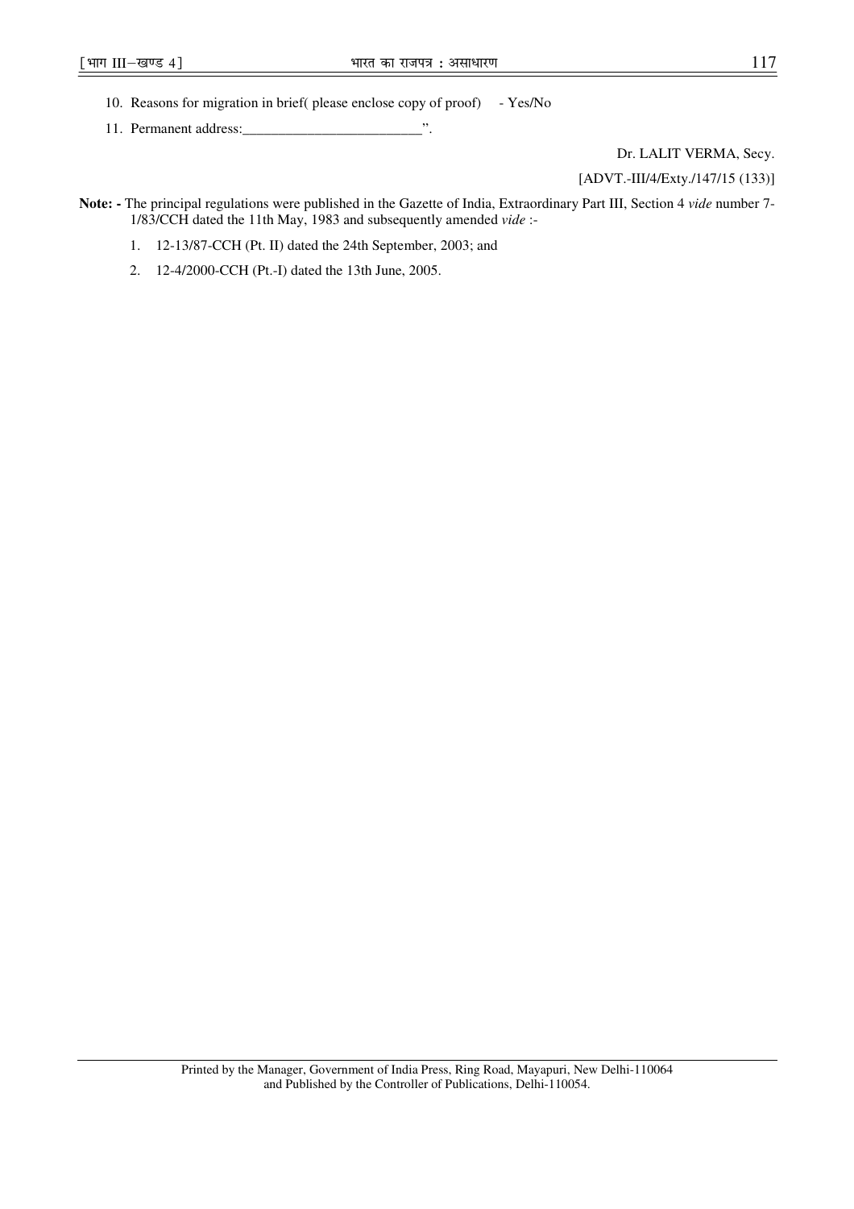10. Reasons for migration in brief( please enclose copy of proof) - Yes/No

11. Permanent address:_________________________".

Dr. LALIT VERMA, Secy.

[ADVT.-III/4/Exty./147/15 (133)]

**Note: -** The principal regulations were published in the Gazette of India, Extraordinary Part III, Section 4 *vide* number 7-1/83/CCH dated the 11th May, 1983 and subsequently amended *vide* :-

1. 12-13/87-CCH (Pt. II) dated the 24th September, 2003; and
2. 12-4/2000-CCH (Pt.-I) dated the 13th June, 2005.

Printed by the Manager, Government of India Press, Ring Road, Mayapuri, New Delhi-110064 and Published by the Controller of Publications, Delhi-110054.